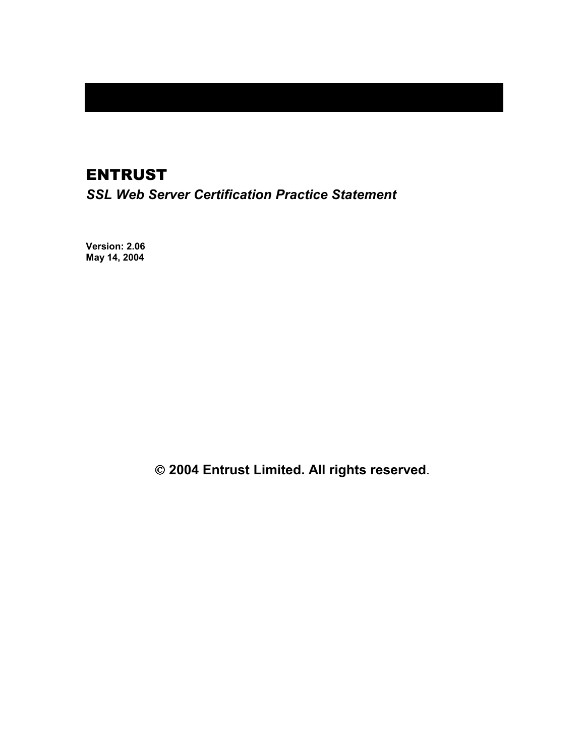# ENTRUST

## *SSL Web Server Certification Practice Statement*

**Version: 2.06**
**May 14, 2004**

**© 2004 Entrust Limited. All rights reserved**.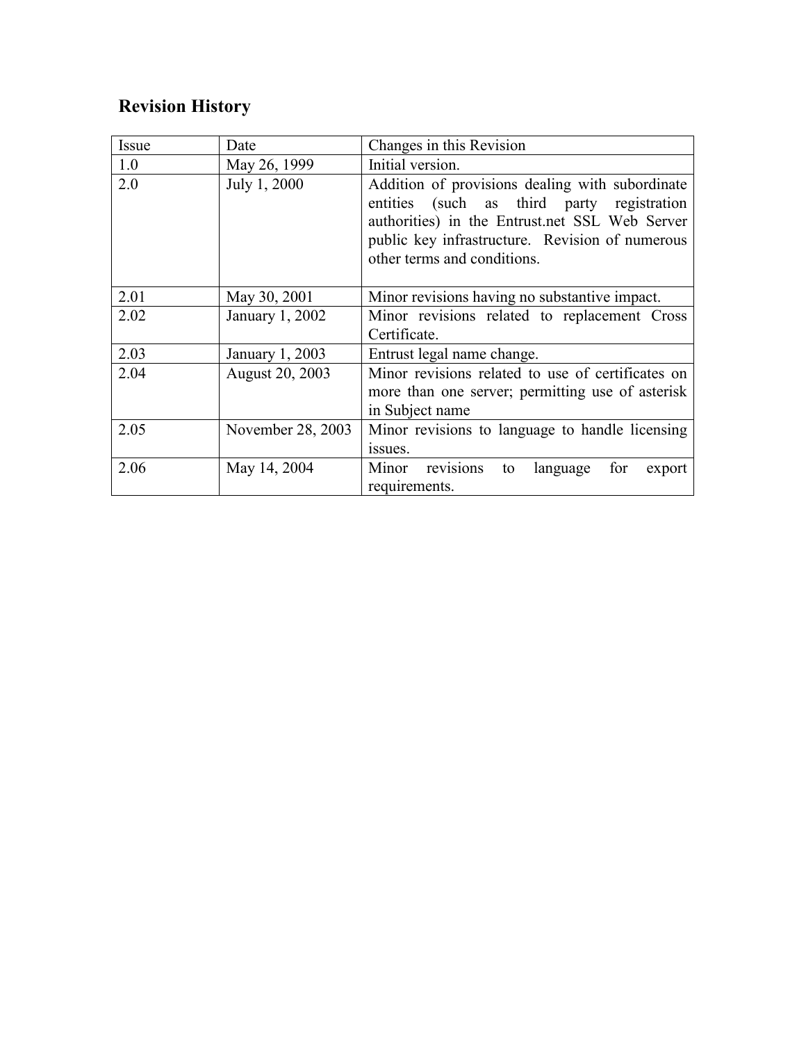## Revision History

| Issue | Date | Changes in this Revision |
|---|---|---|
| 1.0 | May 26, 1999 | Initial version. |
| 2.0 | July 1, 2000 | Addition of provisions dealing with subordinate entities (such as third party registration authorities) in the Entrust.net SSL Web Server public key infrastructure. Revision of numerous other terms and conditions. |
| 2.01 | May 30, 2001 | Minor revisions having no substantive impact. |
| 2.02 | January 1, 2002 | Minor revisions related to replacement Cross Certificate. |
| 2.03 | January 1, 2003 | Entrust legal name change. |
| 2.04 | August 20, 2003 | Minor revisions related to use of certificates on more than one server; permitting use of asterisk in Subject name |
| 2.05 | November 28, 2003 | Minor revisions to language to handle licensing issues. |
| 2.06 | May 14, 2004 | Minor revisions to language for export requirements. |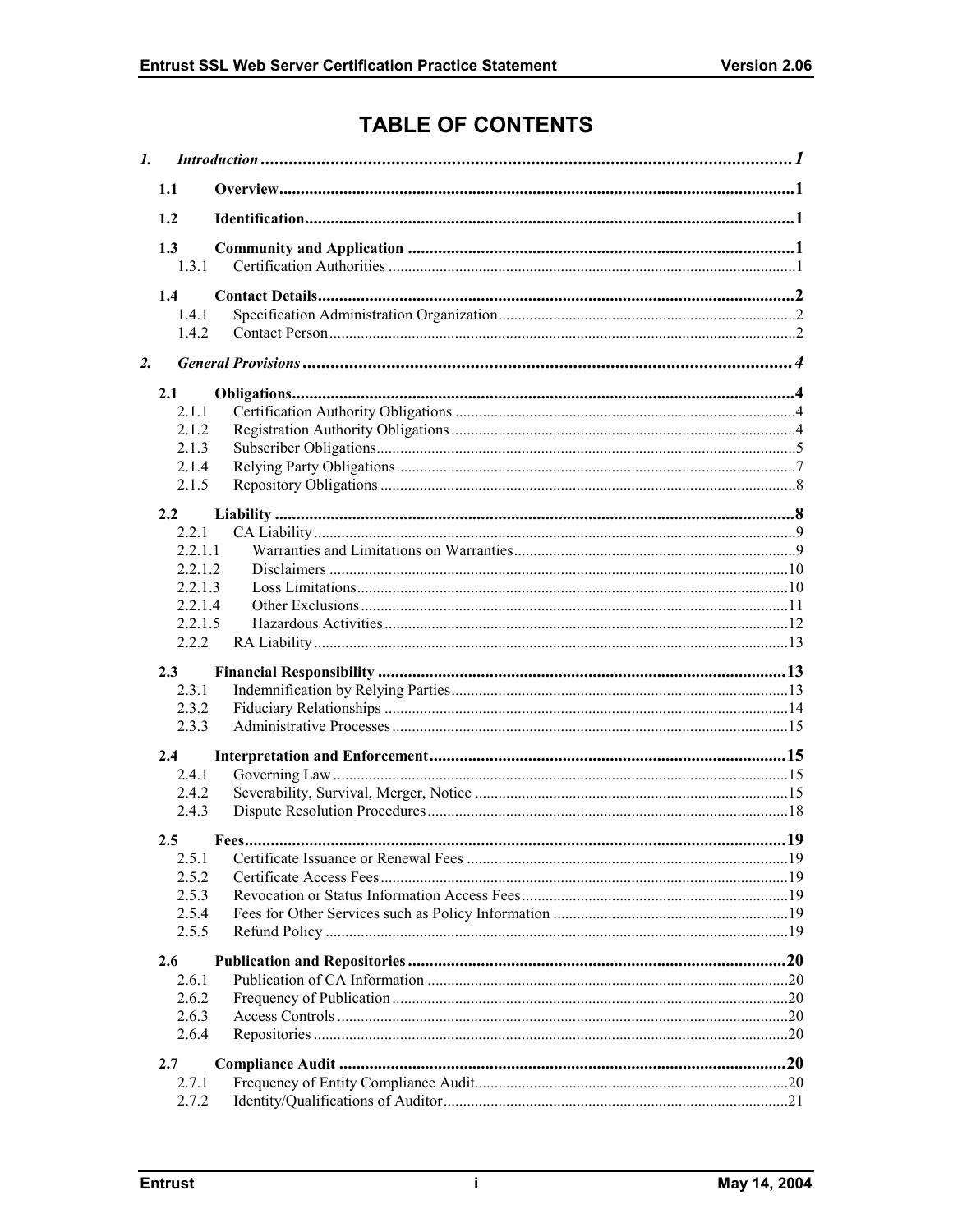# TABLE OF CONTENTS

1. *Introduction* ..... 1
   - 1.1 Overview ..... 1
   - 1.2 Identification ..... 1
   - 1.3 Community and Application ..... 1
     - 1.3.1 Certification Authorities ..... 1
   - 1.4 Contact Details ..... 2
     - 1.4.1 Specification Administration Organization ..... 2
     - 1.4.2 Contact Person ..... 2
2. *General Provisions* ..... 4
   - 2.1 Obligations ..... 4
     - 2.1.1 Certification Authority Obligations ..... 4
     - 2.1.2 Registration Authority Obligations ..... 4
     - 2.1.3 Subscriber Obligations ..... 5
     - 2.1.4 Relying Party Obligations ..... 7
     - 2.1.5 Repository Obligations ..... 8
   - 2.2 Liability ..... 8
     - 2.2.1 CA Liability ..... 9
       - 2.2.1.1 Warranties and Limitations on Warranties ..... 9
       - 2.2.1.2 Disclaimers ..... 10
       - 2.2.1.3 Loss Limitations ..... 10
       - 2.2.1.4 Other Exclusions ..... 11
       - 2.2.1.5 Hazardous Activities ..... 12
     - 2.2.2 RA Liability ..... 13
   - 2.3 Financial Responsibility ..... 13
     - 2.3.1 Indemnification by Relying Parties ..... 13
     - 2.3.2 Fiduciary Relationships ..... 14
     - 2.3.3 Administrative Processes ..... 15
   - 2.4 Interpretation and Enforcement ..... 15
     - 2.4.1 Governing Law ..... 15
     - 2.4.2 Severability, Survival, Merger, Notice ..... 15
     - 2.4.3 Dispute Resolution Procedures ..... 18
   - 2.5 Fees ..... 19
     - 2.5.1 Certificate Issuance or Renewal Fees ..... 19
     - 2.5.2 Certificate Access Fees ..... 19
     - 2.5.3 Revocation or Status Information Access Fees ..... 19
     - 2.5.4 Fees for Other Services such as Policy Information ..... 19
     - 2.5.5 Refund Policy ..... 19
   - 2.6 Publication and Repositories ..... 20
     - 2.6.1 Publication of CA Information ..... 20
     - 2.6.2 Frequency of Publication ..... 20
     - 2.6.3 Access Controls ..... 20
     - 2.6.4 Repositories ..... 20
   - 2.7 Compliance Audit ..... 20
     - 2.7.1 Frequency of Entity Compliance Audit ..... 20
     - 2.7.2 Identity/Qualifications of Auditor ..... 21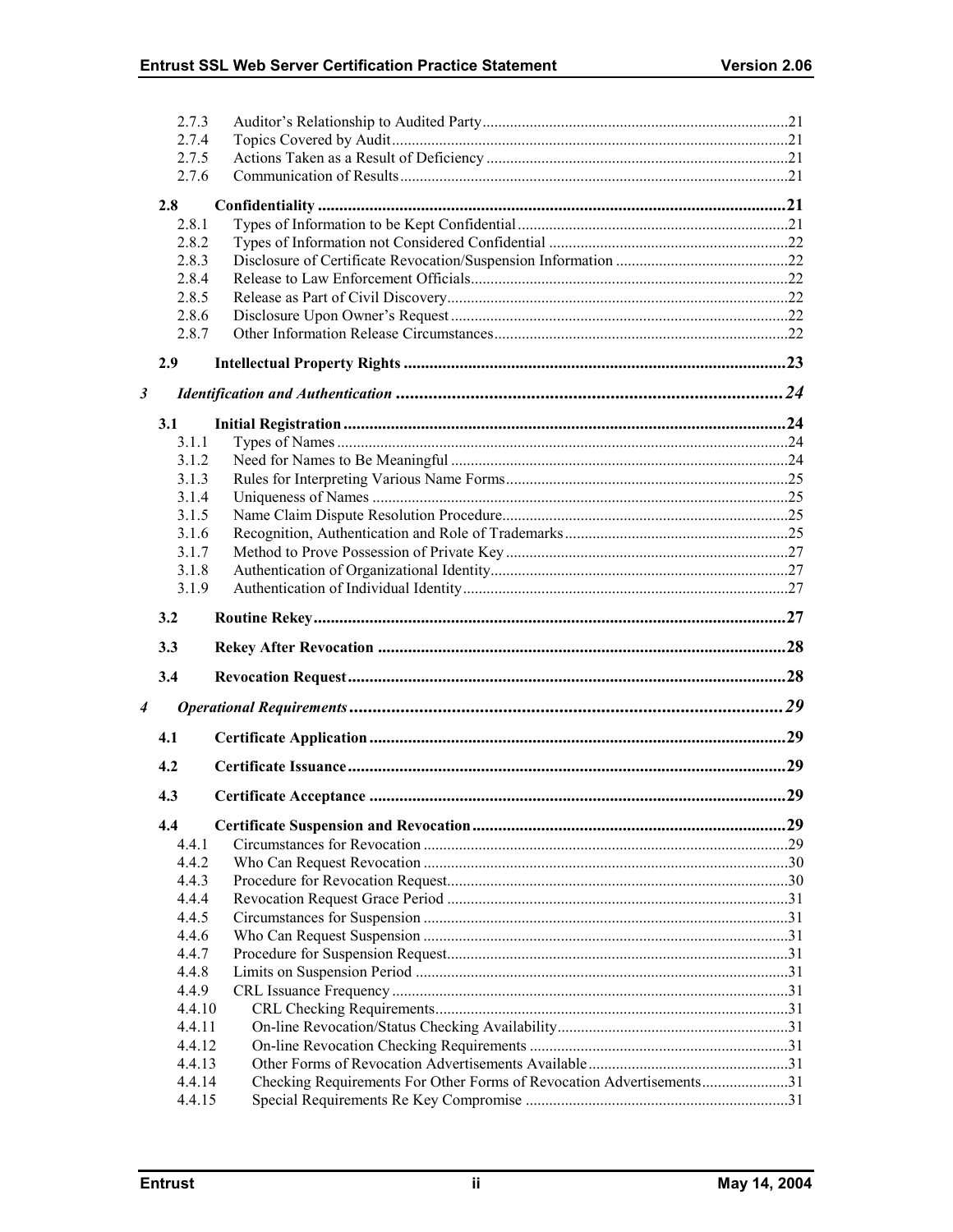2.7.3 Auditor's Relationship to Audited Party ....................................................................21
2.7.4 Topics Covered by Audit ....................................................................21
2.7.5 Actions Taken as a Result of Deficiency ....................................................................21
2.7.6 Communication of Results ....................................................................21

**2.8 Confidentiality ....................................................................21**

2.8.1 Types of Information to be Kept Confidential ....................................................................21
2.8.2 Types of Information not Considered Confidential ....................................................................22
2.8.3 Disclosure of Certificate Revocation/Suspension Information ....................................................................22
2.8.4 Release to Law Enforcement Officials ....................................................................22
2.8.5 Release as Part of Civil Discovery ....................................................................22
2.8.6 Disclosure Upon Owner's Request ....................................................................22
2.8.7 Other Information Release Circumstances ....................................................................22

**2.9 Intellectual Property Rights ....................................................................23**

***3 Identification and Authentication ....................................................................24***

**3.1 Initial Registration ....................................................................24**

3.1.1 Types of Names ....................................................................24
3.1.2 Need for Names to Be Meaningful ....................................................................24
3.1.3 Rules for Interpreting Various Name Forms ....................................................................25
3.1.4 Uniqueness of Names ....................................................................25
3.1.5 Name Claim Dispute Resolution Procedure ....................................................................25
3.1.6 Recognition, Authentication and Role of Trademarks ....................................................................25
3.1.7 Method to Prove Possession of Private Key ....................................................................27
3.1.8 Authentication of Organizational Identity ....................................................................27
3.1.9 Authentication of Individual Identity ....................................................................27

**3.2 Routine Rekey ....................................................................27**

**3.3 Rekey After Revocation ....................................................................28**

**3.4 Revocation Request ....................................................................28**

***4 Operational Requirements ....................................................................29***

**4.1 Certificate Application ....................................................................29**

**4.2 Certificate Issuance ....................................................................29**

**4.3 Certificate Acceptance ....................................................................29**

**4.4 Certificate Suspension and Revocation ....................................................................29**

4.4.1 Circumstances for Revocation ....................................................................29
4.4.2 Who Can Request Revocation ....................................................................30
4.4.3 Procedure for Revocation Request ....................................................................30
4.4.4 Revocation Request Grace Period ....................................................................31
4.4.5 Circumstances for Suspension ....................................................................31
4.4.6 Who Can Request Suspension ....................................................................31
4.4.7 Procedure for Suspension Request ....................................................................31
4.4.8 Limits on Suspension Period ....................................................................31
4.4.9 CRL Issuance Frequency ....................................................................31
4.4.10 CRL Checking Requirements ....................................................................31
4.4.11 On-line Revocation/Status Checking Availability ....................................................................31
4.4.12 On-line Revocation Checking Requirements ....................................................................31
4.4.13 Other Forms of Revocation Advertisements Available ....................................................................31
4.4.14 Checking Requirements For Other Forms of Revocation Advertisements ....................................................................31
4.4.15 Special Requirements Re Key Compromise ....................................................................31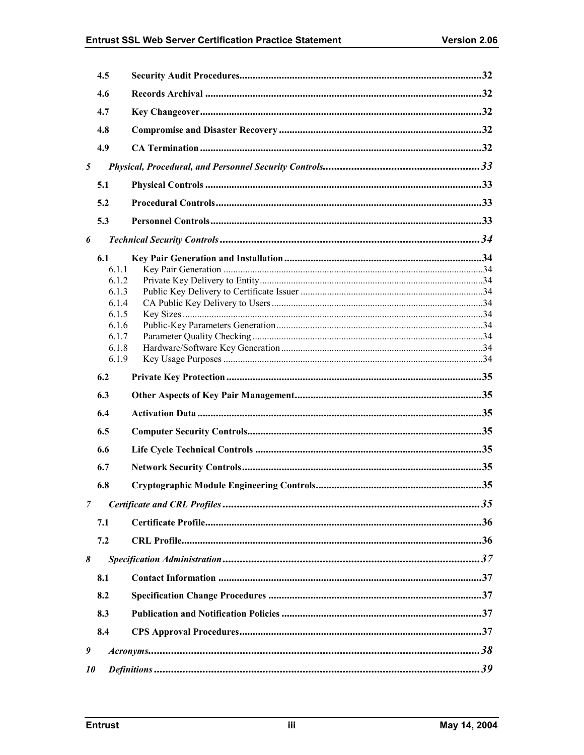4.5 Security Audit Procedures ........ 32

4.6 Records Archival ........ 32

4.7 Key Changeover ........ 32

4.8 Compromise and Disaster Recovery ........ 32

4.9 CA Termination ........ 32

*5 Physical, Procedural, and Personnel Security Controls ........ 33*

5.1 Physical Controls ........ 33

5.2 Procedural Controls ........ 33

5.3 Personnel Controls ........ 33

*6 Technical Security Controls ........ 34*

6.1 Key Pair Generation and Installation ........ 34

- 6.1.1 Key Pair Generation ........ 34
- 6.1.2 Private Key Delivery to Entity ........ 34
- 6.1.3 Public Key Delivery to Certificate Issuer ........ 34
- 6.1.4 CA Public Key Delivery to Users ........ 34
- 6.1.5 Key Sizes ........ 34
- 6.1.6 Public-Key Parameters Generation ........ 34
- 6.1.7 Parameter Quality Checking ........ 34
- 6.1.8 Hardware/Software Key Generation ........ 34
- 6.1.9 Key Usage Purposes ........ 34

6.2 Private Key Protection ........ 35

6.3 Other Aspects of Key Pair Management ........ 35

6.4 Activation Data ........ 35

6.5 Computer Security Controls ........ 35

6.6 Life Cycle Technical Controls ........ 35

6.7 Network Security Controls ........ 35

6.8 Cryptographic Module Engineering Controls ........ 35

*7 Certificate and CRL Profiles ........ 35*

7.1 Certificate Profile ........ 36

7.2 CRL Profile ........ 36

*8 Specification Administration ........ 37*

8.1 Contact Information ........ 37

8.2 Specification Change Procedures ........ 37

8.3 Publication and Notification Policies ........ 37

8.4 CPS Approval Procedures ........ 37

*9 Acronyms ........ 38*

*10 Definitions ........ 39*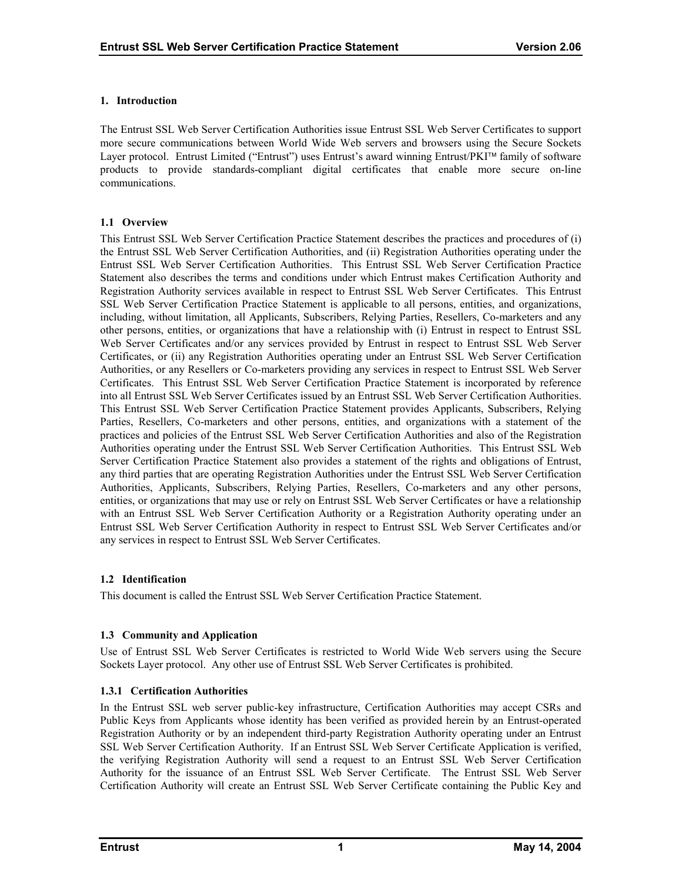# 1. Introduction

The Entrust SSL Web Server Certification Authorities issue Entrust SSL Web Server Certificates to support more secure communications between World Wide Web servers and browsers using the Secure Sockets Layer protocol. Entrust Limited ("Entrust") uses Entrust's award winning Entrust/PKI™ family of software products to provide standards-compliant digital certificates that enable more secure on-line communications.

## 1.1 Overview

This Entrust SSL Web Server Certification Practice Statement describes the practices and procedures of (i) the Entrust SSL Web Server Certification Authorities, and (ii) Registration Authorities operating under the Entrust SSL Web Server Certification Authorities. This Entrust SSL Web Server Certification Practice Statement also describes the terms and conditions under which Entrust makes Certification Authority and Registration Authority services available in respect to Entrust SSL Web Server Certificates. This Entrust SSL Web Server Certification Practice Statement is applicable to all persons, entities, and organizations, including, without limitation, all Applicants, Subscribers, Relying Parties, Resellers, Co-marketers and any other persons, entities, or organizations that have a relationship with (i) Entrust in respect to Entrust SSL Web Server Certificates and/or any services provided by Entrust in respect to Entrust SSL Web Server Certificates, or (ii) any Registration Authorities operating under an Entrust SSL Web Server Certification Authorities, or any Resellers or Co-marketers providing any services in respect to Entrust SSL Web Server Certificates. This Entrust SSL Web Server Certification Practice Statement is incorporated by reference into all Entrust SSL Web Server Certificates issued by an Entrust SSL Web Server Certification Authorities. This Entrust SSL Web Server Certification Practice Statement provides Applicants, Subscribers, Relying Parties, Resellers, Co-marketers and other persons, entities, and organizations with a statement of the practices and policies of the Entrust SSL Web Server Certification Authorities and also of the Registration Authorities operating under the Entrust SSL Web Server Certification Authorities. This Entrust SSL Web Server Certification Practice Statement also provides a statement of the rights and obligations of Entrust, any third parties that are operating Registration Authorities under the Entrust SSL Web Server Certification Authorities, Applicants, Subscribers, Relying Parties, Resellers, Co-marketers and any other persons, entities, or organizations that may use or rely on Entrust SSL Web Server Certificates or have a relationship with an Entrust SSL Web Server Certification Authority or a Registration Authority operating under an Entrust SSL Web Server Certification Authority in respect to Entrust SSL Web Server Certificates and/or any services in respect to Entrust SSL Web Server Certificates.

## 1.2 Identification

This document is called the Entrust SSL Web Server Certification Practice Statement.

## 1.3 Community and Application

Use of Entrust SSL Web Server Certificates is restricted to World Wide Web servers using the Secure Sockets Layer protocol. Any other use of Entrust SSL Web Server Certificates is prohibited.

### 1.3.1 Certification Authorities

In the Entrust SSL web server public-key infrastructure, Certification Authorities may accept CSRs and Public Keys from Applicants whose identity has been verified as provided herein by an Entrust-operated Registration Authority or by an independent third-party Registration Authority operating under an Entrust SSL Web Server Certification Authority. If an Entrust SSL Web Server Certificate Application is verified, the verifying Registration Authority will send a request to an Entrust SSL Web Server Certification Authority for the issuance of an Entrust SSL Web Server Certificate. The Entrust SSL Web Server Certification Authority will create an Entrust SSL Web Server Certificate containing the Public Key and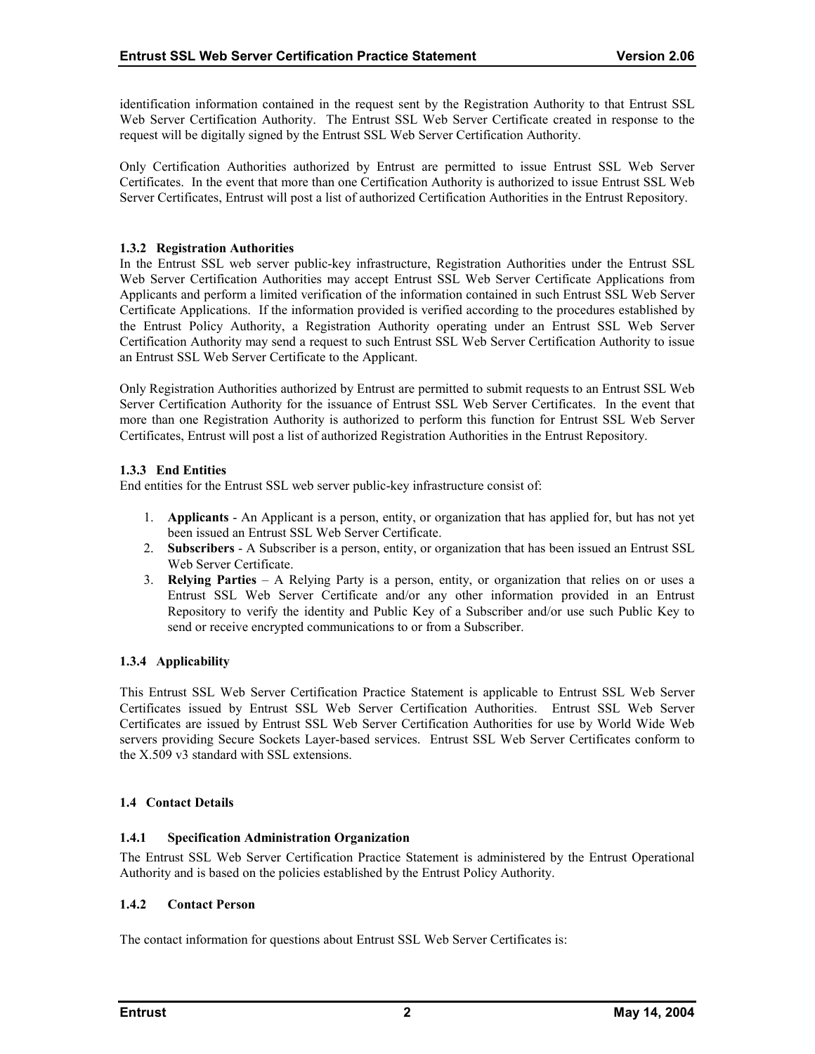identification information contained in the request sent by the Registration Authority to that Entrust SSL Web Server Certification Authority. The Entrust SSL Web Server Certificate created in response to the request will be digitally signed by the Entrust SSL Web Server Certification Authority.

Only Certification Authorities authorized by Entrust are permitted to issue Entrust SSL Web Server Certificates. In the event that more than one Certification Authority is authorized to issue Entrust SSL Web Server Certificates, Entrust will post a list of authorized Certification Authorities in the Entrust Repository.

#### 1.3.2 Registration Authorities

In the Entrust SSL web server public-key infrastructure, Registration Authorities under the Entrust SSL Web Server Certification Authorities may accept Entrust SSL Web Server Certificate Applications from Applicants and perform a limited verification of the information contained in such Entrust SSL Web Server Certificate Applications. If the information provided is verified according to the procedures established by the Entrust Policy Authority, a Registration Authority operating under an Entrust SSL Web Server Certification Authority may send a request to such Entrust SSL Web Server Certification Authority to issue an Entrust SSL Web Server Certificate to the Applicant.

Only Registration Authorities authorized by Entrust are permitted to submit requests to an Entrust SSL Web Server Certification Authority for the issuance of Entrust SSL Web Server Certificates. In the event that more than one Registration Authority is authorized to perform this function for Entrust SSL Web Server Certificates, Entrust will post a list of authorized Registration Authorities in the Entrust Repository.

#### 1.3.3 End Entities

End entities for the Entrust SSL web server public-key infrastructure consist of:

1. **Applicants** - An Applicant is a person, entity, or organization that has applied for, but has not yet been issued an Entrust SSL Web Server Certificate.
2. **Subscribers** - A Subscriber is a person, entity, or organization that has been issued an Entrust SSL Web Server Certificate.
3. **Relying Parties** – A Relying Party is a person, entity, or organization that relies on or uses a Entrust SSL Web Server Certificate and/or any other information provided in an Entrust Repository to verify the identity and Public Key of a Subscriber and/or use such Public Key to send or receive encrypted communications to or from a Subscriber.

#### 1.3.4 Applicability

This Entrust SSL Web Server Certification Practice Statement is applicable to Entrust SSL Web Server Certificates issued by Entrust SSL Web Server Certification Authorities. Entrust SSL Web Server Certificates are issued by Entrust SSL Web Server Certification Authorities for use by World Wide Web servers providing Secure Sockets Layer-based services. Entrust SSL Web Server Certificates conform to the X.509 v3 standard with SSL extensions.

### 1.4 Contact Details

#### 1.4.1 Specification Administration Organization

The Entrust SSL Web Server Certification Practice Statement is administered by the Entrust Operational Authority and is based on the policies established by the Entrust Policy Authority.

#### 1.4.2 Contact Person

The contact information for questions about Entrust SSL Web Server Certificates is: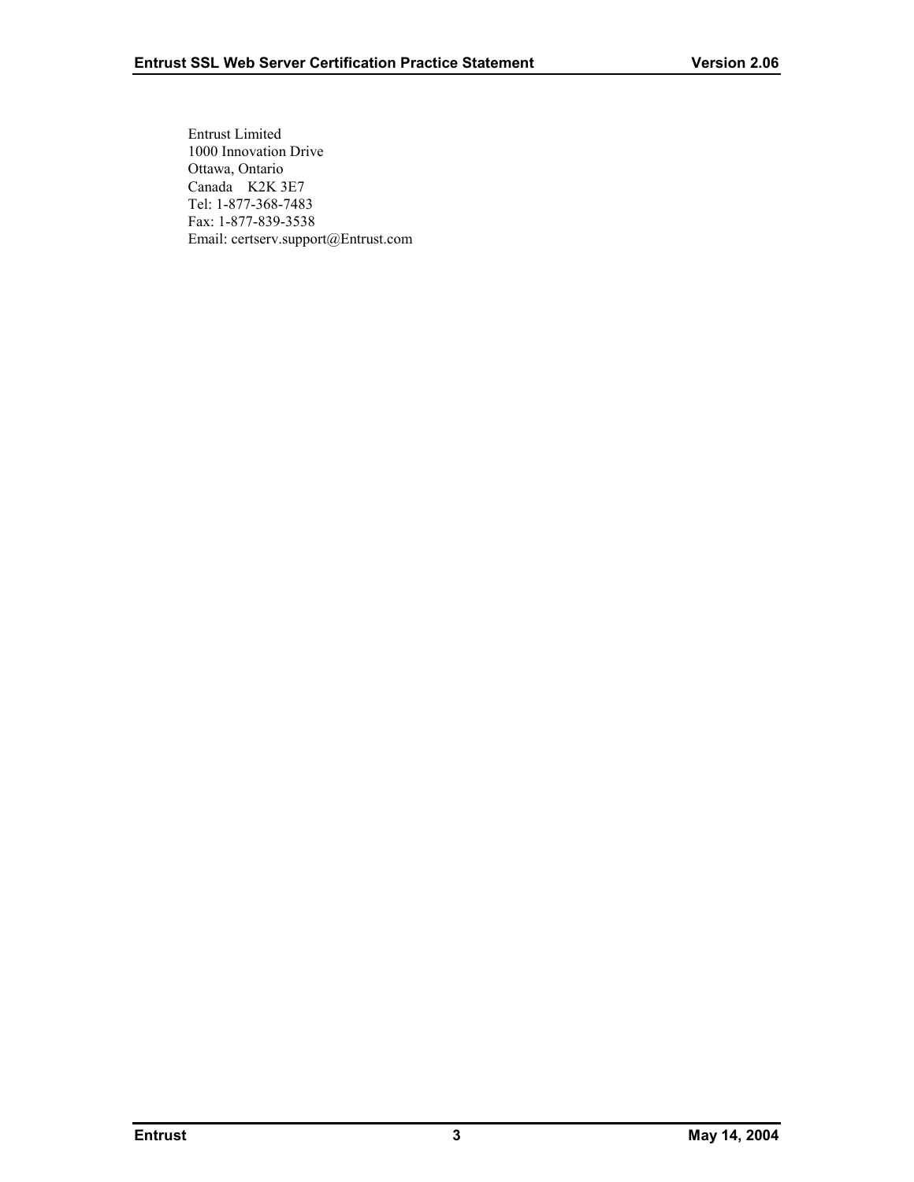Entrust Limited
1000 Innovation Drive
Ottawa, Ontario
Canada K2K 3E7
Tel: 1-877-368-7483
Fax: 1-877-839-3538
Email: certserv.support@Entrust.com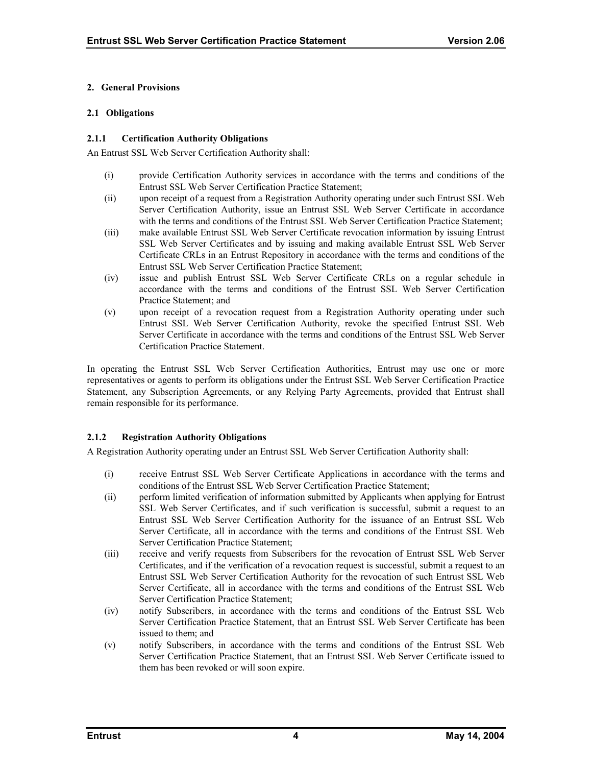## 2. General Provisions

### 2.1 Obligations

#### 2.1.1 Certification Authority Obligations

An Entrust SSL Web Server Certification Authority shall:

(i) provide Certification Authority services in accordance with the terms and conditions of the Entrust SSL Web Server Certification Practice Statement;

(ii) upon receipt of a request from a Registration Authority operating under such Entrust SSL Web Server Certification Authority, issue an Entrust SSL Web Server Certificate in accordance with the terms and conditions of the Entrust SSL Web Server Certification Practice Statement;

(iii) make available Entrust SSL Web Server Certificate revocation information by issuing Entrust SSL Web Server Certificates and by issuing and making available Entrust SSL Web Server Certificate CRLs in an Entrust Repository in accordance with the terms and conditions of the Entrust SSL Web Server Certification Practice Statement;

(iv) issue and publish Entrust SSL Web Server Certificate CRLs on a regular schedule in accordance with the terms and conditions of the Entrust SSL Web Server Certification Practice Statement; and

(v) upon receipt of a revocation request from a Registration Authority operating under such Entrust SSL Web Server Certification Authority, revoke the specified Entrust SSL Web Server Certificate in accordance with the terms and conditions of the Entrust SSL Web Server Certification Practice Statement.

In operating the Entrust SSL Web Server Certification Authorities, Entrust may use one or more representatives or agents to perform its obligations under the Entrust SSL Web Server Certification Practice Statement, any Subscription Agreements, or any Relying Party Agreements, provided that Entrust shall remain responsible for its performance.

#### 2.1.2 Registration Authority Obligations

A Registration Authority operating under an Entrust SSL Web Server Certification Authority shall:

(i) receive Entrust SSL Web Server Certificate Applications in accordance with the terms and conditions of the Entrust SSL Web Server Certification Practice Statement;

(ii) perform limited verification of information submitted by Applicants when applying for Entrust SSL Web Server Certificates, and if such verification is successful, submit a request to an Entrust SSL Web Server Certification Authority for the issuance of an Entrust SSL Web Server Certificate, all in accordance with the terms and conditions of the Entrust SSL Web Server Certification Practice Statement;

(iii) receive and verify requests from Subscribers for the revocation of Entrust SSL Web Server Certificates, and if the verification of a revocation request is successful, submit a request to an Entrust SSL Web Server Certification Authority for the revocation of such Entrust SSL Web Server Certificate, all in accordance with the terms and conditions of the Entrust SSL Web Server Certification Practice Statement;

(iv) notify Subscribers, in accordance with the terms and conditions of the Entrust SSL Web Server Certification Practice Statement, that an Entrust SSL Web Server Certificate has been issued to them; and

(v) notify Subscribers, in accordance with the terms and conditions of the Entrust SSL Web Server Certification Practice Statement, that an Entrust SSL Web Server Certificate issued to them has been revoked or will soon expire.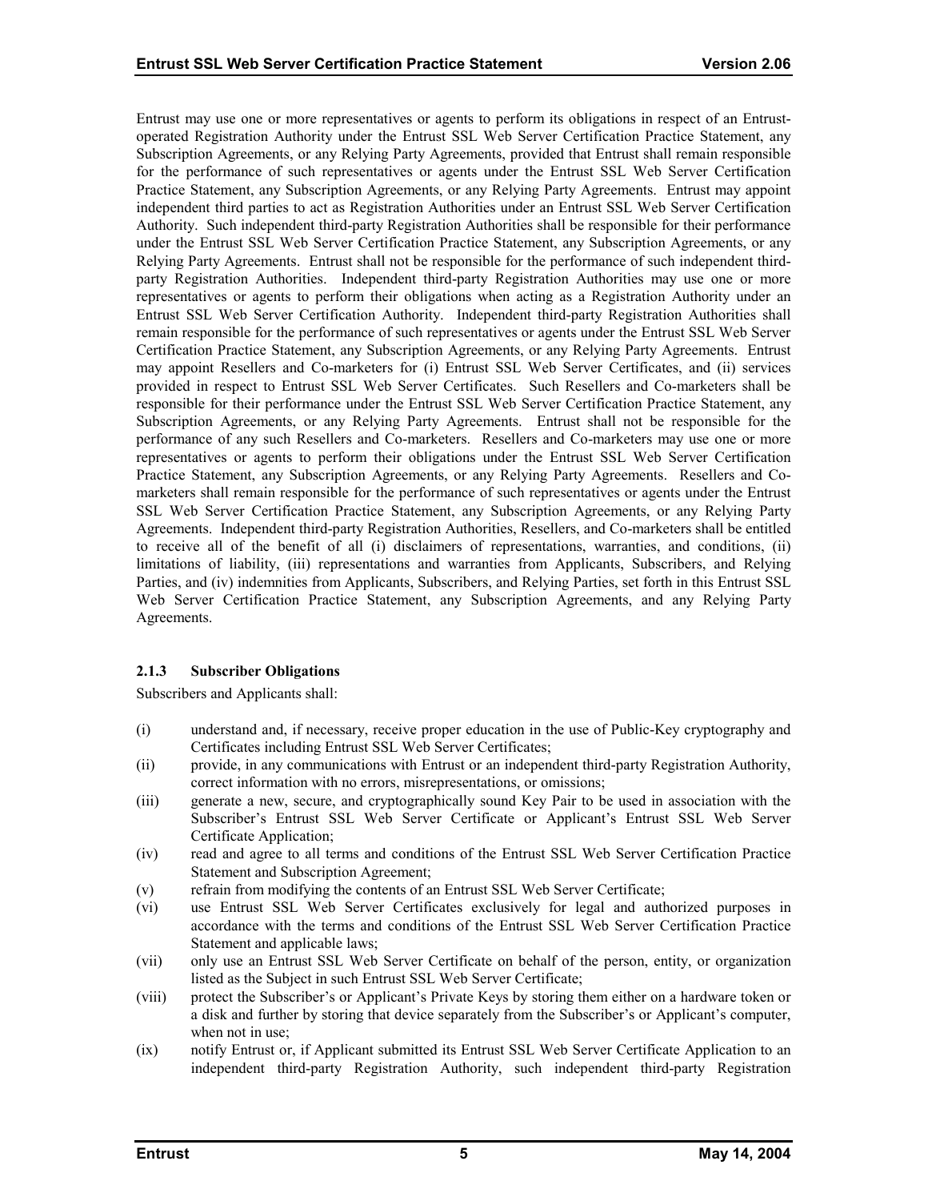Entrust may use one or more representatives or agents to perform its obligations in respect of an Entrust-operated Registration Authority under the Entrust SSL Web Server Certification Practice Statement, any Subscription Agreements, or any Relying Party Agreements, provided that Entrust shall remain responsible for the performance of such representatives or agents under the Entrust SSL Web Server Certification Practice Statement, any Subscription Agreements, or any Relying Party Agreements. Entrust may appoint independent third parties to act as Registration Authorities under an Entrust SSL Web Server Certification Authority. Such independent third-party Registration Authorities shall be responsible for their performance under the Entrust SSL Web Server Certification Practice Statement, any Subscription Agreements, or any Relying Party Agreements. Entrust shall not be responsible for the performance of such independent third-party Registration Authorities. Independent third-party Registration Authorities may use one or more representatives or agents to perform their obligations when acting as a Registration Authority under an Entrust SSL Web Server Certification Authority. Independent third-party Registration Authorities shall remain responsible for the performance of such representatives or agents under the Entrust SSL Web Server Certification Practice Statement, any Subscription Agreements, or any Relying Party Agreements. Entrust may appoint Resellers and Co-marketers for (i) Entrust SSL Web Server Certificates, and (ii) services provided in respect to Entrust SSL Web Server Certificates. Such Resellers and Co-marketers shall be responsible for their performance under the Entrust SSL Web Server Certification Practice Statement, any Subscription Agreements, or any Relying Party Agreements. Entrust shall not be responsible for the performance of any such Resellers and Co-marketers. Resellers and Co-marketers may use one or more representatives or agents to perform their obligations under the Entrust SSL Web Server Certification Practice Statement, any Subscription Agreements, or any Relying Party Agreements. Resellers and Co-marketers shall remain responsible for the performance of such representatives or agents under the Entrust SSL Web Server Certification Practice Statement, any Subscription Agreements, or any Relying Party Agreements. Independent third-party Registration Authorities, Resellers, and Co-marketers shall be entitled to receive all of the benefit of all (i) disclaimers of representations, warranties, and conditions, (ii) limitations of liability, (iii) representations and warranties from Applicants, Subscribers, and Relying Parties, and (iv) indemnities from Applicants, Subscribers, and Relying Parties, set forth in this Entrust SSL Web Server Certification Practice Statement, any Subscription Agreements, and any Relying Party Agreements.

### 2.1.3 Subscriber Obligations

Subscribers and Applicants shall:

(i) understand and, if necessary, receive proper education in the use of Public-Key cryptography and Certificates including Entrust SSL Web Server Certificates;

(ii) provide, in any communications with Entrust or an independent third-party Registration Authority, correct information with no errors, misrepresentations, or omissions;

(iii) generate a new, secure, and cryptographically sound Key Pair to be used in association with the Subscriber's Entrust SSL Web Server Certificate or Applicant's Entrust SSL Web Server Certificate Application;

(iv) read and agree to all terms and conditions of the Entrust SSL Web Server Certification Practice Statement and Subscription Agreement;

(v) refrain from modifying the contents of an Entrust SSL Web Server Certificate;

(vi) use Entrust SSL Web Server Certificates exclusively for legal and authorized purposes in accordance with the terms and conditions of the Entrust SSL Web Server Certification Practice Statement and applicable laws;

(vii) only use an Entrust SSL Web Server Certificate on behalf of the person, entity, or organization listed as the Subject in such Entrust SSL Web Server Certificate;

(viii) protect the Subscriber's or Applicant's Private Keys by storing them either on a hardware token or a disk and further by storing that device separately from the Subscriber's or Applicant's computer, when not in use;

(ix) notify Entrust or, if Applicant submitted its Entrust SSL Web Server Certificate Application to an independent third-party Registration Authority, such independent third-party Registration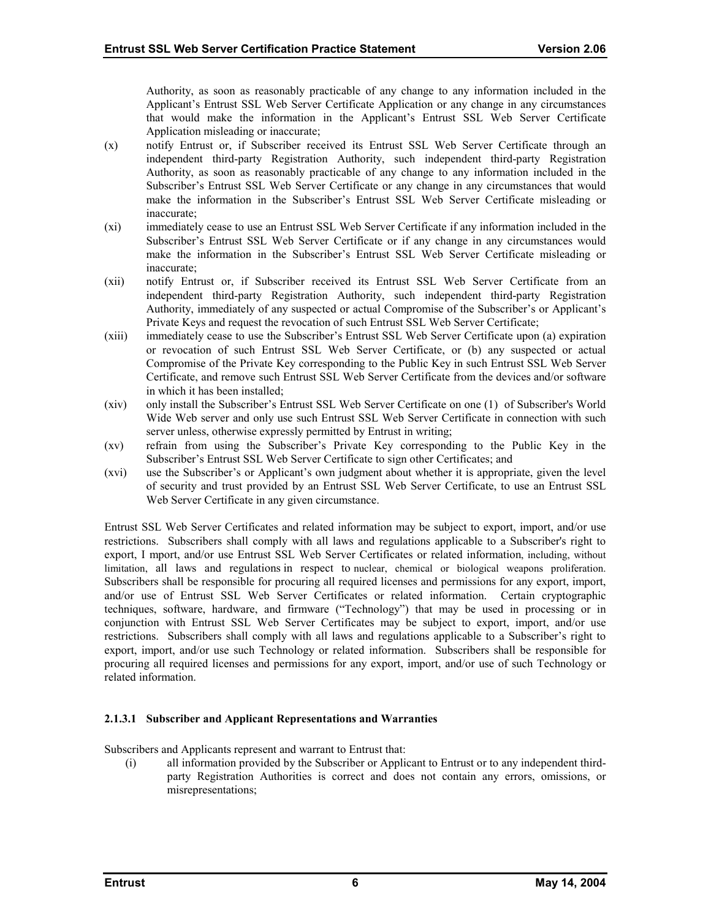Authority, as soon as reasonably practicable of any change to any information included in the Applicant's Entrust SSL Web Server Certificate Application or any change in any circumstances that would make the information in the Applicant's Entrust SSL Web Server Certificate Application misleading or inaccurate;

(x) notify Entrust or, if Subscriber received its Entrust SSL Web Server Certificate through an independent third-party Registration Authority, such independent third-party Registration Authority, as soon as reasonably practicable of any change to any information included in the Subscriber's Entrust SSL Web Server Certificate or any change in any circumstances that would make the information in the Subscriber's Entrust SSL Web Server Certificate misleading or inaccurate;

(xi) immediately cease to use an Entrust SSL Web Server Certificate if any information included in the Subscriber's Entrust SSL Web Server Certificate or if any change in any circumstances would make the information in the Subscriber's Entrust SSL Web Server Certificate misleading or inaccurate;

(xii) notify Entrust or, if Subscriber received its Entrust SSL Web Server Certificate from an independent third-party Registration Authority, such independent third-party Registration Authority, immediately of any suspected or actual Compromise of the Subscriber's or Applicant's Private Keys and request the revocation of such Entrust SSL Web Server Certificate;

(xiii) immediately cease to use the Subscriber's Entrust SSL Web Server Certificate upon (a) expiration or revocation of such Entrust SSL Web Server Certificate, or (b) any suspected or actual Compromise of the Private Key corresponding to the Public Key in such Entrust SSL Web Server Certificate, and remove such Entrust SSL Web Server Certificate from the devices and/or software in which it has been installed;

(xiv) only install the Subscriber's Entrust SSL Web Server Certificate on one (1) of Subscriber's World Wide Web server and only use such Entrust SSL Web Server Certificate in connection with such server unless, otherwise expressly permitted by Entrust in writing;

(xv) refrain from using the Subscriber's Private Key corresponding to the Public Key in the Subscriber's Entrust SSL Web Server Certificate to sign other Certificates; and

(xvi) use the Subscriber's or Applicant's own judgment about whether it is appropriate, given the level of security and trust provided by an Entrust SSL Web Server Certificate, to use an Entrust SSL Web Server Certificate in any given circumstance.

Entrust SSL Web Server Certificates and related information may be subject to export, import, and/or use restrictions. Subscribers shall comply with all laws and regulations applicable to a Subscriber's right to export, I mport, and/or use Entrust SSL Web Server Certificates or related information, including, without limitation, all laws and regulations in respect to nuclear, chemical or biological weapons proliferation. Subscribers shall be responsible for procuring all required licenses and permissions for any export, import, and/or use of Entrust SSL Web Server Certificates or related information. Certain cryptographic techniques, software, hardware, and firmware ("Technology") that may be used in processing or in conjunction with Entrust SSL Web Server Certificates may be subject to export, import, and/or use restrictions. Subscribers shall comply with all laws and regulations applicable to a Subscriber's right to export, import, and/or use such Technology or related information. Subscribers shall be responsible for procuring all required licenses and permissions for any export, import, and/or use of such Technology or related information.

#### 2.1.3.1 Subscriber and Applicant Representations and Warranties

Subscribers and Applicants represent and warrant to Entrust that:

(i) all information provided by the Subscriber or Applicant to Entrust or to any independent third-party Registration Authorities is correct and does not contain any errors, omissions, or misrepresentations;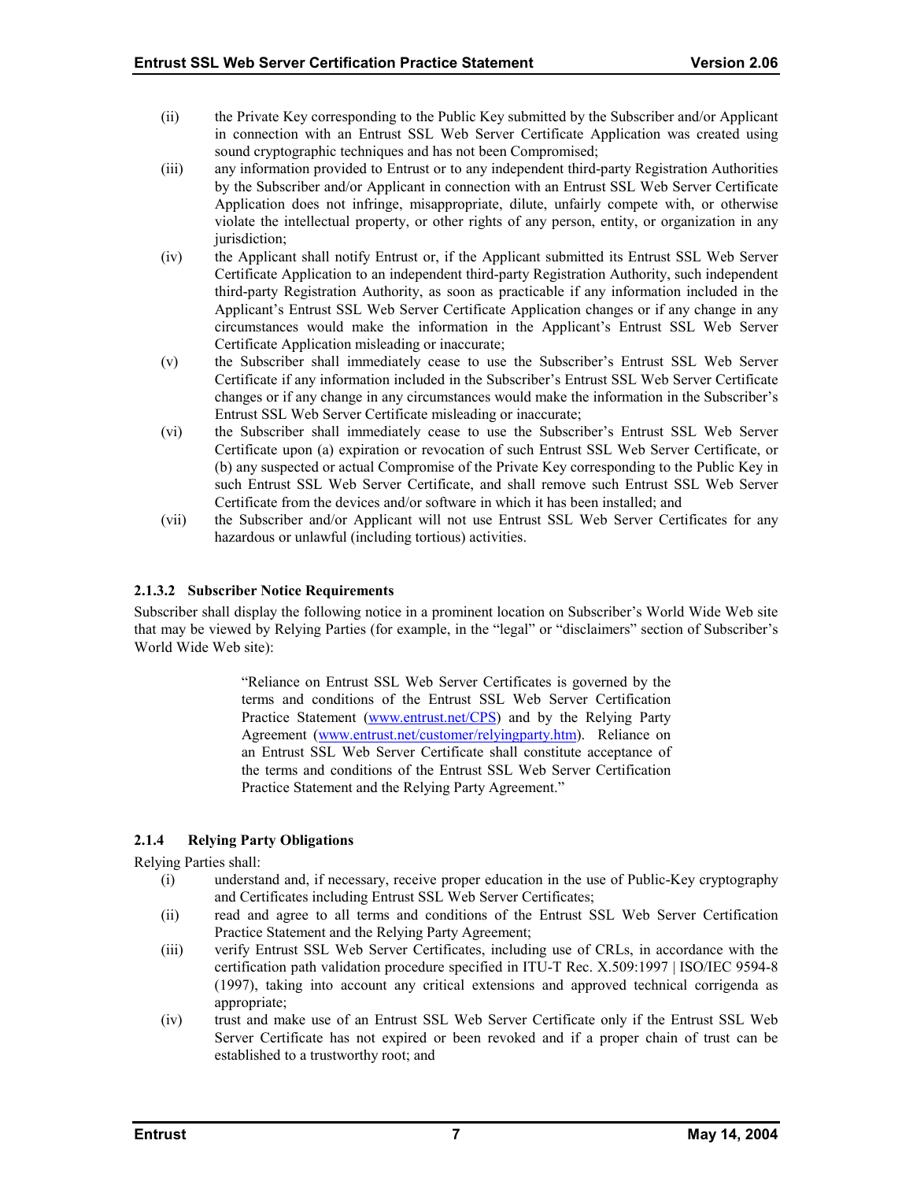(ii) the Private Key corresponding to the Public Key submitted by the Subscriber and/or Applicant in connection with an Entrust SSL Web Server Certificate Application was created using sound cryptographic techniques and has not been Compromised;

(iii) any information provided to Entrust or to any independent third-party Registration Authorities by the Subscriber and/or Applicant in connection with an Entrust SSL Web Server Certificate Application does not infringe, misappropriate, dilute, unfairly compete with, or otherwise violate the intellectual property, or other rights of any person, entity, or organization in any jurisdiction;

(iv) the Applicant shall notify Entrust or, if the Applicant submitted its Entrust SSL Web Server Certificate Application to an independent third-party Registration Authority, such independent third-party Registration Authority, as soon as practicable if any information included in the Applicant's Entrust SSL Web Server Certificate Application changes or if any change in any circumstances would make the information in the Applicant's Entrust SSL Web Server Certificate Application misleading or inaccurate;

(v) the Subscriber shall immediately cease to use the Subscriber's Entrust SSL Web Server Certificate if any information included in the Subscriber's Entrust SSL Web Server Certificate changes or if any change in any circumstances would make the information in the Subscriber's Entrust SSL Web Server Certificate misleading or inaccurate;

(vi) the Subscriber shall immediately cease to use the Subscriber's Entrust SSL Web Server Certificate upon (a) expiration or revocation of such Entrust SSL Web Server Certificate, or (b) any suspected or actual Compromise of the Private Key corresponding to the Public Key in such Entrust SSL Web Server Certificate, and shall remove such Entrust SSL Web Server Certificate from the devices and/or software in which it has been installed; and

(vii) the Subscriber and/or Applicant will not use Entrust SSL Web Server Certificates for any hazardous or unlawful (including tortious) activities.

#### 2.1.3.2 Subscriber Notice Requirements

Subscriber shall display the following notice in a prominent location on Subscriber's World Wide Web site that may be viewed by Relying Parties (for example, in the "legal" or "disclaimers" section of Subscriber's World Wide Web site):

> "Reliance on Entrust SSL Web Server Certificates is governed by the terms and conditions of the Entrust SSL Web Server Certification Practice Statement (www.entrust.net/CPS) and by the Relying Party Agreement (www.entrust.net/customer/relyingparty.htm). Reliance on an Entrust SSL Web Server Certificate shall constitute acceptance of the terms and conditions of the Entrust SSL Web Server Certification Practice Statement and the Relying Party Agreement."

### 2.1.4 Relying Party Obligations

Relying Parties shall:

(i) understand and, if necessary, receive proper education in the use of Public-Key cryptography and Certificates including Entrust SSL Web Server Certificates;

(ii) read and agree to all terms and conditions of the Entrust SSL Web Server Certification Practice Statement and the Relying Party Agreement;

(iii) verify Entrust SSL Web Server Certificates, including use of CRLs, in accordance with the certification path validation procedure specified in ITU-T Rec. X.509:1997 | ISO/IEC 9594-8 (1997), taking into account any critical extensions and approved technical corrigenda as appropriate;

(iv) trust and make use of an Entrust SSL Web Server Certificate only if the Entrust SSL Web Server Certificate has not expired or been revoked and if a proper chain of trust can be established to a trustworthy root; and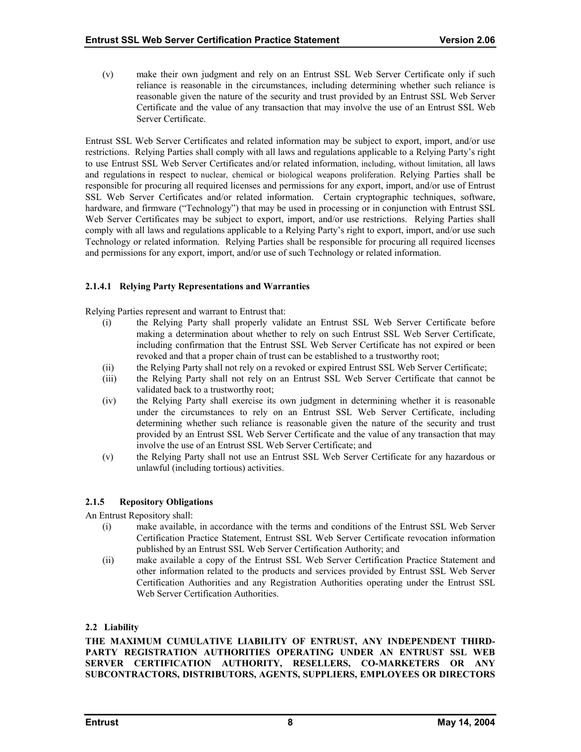(v) make their own judgment and rely on an Entrust SSL Web Server Certificate only if such reliance is reasonable in the circumstances, including determining whether such reliance is reasonable given the nature of the security and trust provided by an Entrust SSL Web Server Certificate and the value of any transaction that may involve the use of an Entrust SSL Web Server Certificate.

Entrust SSL Web Server Certificates and related information may be subject to export, import, and/or use restrictions. Relying Parties shall comply with all laws and regulations applicable to a Relying Party's right to use Entrust SSL Web Server Certificates and/or related information, including, without limitation, all laws and regulations in respect to nuclear, chemical or biological weapons proliferation. Relying Parties shall be responsible for procuring all required licenses and permissions for any export, import, and/or use of Entrust SSL Web Server Certificates and/or related information. Certain cryptographic techniques, software, hardware, and firmware ("Technology") that may be used in processing or in conjunction with Entrust SSL Web Server Certificates may be subject to export, import, and/or use restrictions. Relying Parties shall comply with all laws and regulations applicable to a Relying Party's right to export, import, and/or use such Technology or related information. Relying Parties shall be responsible for procuring all required licenses and permissions for any export, import, and/or use of such Technology or related information.

#### 2.1.4.1 Relying Party Representations and Warranties

Relying Parties represent and warrant to Entrust that:

(i) the Relying Party shall properly validate an Entrust SSL Web Server Certificate before making a determination about whether to rely on such Entrust SSL Web Server Certificate, including confirmation that the Entrust SSL Web Server Certificate has not expired or been revoked and that a proper chain of trust can be established to a trustworthy root;

(ii) the Relying Party shall not rely on a revoked or expired Entrust SSL Web Server Certificate;

(iii) the Relying Party shall not rely on an Entrust SSL Web Server Certificate that cannot be validated back to a trustworthy root;

(iv) the Relying Party shall exercise its own judgment in determining whether it is reasonable under the circumstances to rely on an Entrust SSL Web Server Certificate, including determining whether such reliance is reasonable given the nature of the security and trust provided by an Entrust SSL Web Server Certificate and the value of any transaction that may involve the use of an Entrust SSL Web Server Certificate; and

(v) the Relying Party shall not use an Entrust SSL Web Server Certificate for any hazardous or unlawful (including tortious) activities.

### 2.1.5 Repository Obligations

An Entrust Repository shall:

(i) make available, in accordance with the terms and conditions of the Entrust SSL Web Server Certification Practice Statement, Entrust SSL Web Server Certificate revocation information published by an Entrust SSL Web Server Certification Authority; and

(ii) make available a copy of the Entrust SSL Web Server Certification Practice Statement and other information related to the products and services provided by Entrust SSL Web Server Certification Authorities and any Registration Authorities operating under the Entrust SSL Web Server Certification Authorities.

## 2.2 Liability

**THE MAXIMUM CUMULATIVE LIABILITY OF ENTRUST, ANY INDEPENDENT THIRD-PARTY REGISTRATION AUTHORITIES OPERATING UNDER AN ENTRUST SSL WEB SERVER CERTIFICATION AUTHORITY, RESELLERS, CO-MARKETERS OR ANY SUBCONTRACTORS, DISTRIBUTORS, AGENTS, SUPPLIERS, EMPLOYEES OR DIRECTORS**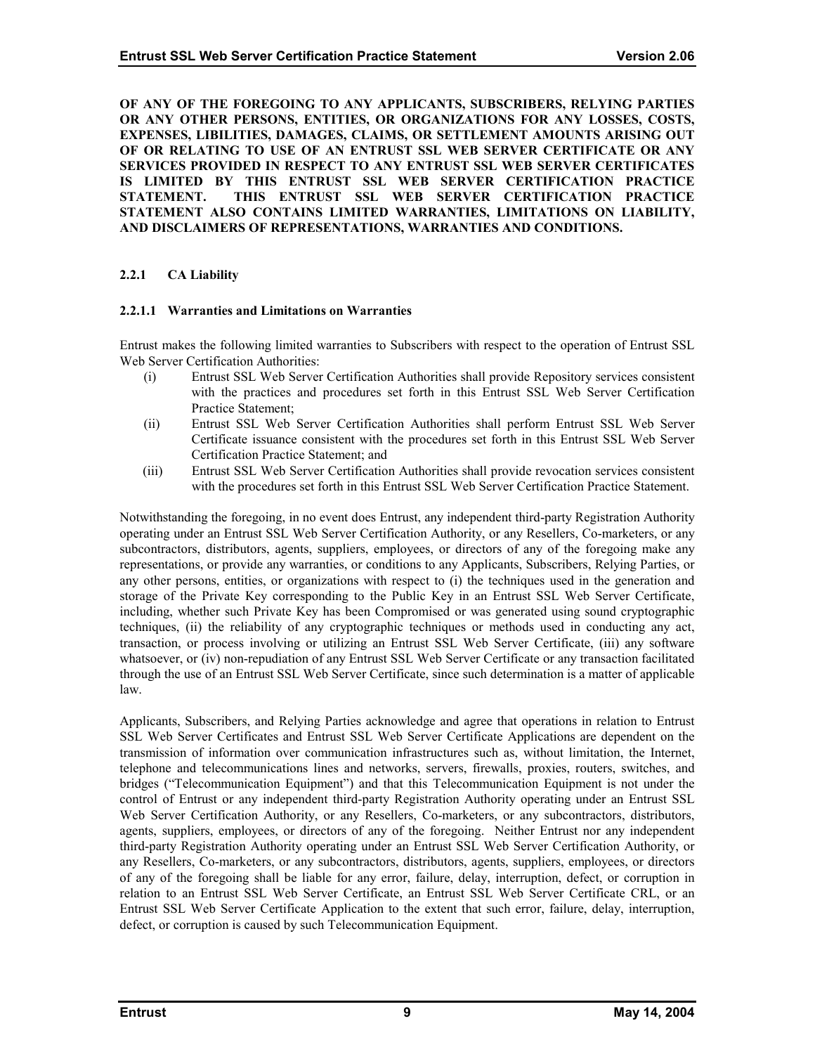**OF ANY OF THE FOREGOING TO ANY APPLICANTS, SUBSCRIBERS, RELYING PARTIES OR ANY OTHER PERSONS, ENTITIES, OR ORGANIZATIONS FOR ANY LOSSES, COSTS, EXPENSES, LIBILITIES, DAMAGES, CLAIMS, OR SETTLEMENT AMOUNTS ARISING OUT OF OR RELATING TO USE OF AN ENTRUST SSL WEB SERVER CERTIFICATE OR ANY SERVICES PROVIDED IN RESPECT TO ANY ENTRUST SSL WEB SERVER CERTIFICATES IS LIMITED BY THIS ENTRUST SSL WEB SERVER CERTIFICATION PRACTICE STATEMENT. THIS ENTRUST SSL WEB SERVER CERTIFICATION PRACTICE STATEMENT ALSO CONTAINS LIMITED WARRANTIES, LIMITATIONS ON LIABILITY, AND DISCLAIMERS OF REPRESENTATIONS, WARRANTIES AND CONDITIONS.**

### 2.2.1 CA Liability

#### 2.2.1.1 Warranties and Limitations on Warranties

Entrust makes the following limited warranties to Subscribers with respect to the operation of Entrust SSL Web Server Certification Authorities:

(i) Entrust SSL Web Server Certification Authorities shall provide Repository services consistent with the practices and procedures set forth in this Entrust SSL Web Server Certification Practice Statement;

(ii) Entrust SSL Web Server Certification Authorities shall perform Entrust SSL Web Server Certificate issuance consistent with the procedures set forth in this Entrust SSL Web Server Certification Practice Statement; and

(iii) Entrust SSL Web Server Certification Authorities shall provide revocation services consistent with the procedures set forth in this Entrust SSL Web Server Certification Practice Statement.

Notwithstanding the foregoing, in no event does Entrust, any independent third-party Registration Authority operating under an Entrust SSL Web Server Certification Authority, or any Resellers, Co-marketers, or any subcontractors, distributors, agents, suppliers, employees, or directors of any of the foregoing make any representations, or provide any warranties, or conditions to any Applicants, Subscribers, Relying Parties, or any other persons, entities, or organizations with respect to (i) the techniques used in the generation and storage of the Private Key corresponding to the Public Key in an Entrust SSL Web Server Certificate, including, whether such Private Key has been Compromised or was generated using sound cryptographic techniques, (ii) the reliability of any cryptographic techniques or methods used in conducting any act, transaction, or process involving or utilizing an Entrust SSL Web Server Certificate, (iii) any software whatsoever, or (iv) non-repudiation of any Entrust SSL Web Server Certificate or any transaction facilitated through the use of an Entrust SSL Web Server Certificate, since such determination is a matter of applicable law.

Applicants, Subscribers, and Relying Parties acknowledge and agree that operations in relation to Entrust SSL Web Server Certificates and Entrust SSL Web Server Certificate Applications are dependent on the transmission of information over communication infrastructures such as, without limitation, the Internet, telephone and telecommunications lines and networks, servers, firewalls, proxies, routers, switches, and bridges ("Telecommunication Equipment") and that this Telecommunication Equipment is not under the control of Entrust or any independent third-party Registration Authority operating under an Entrust SSL Web Server Certification Authority, or any Resellers, Co-marketers, or any subcontractors, distributors, agents, suppliers, employees, or directors of any of the foregoing. Neither Entrust nor any independent third-party Registration Authority operating under an Entrust SSL Web Server Certification Authority, or any Resellers, Co-marketers, or any subcontractors, distributors, agents, suppliers, employees, or directors of any of the foregoing shall be liable for any error, failure, delay, interruption, defect, or corruption in relation to an Entrust SSL Web Server Certificate, an Entrust SSL Web Server Certificate CRL, or an Entrust SSL Web Server Certificate Application to the extent that such error, failure, delay, interruption, defect, or corruption is caused by such Telecommunication Equipment.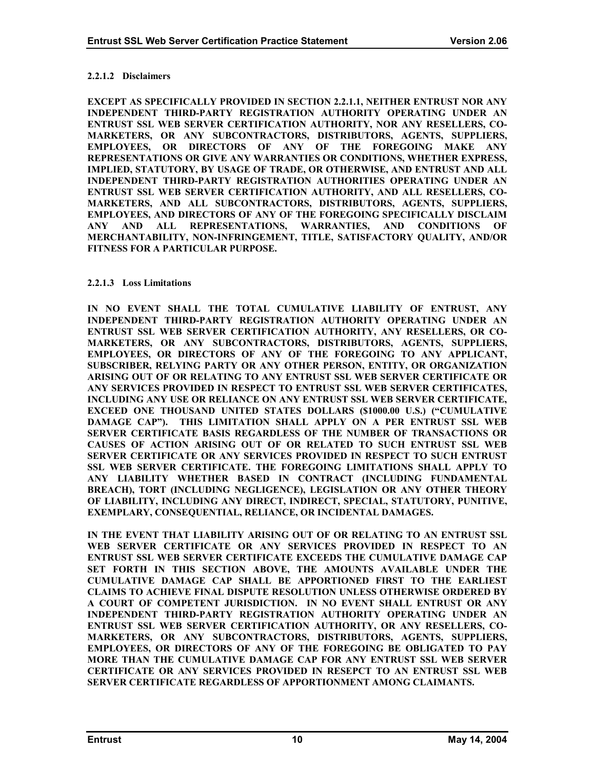#### 2.2.1.2 Disclaimers

**EXCEPT AS SPECIFICALLY PROVIDED IN SECTION 2.2.1.1, NEITHER ENTRUST NOR ANY INDEPENDENT THIRD-PARTY REGISTRATION AUTHORITY OPERATING UNDER AN ENTRUST SSL WEB SERVER CERTIFICATION AUTHORITY, NOR ANY RESELLERS, CO-MARKETERS, OR ANY SUBCONTRACTORS, DISTRIBUTORS, AGENTS, SUPPLIERS, EMPLOYEES, OR DIRECTORS OF ANY OF THE FOREGOING MAKE ANY REPRESENTATIONS OR GIVE ANY WARRANTIES OR CONDITIONS, WHETHER EXPRESS, IMPLIED, STATUTORY, BY USAGE OF TRADE, OR OTHERWISE, AND ENTRUST AND ALL INDEPENDENT THIRD-PARTY REGISTRATION AUTHORITIES OPERATING UNDER AN ENTRUST SSL WEB SERVER CERTIFICATION AUTHORITY, AND ALL RESELLERS, CO-MARKETERS, AND ALL SUBCONTRACTORS, DISTRIBUTORS, AGENTS, SUPPLIERS, EMPLOYEES, AND DIRECTORS OF ANY OF THE FOREGOING SPECIFICALLY DISCLAIM ANY AND ALL REPRESENTATIONS, WARRANTIES, AND CONDITIONS OF MERCHANTABILITY, NON-INFRINGEMENT, TITLE, SATISFACTORY QUALITY, AND/OR FITNESS FOR A PARTICULAR PURPOSE.**

#### 2.2.1.3 Loss Limitations

**IN NO EVENT SHALL THE TOTAL CUMULATIVE LIABILITY OF ENTRUST, ANY INDEPENDENT THIRD-PARTY REGISTRATION AUTHORITY OPERATING UNDER AN ENTRUST SSL WEB SERVER CERTIFICATION AUTHORITY, ANY RESELLERS, OR CO-MARKETERS, OR ANY SUBCONTRACTORS, DISTRIBUTORS, AGENTS, SUPPLIERS, EMPLOYEES, OR DIRECTORS OF ANY OF THE FOREGOING TO ANY APPLICANT, SUBSCRIBER, RELYING PARTY OR ANY OTHER PERSON, ENTITY, OR ORGANIZATION ARISING OUT OF OR RELATING TO ANY ENTRUST SSL WEB SERVER CERTIFICATE OR ANY SERVICES PROVIDED IN RESPECT TO ENTRUST SSL WEB SERVER CERTIFICATES, INCLUDING ANY USE OR RELIANCE ON ANY ENTRUST SSL WEB SERVER CERTIFICATE, EXCEED ONE THOUSAND UNITED STATES DOLLARS ($1000.00 U.S.) ("CUMULATIVE DAMAGE CAP"). THIS LIMITATION SHALL APPLY ON A PER ENTRUST SSL WEB SERVER CERTIFICATE BASIS REGARDLESS OF THE NUMBER OF TRANSACTIONS OR CAUSES OF ACTION ARISING OUT OF OR RELATED TO SUCH ENTRUST SSL WEB SERVER CERTIFICATE OR ANY SERVICES PROVIDED IN RESPECT TO SUCH ENTRUST SSL WEB SERVER CERTIFICATE. THE FOREGOING LIMITATIONS SHALL APPLY TO ANY LIABILITY WHETHER BASED IN CONTRACT (INCLUDING FUNDAMENTAL BREACH), TORT (INCLUDING NEGLIGENCE), LEGISLATION OR ANY OTHER THEORY OF LIABILITY, INCLUDING ANY DIRECT, INDIRECT, SPECIAL, STATUTORY, PUNITIVE, EXEMPLARY, CONSEQUENTIAL, RELIANCE, OR INCIDENTAL DAMAGES.**

**IN THE EVENT THAT LIABILITY ARISING OUT OF OR RELATING TO AN ENTRUST SSL WEB SERVER CERTIFICATE OR ANY SERVICES PROVIDED IN RESPECT TO AN ENTRUST SSL WEB SERVER CERTIFICATE EXCEEDS THE CUMULATIVE DAMAGE CAP SET FORTH IN THIS SECTION ABOVE, THE AMOUNTS AVAILABLE UNDER THE CUMULATIVE DAMAGE CAP SHALL BE APPORTIONED FIRST TO THE EARLIEST CLAIMS TO ACHIEVE FINAL DISPUTE RESOLUTION UNLESS OTHERWISE ORDERED BY A COURT OF COMPETENT JURISDICTION. IN NO EVENT SHALL ENTRUST OR ANY INDEPENDENT THIRD-PARTY REGISTRATION AUTHORITY OPERATING UNDER AN ENTRUST SSL WEB SERVER CERTIFICATION AUTHORITY, OR ANY RESELLERS, CO-MARKETERS, OR ANY SUBCONTRACTORS, DISTRIBUTORS, AGENTS, SUPPLIERS, EMPLOYEES, OR DIRECTORS OF ANY OF THE FOREGOING BE OBLIGATED TO PAY MORE THAN THE CUMULATIVE DAMAGE CAP FOR ANY ENTRUST SSL WEB SERVER CERTIFICATE OR ANY SERVICES PROVIDED IN RESEPCT TO AN ENTRUST SSL WEB SERVER CERTIFICATE REGARDLESS OF APPORTIONMENT AMONG CLAIMANTS.**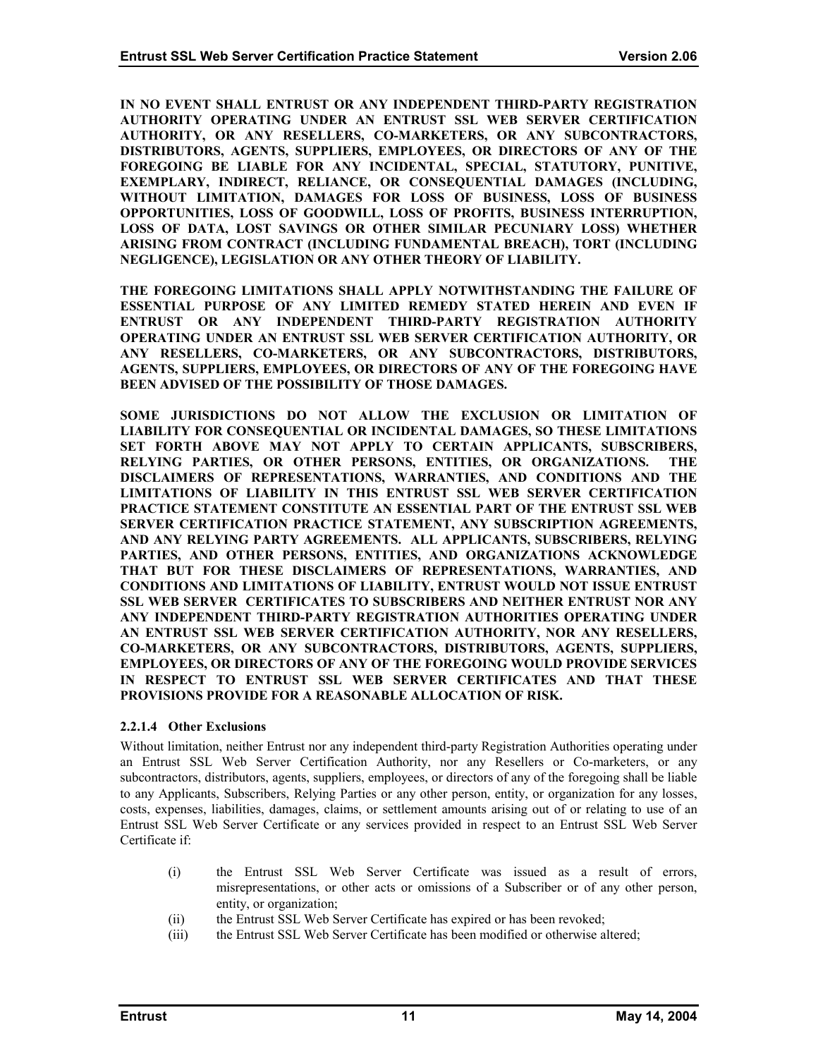**IN NO EVENT SHALL ENTRUST OR ANY INDEPENDENT THIRD-PARTY REGISTRATION AUTHORITY OPERATING UNDER AN ENTRUST SSL WEB SERVER CERTIFICATION AUTHORITY, OR ANY RESELLERS, CO-MARKETERS, OR ANY SUBCONTRACTORS, DISTRIBUTORS, AGENTS, SUPPLIERS, EMPLOYEES, OR DIRECTORS OF ANY OF THE FOREGOING BE LIABLE FOR ANY INCIDENTAL, SPECIAL, STATUTORY, PUNITIVE, EXEMPLARY, INDIRECT, RELIANCE, OR CONSEQUENTIAL DAMAGES (INCLUDING, WITHOUT LIMITATION, DAMAGES FOR LOSS OF BUSINESS, LOSS OF BUSINESS OPPORTUNITIES, LOSS OF GOODWILL, LOSS OF PROFITS, BUSINESS INTERRUPTION, LOSS OF DATA, LOST SAVINGS OR OTHER SIMILAR PECUNIARY LOSS) WHETHER ARISING FROM CONTRACT (INCLUDING FUNDAMENTAL BREACH), TORT (INCLUDING NEGLIGENCE), LEGISLATION OR ANY OTHER THEORY OF LIABILITY.**

**THE FOREGOING LIMITATIONS SHALL APPLY NOTWITHSTANDING THE FAILURE OF ESSENTIAL PURPOSE OF ANY LIMITED REMEDY STATED HEREIN AND EVEN IF ENTRUST OR ANY INDEPENDENT THIRD-PARTY REGISTRATION AUTHORITY OPERATING UNDER AN ENTRUST SSL WEB SERVER CERTIFICATION AUTHORITY, OR ANY RESELLERS, CO-MARKETERS, OR ANY SUBCONTRACTORS, DISTRIBUTORS, AGENTS, SUPPLIERS, EMPLOYEES, OR DIRECTORS OF ANY OF THE FOREGOING HAVE BEEN ADVISED OF THE POSSIBILITY OF THOSE DAMAGES.**

**SOME JURISDICTIONS DO NOT ALLOW THE EXCLUSION OR LIMITATION OF LIABILITY FOR CONSEQUENTIAL OR INCIDENTAL DAMAGES, SO THESE LIMITATIONS SET FORTH ABOVE MAY NOT APPLY TO CERTAIN APPLICANTS, SUBSCRIBERS, RELYING PARTIES, OR OTHER PERSONS, ENTITIES, OR ORGANIZATIONS. THE DISCLAIMERS OF REPRESENTATIONS, WARRANTIES, AND CONDITIONS AND THE LIMITATIONS OF LIABILITY IN THIS ENTRUST SSL WEB SERVER CERTIFICATION PRACTICE STATEMENT CONSTITUTE AN ESSENTIAL PART OF THE ENTRUST SSL WEB SERVER CERTIFICATION PRACTICE STATEMENT, ANY SUBSCRIPTION AGREEMENTS, AND ANY RELYING PARTY AGREEMENTS. ALL APPLICANTS, SUBSCRIBERS, RELYING PARTIES, AND OTHER PERSONS, ENTITIES, AND ORGANIZATIONS ACKNOWLEDGE THAT BUT FOR THESE DISCLAIMERS OF REPRESENTATIONS, WARRANTIES, AND CONDITIONS AND LIMITATIONS OF LIABILITY, ENTRUST WOULD NOT ISSUE ENTRUST SSL WEB SERVER CERTIFICATES TO SUBSCRIBERS AND NEITHER ENTRUST NOR ANY ANY INDEPENDENT THIRD-PARTY REGISTRATION AUTHORITIES OPERATING UNDER AN ENTRUST SSL WEB SERVER CERTIFICATION AUTHORITY, NOR ANY RESELLERS, CO-MARKETERS, OR ANY SUBCONTRACTORS, DISTRIBUTORS, AGENTS, SUPPLIERS, EMPLOYEES, OR DIRECTORS OF ANY OF THE FOREGOING WOULD PROVIDE SERVICES IN RESPECT TO ENTRUST SSL WEB SERVER CERTIFICATES AND THAT THESE PROVISIONS PROVIDE FOR A REASONABLE ALLOCATION OF RISK.**

#### 2.2.1.4 Other Exclusions

Without limitation, neither Entrust nor any independent third-party Registration Authorities operating under an Entrust SSL Web Server Certification Authority, nor any Resellers or Co-marketers, or any subcontractors, distributors, agents, suppliers, employees, or directors of any of the foregoing shall be liable to any Applicants, Subscribers, Relying Parties or any other person, entity, or organization for any losses, costs, expenses, liabilities, damages, claims, or settlement amounts arising out of or relating to use of an Entrust SSL Web Server Certificate or any services provided in respect to an Entrust SSL Web Server Certificate if:

(i) the Entrust SSL Web Server Certificate was issued as a result of errors, misrepresentations, or other acts or omissions of a Subscriber or of any other person, entity, or organization;

(ii) the Entrust SSL Web Server Certificate has expired or has been revoked;

(iii) the Entrust SSL Web Server Certificate has been modified or otherwise altered;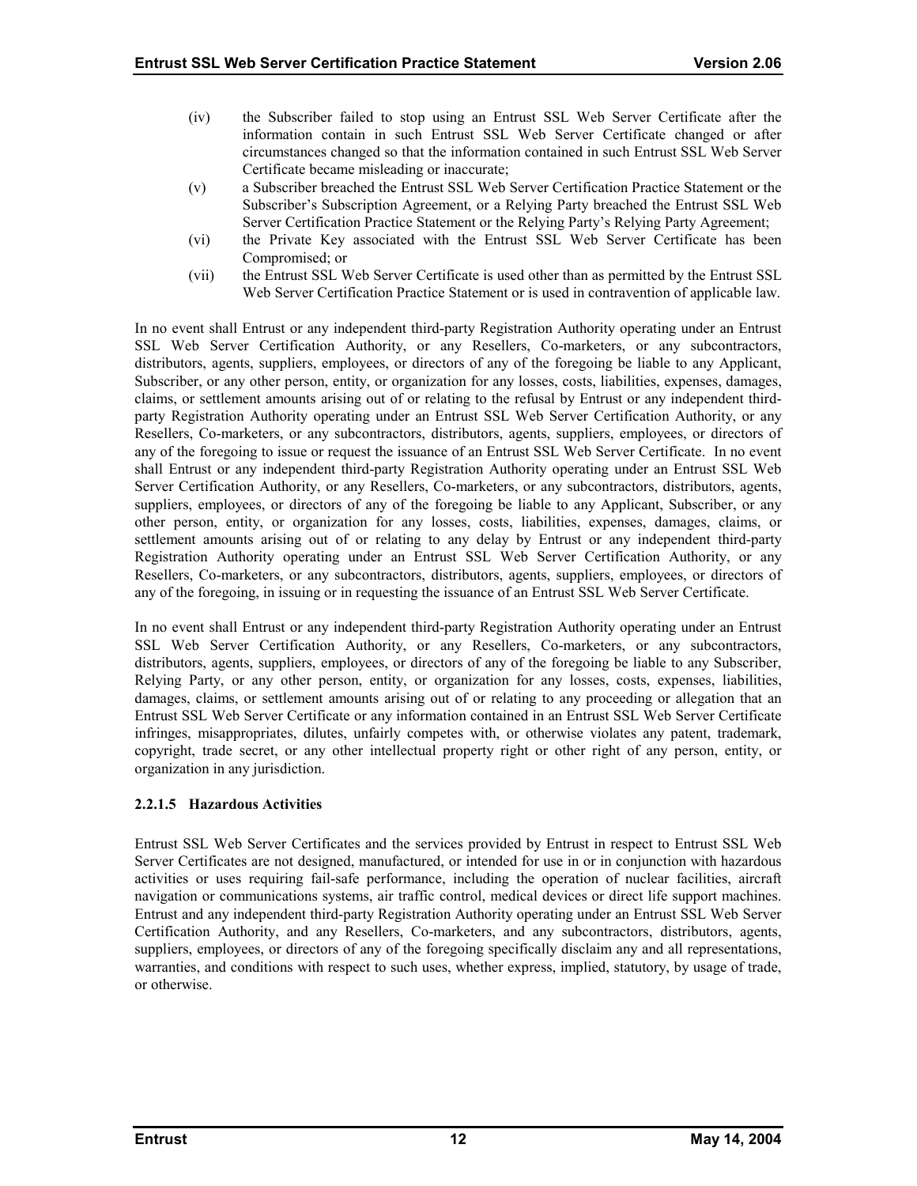(iv) the Subscriber failed to stop using an Entrust SSL Web Server Certificate after the information contain in such Entrust SSL Web Server Certificate changed or after circumstances changed so that the information contained in such Entrust SSL Web Server Certificate became misleading or inaccurate;

(v) a Subscriber breached the Entrust SSL Web Server Certification Practice Statement or the Subscriber's Subscription Agreement, or a Relying Party breached the Entrust SSL Web Server Certification Practice Statement or the Relying Party's Relying Party Agreement;

(vi) the Private Key associated with the Entrust SSL Web Server Certificate has been Compromised; or

(vii) the Entrust SSL Web Server Certificate is used other than as permitted by the Entrust SSL Web Server Certification Practice Statement or is used in contravention of applicable law.

In no event shall Entrust or any independent third-party Registration Authority operating under an Entrust SSL Web Server Certification Authority, or any Resellers, Co-marketers, or any subcontractors, distributors, agents, suppliers, employees, or directors of any of the foregoing be liable to any Applicant, Subscriber, or any other person, entity, or organization for any losses, costs, liabilities, expenses, damages, claims, or settlement amounts arising out of or relating to the refusal by Entrust or any independent third-party Registration Authority operating under an Entrust SSL Web Server Certification Authority, or any Resellers, Co-marketers, or any subcontractors, distributors, agents, suppliers, employees, or directors of any of the foregoing to issue or request the issuance of an Entrust SSL Web Server Certificate. In no event shall Entrust or any independent third-party Registration Authority operating under an Entrust SSL Web Server Certification Authority, or any Resellers, Co-marketers, or any subcontractors, distributors, agents, suppliers, employees, or directors of any of the foregoing be liable to any Applicant, Subscriber, or any other person, entity, or organization for any losses, costs, liabilities, expenses, damages, claims, or settlement amounts arising out of or relating to any delay by Entrust or any independent third-party Registration Authority operating under an Entrust SSL Web Server Certification Authority, or any Resellers, Co-marketers, or any subcontractors, distributors, agents, suppliers, employees, or directors of any of the foregoing, in issuing or in requesting the issuance of an Entrust SSL Web Server Certificate.

In no event shall Entrust or any independent third-party Registration Authority operating under an Entrust SSL Web Server Certification Authority, or any Resellers, Co-marketers, or any subcontractors, distributors, agents, suppliers, employees, or directors of any of the foregoing be liable to any Subscriber, Relying Party, or any other person, entity, or organization for any losses, costs, expenses, liabilities, damages, claims, or settlement amounts arising out of or relating to any proceeding or allegation that an Entrust SSL Web Server Certificate or any information contained in an Entrust SSL Web Server Certificate infringes, misappropriates, dilutes, unfairly competes with, or otherwise violates any patent, trademark, copyright, trade secret, or any other intellectual property right or other right of any person, entity, or organization in any jurisdiction.

#### 2.2.1.5 Hazardous Activities

Entrust SSL Web Server Certificates and the services provided by Entrust in respect to Entrust SSL Web Server Certificates are not designed, manufactured, or intended for use in or in conjunction with hazardous activities or uses requiring fail-safe performance, including the operation of nuclear facilities, aircraft navigation or communications systems, air traffic control, medical devices or direct life support machines. Entrust and any independent third-party Registration Authority operating under an Entrust SSL Web Server Certification Authority, and any Resellers, Co-marketers, and any subcontractors, distributors, agents, suppliers, employees, or directors of any of the foregoing specifically disclaim any and all representations, warranties, and conditions with respect to such uses, whether express, implied, statutory, by usage of trade, or otherwise.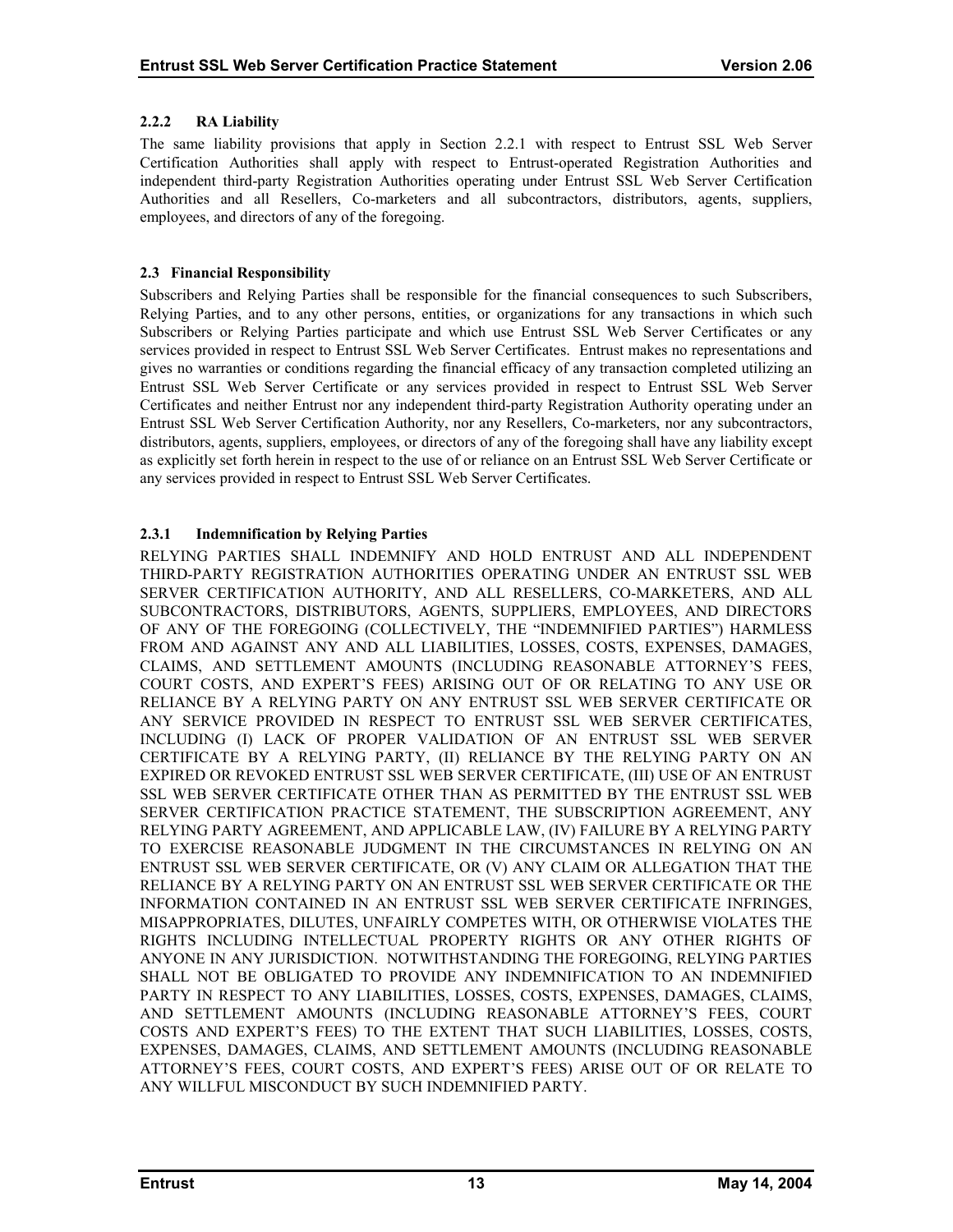#### 2.2.2 RA Liability

The same liability provisions that apply in Section 2.2.1 with respect to Entrust SSL Web Server Certification Authorities shall apply with respect to Entrust-operated Registration Authorities and independent third-party Registration Authorities operating under Entrust SSL Web Server Certification Authorities and all Resellers, Co-marketers and all subcontractors, distributors, agents, suppliers, employees, and directors of any of the foregoing.

### 2.3 Financial Responsibility

Subscribers and Relying Parties shall be responsible for the financial consequences to such Subscribers, Relying Parties, and to any other persons, entities, or organizations for any transactions in which such Subscribers or Relying Parties participate and which use Entrust SSL Web Server Certificates or any services provided in respect to Entrust SSL Web Server Certificates. Entrust makes no representations and gives no warranties or conditions regarding the financial efficacy of any transaction completed utilizing an Entrust SSL Web Server Certificate or any services provided in respect to Entrust SSL Web Server Certificates and neither Entrust nor any independent third-party Registration Authority operating under an Entrust SSL Web Server Certification Authority, nor any Resellers, Co-marketers, nor any subcontractors, distributors, agents, suppliers, employees, or directors of any of the foregoing shall have any liability except as explicitly set forth herein in respect to the use of or reliance on an Entrust SSL Web Server Certificate or any services provided in respect to Entrust SSL Web Server Certificates.

#### 2.3.1 Indemnification by Relying Parties

RELYING PARTIES SHALL INDEMNIFY AND HOLD ENTRUST AND ALL INDEPENDENT THIRD-PARTY REGISTRATION AUTHORITIES OPERATING UNDER AN ENTRUST SSL WEB SERVER CERTIFICATION AUTHORITY, AND ALL RESELLERS, CO-MARKETERS, AND ALL SUBCONTRACTORS, DISTRIBUTORS, AGENTS, SUPPLIERS, EMPLOYEES, AND DIRECTORS OF ANY OF THE FOREGOING (COLLECTIVELY, THE "INDEMNIFIED PARTIES") HARMLESS FROM AND AGAINST ANY AND ALL LIABILITIES, LOSSES, COSTS, EXPENSES, DAMAGES, CLAIMS, AND SETTLEMENT AMOUNTS (INCLUDING REASONABLE ATTORNEY'S FEES, COURT COSTS, AND EXPERT'S FEES) ARISING OUT OF OR RELATING TO ANY USE OR RELIANCE BY A RELYING PARTY ON ANY ENTRUST SSL WEB SERVER CERTIFICATE OR ANY SERVICE PROVIDED IN RESPECT TO ENTRUST SSL WEB SERVER CERTIFICATES, INCLUDING (I) LACK OF PROPER VALIDATION OF AN ENTRUST SSL WEB SERVER CERTIFICATE BY A RELYING PARTY, (II) RELIANCE BY THE RELYING PARTY ON AN EXPIRED OR REVOKED ENTRUST SSL WEB SERVER CERTIFICATE, (III) USE OF AN ENTRUST SSL WEB SERVER CERTIFICATE OTHER THAN AS PERMITTED BY THE ENTRUST SSL WEB SERVER CERTIFICATION PRACTICE STATEMENT, THE SUBSCRIPTION AGREEMENT, ANY RELYING PARTY AGREEMENT, AND APPLICABLE LAW, (IV) FAILURE BY A RELYING PARTY TO EXERCISE REASONABLE JUDGMENT IN THE CIRCUMSTANCES IN RELYING ON AN ENTRUST SSL WEB SERVER CERTIFICATE, OR (V) ANY CLAIM OR ALLEGATION THAT THE RELIANCE BY A RELYING PARTY ON AN ENTRUST SSL WEB SERVER CERTIFICATE OR THE INFORMATION CONTAINED IN AN ENTRUST SSL WEB SERVER CERTIFICATE INFRINGES, MISAPPROPRIATES, DILUTES, UNFAIRLY COMPETES WITH, OR OTHERWISE VIOLATES THE RIGHTS INCLUDING INTELLECTUAL PROPERTY RIGHTS OR ANY OTHER RIGHTS OF ANYONE IN ANY JURISDICTION. NOTWITHSTANDING THE FOREGOING, RELYING PARTIES SHALL NOT BE OBLIGATED TO PROVIDE ANY INDEMNIFICATION TO AN INDEMNIFIED PARTY IN RESPECT TO ANY LIABILITIES, LOSSES, COSTS, EXPENSES, DAMAGES, CLAIMS, AND SETTLEMENT AMOUNTS (INCLUDING REASONABLE ATTORNEY'S FEES, COURT COSTS AND EXPERT'S FEES) TO THE EXTENT THAT SUCH LIABILITIES, LOSSES, COSTS, EXPENSES, DAMAGES, CLAIMS, AND SETTLEMENT AMOUNTS (INCLUDING REASONABLE ATTORNEY'S FEES, COURT COSTS, AND EXPERT'S FEES) ARISE OUT OF OR RELATE TO ANY WILLFUL MISCONDUCT BY SUCH INDEMNIFIED PARTY.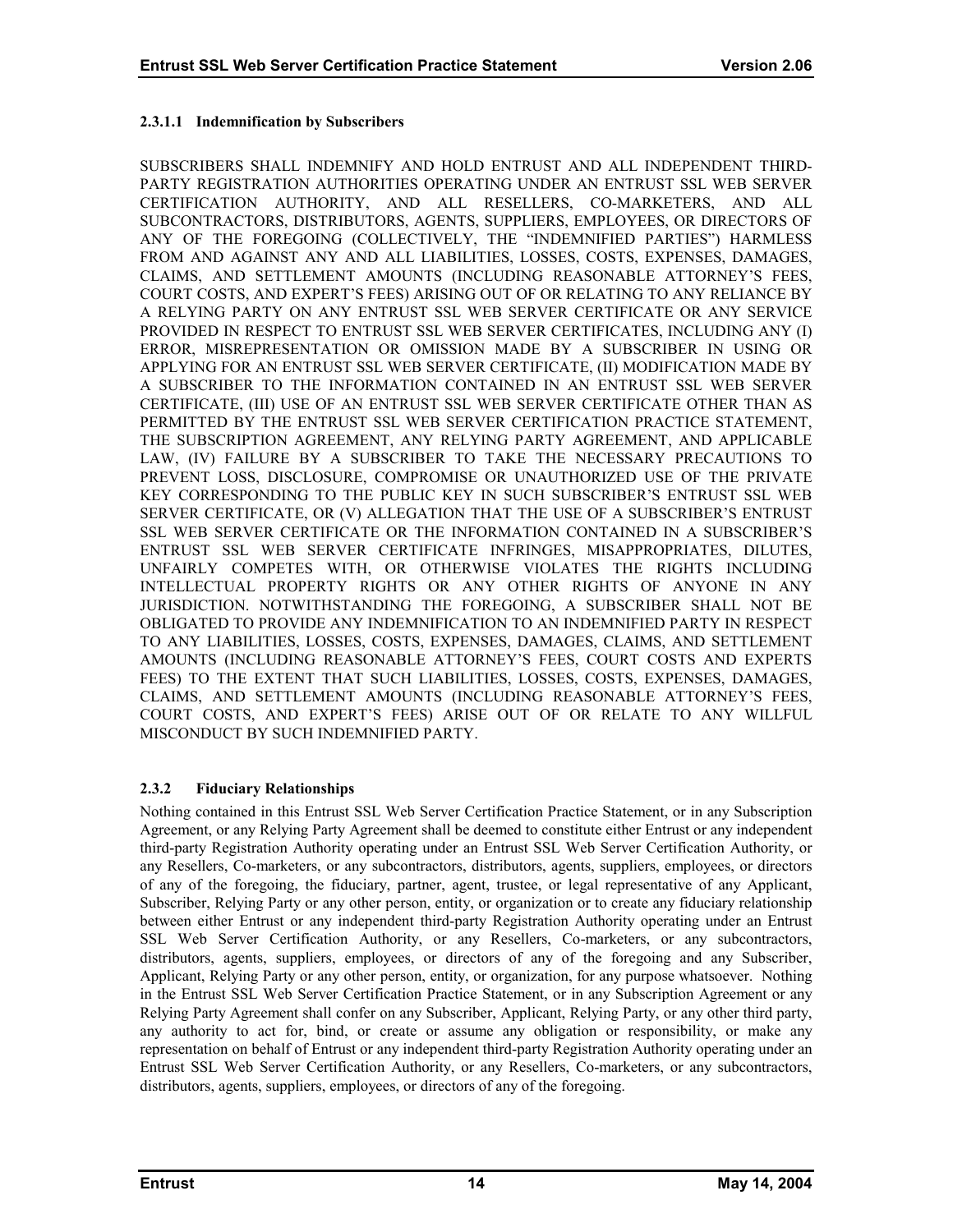#### 2.3.1.1 Indemnification by Subscribers

SUBSCRIBERS SHALL INDEMNIFY AND HOLD ENTRUST AND ALL INDEPENDENT THIRD-PARTY REGISTRATION AUTHORITIES OPERATING UNDER AN ENTRUST SSL WEB SERVER CERTIFICATION AUTHORITY, AND ALL RESELLERS, CO-MARKETERS, AND ALL SUBCONTRACTORS, DISTRIBUTORS, AGENTS, SUPPLIERS, EMPLOYEES, OR DIRECTORS OF ANY OF THE FOREGOING (COLLECTIVELY, THE "INDEMNIFIED PARTIES") HARMLESS FROM AND AGAINST ANY AND ALL LIABILITIES, LOSSES, COSTS, EXPENSES, DAMAGES, CLAIMS, AND SETTLEMENT AMOUNTS (INCLUDING REASONABLE ATTORNEY'S FEES, COURT COSTS, AND EXPERT'S FEES) ARISING OUT OF OR RELATING TO ANY RELIANCE BY A RELYING PARTY ON ANY ENTRUST SSL WEB SERVER CERTIFICATE OR ANY SERVICE PROVIDED IN RESPECT TO ENTRUST SSL WEB SERVER CERTIFICATES, INCLUDING ANY (I) ERROR, MISREPRESENTATION OR OMISSION MADE BY A SUBSCRIBER IN USING OR APPLYING FOR AN ENTRUST SSL WEB SERVER CERTIFICATE, (II) MODIFICATION MADE BY A SUBSCRIBER TO THE INFORMATION CONTAINED IN AN ENTRUST SSL WEB SERVER CERTIFICATE, (III) USE OF AN ENTRUST SSL WEB SERVER CERTIFICATE OTHER THAN AS PERMITTED BY THE ENTRUST SSL WEB SERVER CERTIFICATION PRACTICE STATEMENT, THE SUBSCRIPTION AGREEMENT, ANY RELYING PARTY AGREEMENT, AND APPLICABLE LAW, (IV) FAILURE BY A SUBSCRIBER TO TAKE THE NECESSARY PRECAUTIONS TO PREVENT LOSS, DISCLOSURE, COMPROMISE OR UNAUTHORIZED USE OF THE PRIVATE KEY CORRESPONDING TO THE PUBLIC KEY IN SUCH SUBSCRIBER'S ENTRUST SSL WEB SERVER CERTIFICATE, OR (V) ALLEGATION THAT THE USE OF A SUBSCRIBER'S ENTRUST SSL WEB SERVER CERTIFICATE OR THE INFORMATION CONTAINED IN A SUBSCRIBER'S ENTRUST SSL WEB SERVER CERTIFICATE INFRINGES, MISAPPROPRIATES, DILUTES, UNFAIRLY COMPETES WITH, OR OTHERWISE VIOLATES THE RIGHTS INCLUDING INTELLECTUAL PROPERTY RIGHTS OR ANY OTHER RIGHTS OF ANYONE IN ANY JURISDICTION. NOTWITHSTANDING THE FOREGOING, A SUBSCRIBER SHALL NOT BE OBLIGATED TO PROVIDE ANY INDEMNIFICATION TO AN INDEMNIFIED PARTY IN RESPECT TO ANY LIABILITIES, LOSSES, COSTS, EXPENSES, DAMAGES, CLAIMS, AND SETTLEMENT AMOUNTS (INCLUDING REASONABLE ATTORNEY'S FEES, COURT COSTS AND EXPERTS FEES) TO THE EXTENT THAT SUCH LIABILITIES, LOSSES, COSTS, EXPENSES, DAMAGES, CLAIMS, AND SETTLEMENT AMOUNTS (INCLUDING REASONABLE ATTORNEY'S FEES, COURT COSTS, AND EXPERT'S FEES) ARISE OUT OF OR RELATE TO ANY WILLFUL MISCONDUCT BY SUCH INDEMNIFIED PARTY.

### 2.3.2 Fiduciary Relationships

Nothing contained in this Entrust SSL Web Server Certification Practice Statement, or in any Subscription Agreement, or any Relying Party Agreement shall be deemed to constitute either Entrust or any independent third-party Registration Authority operating under an Entrust SSL Web Server Certification Authority, or any Resellers, Co-marketers, or any subcontractors, distributors, agents, suppliers, employees, or directors of any of the foregoing, the fiduciary, partner, agent, trustee, or legal representative of any Applicant, Subscriber, Relying Party or any other person, entity, or organization or to create any fiduciary relationship between either Entrust or any independent third-party Registration Authority operating under an Entrust SSL Web Server Certification Authority, or any Resellers, Co-marketers, or any subcontractors, distributors, agents, suppliers, employees, or directors of any of the foregoing and any Subscriber, Applicant, Relying Party or any other person, entity, or organization, for any purpose whatsoever. Nothing in the Entrust SSL Web Server Certification Practice Statement, or in any Subscription Agreement or any Relying Party Agreement shall confer on any Subscriber, Applicant, Relying Party, or any other third party, any authority to act for, bind, or create or assume any obligation or responsibility, or make any representation on behalf of Entrust or any independent third-party Registration Authority operating under an Entrust SSL Web Server Certification Authority, or any Resellers, Co-marketers, or any subcontractors, distributors, agents, suppliers, employees, or directors of any of the foregoing.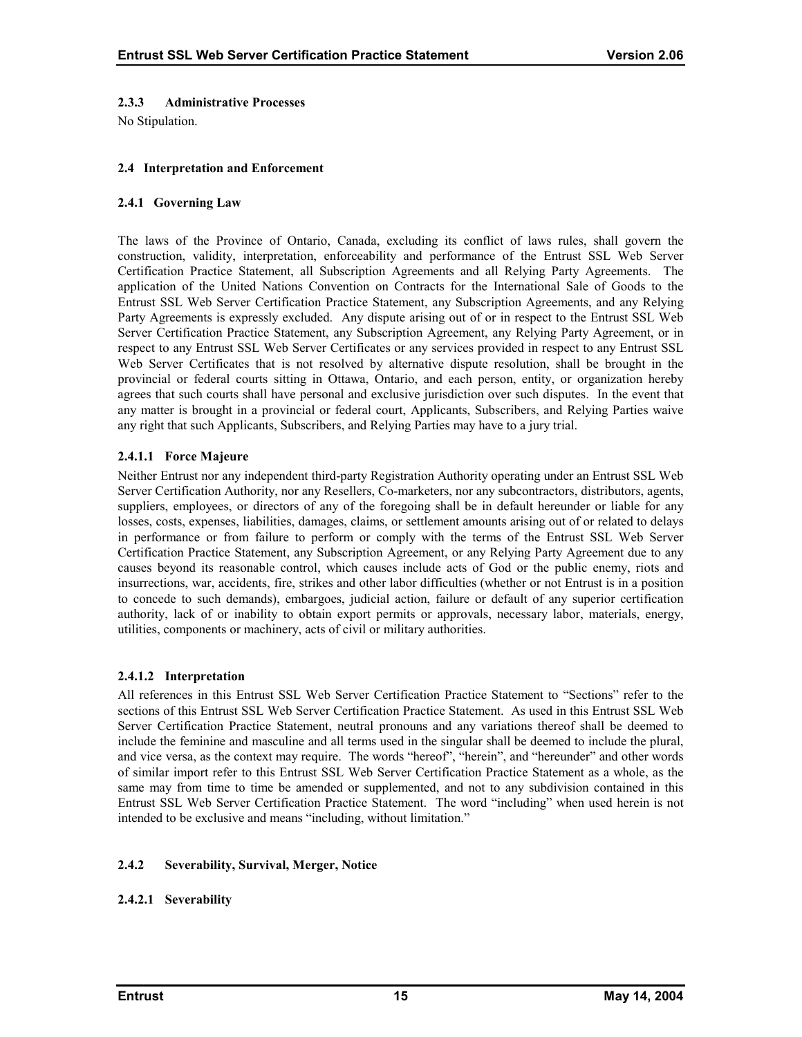### 2.3.3 Administrative Processes

No Stipulation.

## 2.4 Interpretation and Enforcement

### 2.4.1 Governing Law

The laws of the Province of Ontario, Canada, excluding its conflict of laws rules, shall govern the construction, validity, interpretation, enforceability and performance of the Entrust SSL Web Server Certification Practice Statement, all Subscription Agreements and all Relying Party Agreements. The application of the United Nations Convention on Contracts for the International Sale of Goods to the Entrust SSL Web Server Certification Practice Statement, any Subscription Agreements, and any Relying Party Agreements is expressly excluded. Any dispute arising out of or in respect to the Entrust SSL Web Server Certification Practice Statement, any Subscription Agreement, any Relying Party Agreement, or in respect to any Entrust SSL Web Server Certificates or any services provided in respect to any Entrust SSL Web Server Certificates that is not resolved by alternative dispute resolution, shall be brought in the provincial or federal courts sitting in Ottawa, Ontario, and each person, entity, or organization hereby agrees that such courts shall have personal and exclusive jurisdiction over such disputes. In the event that any matter is brought in a provincial or federal court, Applicants, Subscribers, and Relying Parties waive any right that such Applicants, Subscribers, and Relying Parties may have to a jury trial.

#### 2.4.1.1 Force Majeure

Neither Entrust nor any independent third-party Registration Authority operating under an Entrust SSL Web Server Certification Authority, nor any Resellers, Co-marketers, nor any subcontractors, distributors, agents, suppliers, employees, or directors of any of the foregoing shall be in default hereunder or liable for any losses, costs, expenses, liabilities, damages, claims, or settlement amounts arising out of or related to delays in performance or from failure to perform or comply with the terms of the Entrust SSL Web Server Certification Practice Statement, any Subscription Agreement, or any Relying Party Agreement due to any causes beyond its reasonable control, which causes include acts of God or the public enemy, riots and insurrections, war, accidents, fire, strikes and other labor difficulties (whether or not Entrust is in a position to concede to such demands), embargoes, judicial action, failure or default of any superior certification authority, lack of or inability to obtain export permits or approvals, necessary labor, materials, energy, utilities, components or machinery, acts of civil or military authorities.

#### 2.4.1.2 Interpretation

All references in this Entrust SSL Web Server Certification Practice Statement to "Sections" refer to the sections of this Entrust SSL Web Server Certification Practice Statement. As used in this Entrust SSL Web Server Certification Practice Statement, neutral pronouns and any variations thereof shall be deemed to include the feminine and masculine and all terms used in the singular shall be deemed to include the plural, and vice versa, as the context may require. The words "hereof", "herein", and "hereunder" and other words of similar import refer to this Entrust SSL Web Server Certification Practice Statement as a whole, as the same may from time to time be amended or supplemented, and not to any subdivision contained in this Entrust SSL Web Server Certification Practice Statement. The word "including" when used herein is not intended to be exclusive and means "including, without limitation."

### 2.4.2 Severability, Survival, Merger, Notice

#### 2.4.2.1 Severability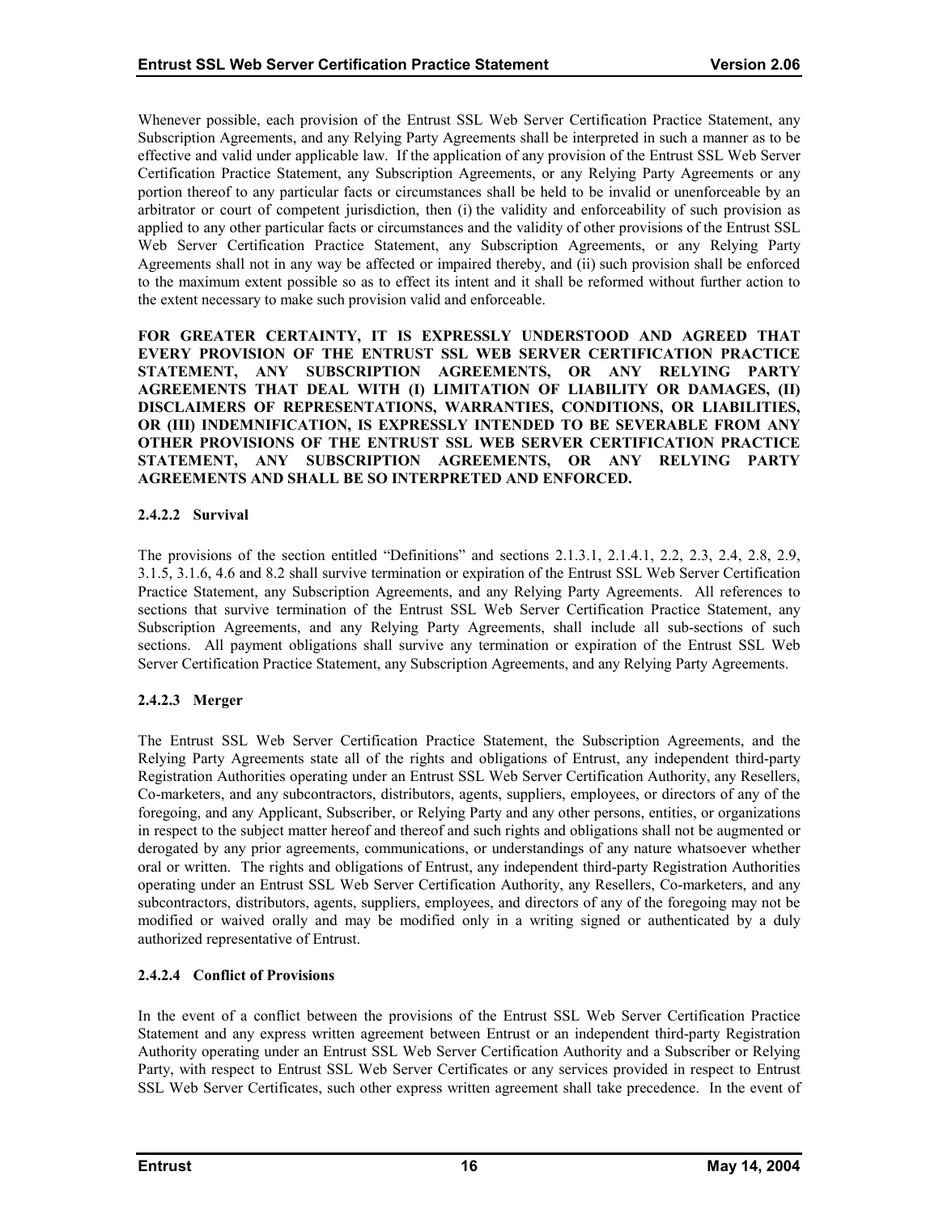Whenever possible, each provision of the Entrust SSL Web Server Certification Practice Statement, any Subscription Agreements, and any Relying Party Agreements shall be interpreted in such a manner as to be effective and valid under applicable law. If the application of any provision of the Entrust SSL Web Server Certification Practice Statement, any Subscription Agreements, or any Relying Party Agreements or any portion thereof to any particular facts or circumstances shall be held to be invalid or unenforceable by an arbitrator or court of competent jurisdiction, then (i) the validity and enforceability of such provision as applied to any other particular facts or circumstances and the validity of other provisions of the Entrust SSL Web Server Certification Practice Statement, any Subscription Agreements, or any Relying Party Agreements shall not in any way be affected or impaired thereby, and (ii) such provision shall be enforced to the maximum extent possible so as to effect its intent and it shall be reformed without further action to the extent necessary to make such provision valid and enforceable.

**FOR GREATER CERTAINTY, IT IS EXPRESSLY UNDERSTOOD AND AGREED THAT EVERY PROVISION OF THE ENTRUST SSL WEB SERVER CERTIFICATION PRACTICE STATEMENT, ANY SUBSCRIPTION AGREEMENTS, OR ANY RELYING PARTY AGREEMENTS THAT DEAL WITH (I) LIMITATION OF LIABILITY OR DAMAGES, (II) DISCLAIMERS OF REPRESENTATIONS, WARRANTIES, CONDITIONS, OR LIABILITIES, OR (III) INDEMNIFICATION, IS EXPRESSLY INTENDED TO BE SEVERABLE FROM ANY OTHER PROVISIONS OF THE ENTRUST SSL WEB SERVER CERTIFICATION PRACTICE STATEMENT, ANY SUBSCRIPTION AGREEMENTS, OR ANY RELYING PARTY AGREEMENTS AND SHALL BE SO INTERPRETED AND ENFORCED.**

#### 2.4.2.2 Survival

The provisions of the section entitled "Definitions" and sections 2.1.3.1, 2.1.4.1, 2.2, 2.3, 2.4, 2.8, 2.9, 3.1.5, 3.1.6, 4.6 and 8.2 shall survive termination or expiration of the Entrust SSL Web Server Certification Practice Statement, any Subscription Agreements, and any Relying Party Agreements. All references to sections that survive termination of the Entrust SSL Web Server Certification Practice Statement, any Subscription Agreements, and any Relying Party Agreements, shall include all sub-sections of such sections. All payment obligations shall survive any termination or expiration of the Entrust SSL Web Server Certification Practice Statement, any Subscription Agreements, and any Relying Party Agreements.

#### 2.4.2.3 Merger

The Entrust SSL Web Server Certification Practice Statement, the Subscription Agreements, and the Relying Party Agreements state all of the rights and obligations of Entrust, any independent third-party Registration Authorities operating under an Entrust SSL Web Server Certification Authority, any Resellers, Co-marketers, and any subcontractors, distributors, agents, suppliers, employees, or directors of any of the foregoing, and any Applicant, Subscriber, or Relying Party and any other persons, entities, or organizations in respect to the subject matter hereof and thereof and such rights and obligations shall not be augmented or derogated by any prior agreements, communications, or understandings of any nature whatsoever whether oral or written. The rights and obligations of Entrust, any independent third-party Registration Authorities operating under an Entrust SSL Web Server Certification Authority, any Resellers, Co-marketers, and any subcontractors, distributors, agents, suppliers, employees, and directors of any of the foregoing may not be modified or waived orally and may be modified only in a writing signed or authenticated by a duly authorized representative of Entrust.

#### 2.4.2.4 Conflict of Provisions

In the event of a conflict between the provisions of the Entrust SSL Web Server Certification Practice Statement and any express written agreement between Entrust or an independent third-party Registration Authority operating under an Entrust SSL Web Server Certification Authority and a Subscriber or Relying Party, with respect to Entrust SSL Web Server Certificates or any services provided in respect to Entrust SSL Web Server Certificates, such other express written agreement shall take precedence. In the event of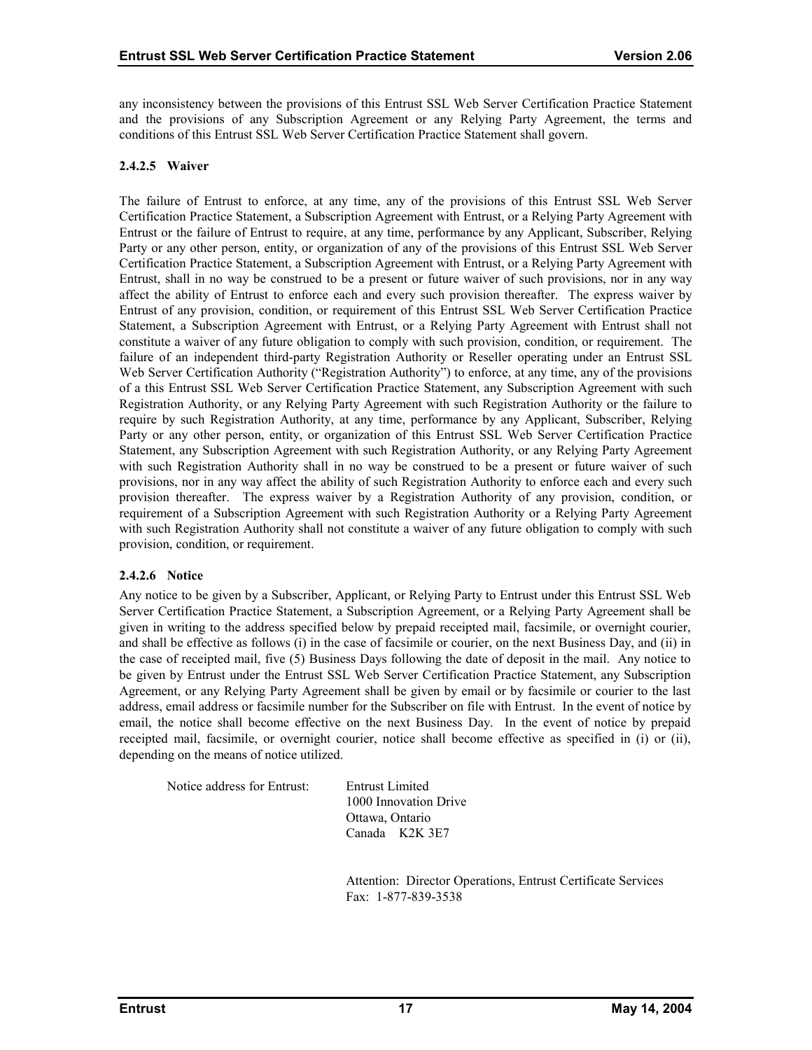any inconsistency between the provisions of this Entrust SSL Web Server Certification Practice Statement and the provisions of any Subscription Agreement or any Relying Party Agreement, the terms and conditions of this Entrust SSL Web Server Certification Practice Statement shall govern.

#### 2.4.2.5 Waiver

The failure of Entrust to enforce, at any time, any of the provisions of this Entrust SSL Web Server Certification Practice Statement, a Subscription Agreement with Entrust, or a Relying Party Agreement with Entrust or the failure of Entrust to require, at any time, performance by any Applicant, Subscriber, Relying Party or any other person, entity, or organization of any of the provisions of this Entrust SSL Web Server Certification Practice Statement, a Subscription Agreement with Entrust, or a Relying Party Agreement with Entrust, shall in no way be construed to be a present or future waiver of such provisions, nor in any way affect the ability of Entrust to enforce each and every such provision thereafter. The express waiver by Entrust of any provision, condition, or requirement of this Entrust SSL Web Server Certification Practice Statement, a Subscription Agreement with Entrust, or a Relying Party Agreement with Entrust shall not constitute a waiver of any future obligation to comply with such provision, condition, or requirement. The failure of an independent third-party Registration Authority or Reseller operating under an Entrust SSL Web Server Certification Authority ("Registration Authority") to enforce, at any time, any of the provisions of a this Entrust SSL Web Server Certification Practice Statement, any Subscription Agreement with such Registration Authority, or any Relying Party Agreement with such Registration Authority or the failure to require by such Registration Authority, at any time, performance by any Applicant, Subscriber, Relying Party or any other person, entity, or organization of this Entrust SSL Web Server Certification Practice Statement, any Subscription Agreement with such Registration Authority, or any Relying Party Agreement with such Registration Authority shall in no way be construed to be a present or future waiver of such provisions, nor in any way affect the ability of such Registration Authority to enforce each and every such provision thereafter. The express waiver by a Registration Authority of any provision, condition, or requirement of a Subscription Agreement with such Registration Authority or a Relying Party Agreement with such Registration Authority shall not constitute a waiver of any future obligation to comply with such provision, condition, or requirement.

#### 2.4.2.6 Notice

Any notice to be given by a Subscriber, Applicant, or Relying Party to Entrust under this Entrust SSL Web Server Certification Practice Statement, a Subscription Agreement, or a Relying Party Agreement shall be given in writing to the address specified below by prepaid receipted mail, facsimile, or overnight courier, and shall be effective as follows (i) in the case of facsimile or courier, on the next Business Day, and (ii) in the case of receipted mail, five (5) Business Days following the date of deposit in the mail. Any notice to be given by Entrust under the Entrust SSL Web Server Certification Practice Statement, any Subscription Agreement, or any Relying Party Agreement shall be given by email or by facsimile or courier to the last address, email address or facsimile number for the Subscriber on file with Entrust. In the event of notice by email, the notice shall become effective on the next Business Day. In the event of notice by prepaid receipted mail, facsimile, or overnight courier, notice shall become effective as specified in (i) or (ii), depending on the means of notice utilized.

Notice address for Entrust:

Entrust Limited
1000 Innovation Drive
Ottawa, Ontario
Canada K2K 3E7

Attention: Director Operations, Entrust Certificate Services
Fax: 1-877-839-3538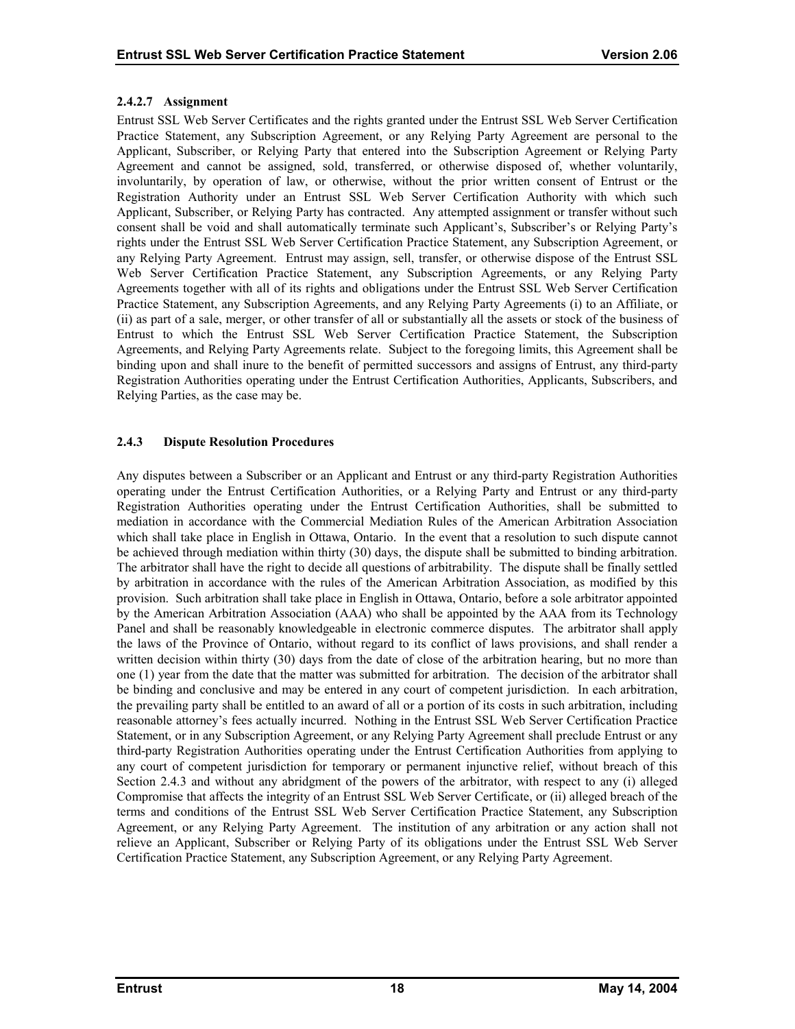#### 2.4.2.7 Assignment

Entrust SSL Web Server Certificates and the rights granted under the Entrust SSL Web Server Certification Practice Statement, any Subscription Agreement, or any Relying Party Agreement are personal to the Applicant, Subscriber, or Relying Party that entered into the Subscription Agreement or Relying Party Agreement and cannot be assigned, sold, transferred, or otherwise disposed of, whether voluntarily, involuntarily, by operation of law, or otherwise, without the prior written consent of Entrust or the Registration Authority under an Entrust SSL Web Server Certification Authority with which such Applicant, Subscriber, or Relying Party has contracted. Any attempted assignment or transfer without such consent shall be void and shall automatically terminate such Applicant's, Subscriber's or Relying Party's rights under the Entrust SSL Web Server Certification Practice Statement, any Subscription Agreement, or any Relying Party Agreement. Entrust may assign, sell, transfer, or otherwise dispose of the Entrust SSL Web Server Certification Practice Statement, any Subscription Agreements, or any Relying Party Agreements together with all of its rights and obligations under the Entrust SSL Web Server Certification Practice Statement, any Subscription Agreements, and any Relying Party Agreements (i) to an Affiliate, or (ii) as part of a sale, merger, or other transfer of all or substantially all the assets or stock of the business of Entrust to which the Entrust SSL Web Server Certification Practice Statement, the Subscription Agreements, and Relying Party Agreements relate. Subject to the foregoing limits, this Agreement shall be binding upon and shall inure to the benefit of permitted successors and assigns of Entrust, any third-party Registration Authorities operating under the Entrust Certification Authorities, Applicants, Subscribers, and Relying Parties, as the case may be.

### 2.4.3 Dispute Resolution Procedures

Any disputes between a Subscriber or an Applicant and Entrust or any third-party Registration Authorities operating under the Entrust Certification Authorities, or a Relying Party and Entrust or any third-party Registration Authorities operating under the Entrust Certification Authorities, shall be submitted to mediation in accordance with the Commercial Mediation Rules of the American Arbitration Association which shall take place in English in Ottawa, Ontario. In the event that a resolution to such dispute cannot be achieved through mediation within thirty (30) days, the dispute shall be submitted to binding arbitration. The arbitrator shall have the right to decide all questions of arbitrability. The dispute shall be finally settled by arbitration in accordance with the rules of the American Arbitration Association, as modified by this provision. Such arbitration shall take place in English in Ottawa, Ontario, before a sole arbitrator appointed by the American Arbitration Association (AAA) who shall be appointed by the AAA from its Technology Panel and shall be reasonably knowledgeable in electronic commerce disputes. The arbitrator shall apply the laws of the Province of Ontario, without regard to its conflict of laws provisions, and shall render a written decision within thirty (30) days from the date of close of the arbitration hearing, but no more than one (1) year from the date that the matter was submitted for arbitration. The decision of the arbitrator shall be binding and conclusive and may be entered in any court of competent jurisdiction. In each arbitration, the prevailing party shall be entitled to an award of all or a portion of its costs in such arbitration, including reasonable attorney's fees actually incurred. Nothing in the Entrust SSL Web Server Certification Practice Statement, or in any Subscription Agreement, or any Relying Party Agreement shall preclude Entrust or any third-party Registration Authorities operating under the Entrust Certification Authorities from applying to any court of competent jurisdiction for temporary or permanent injunctive relief, without breach of this Section 2.4.3 and without any abridgment of the powers of the arbitrator, with respect to any (i) alleged Compromise that affects the integrity of an Entrust SSL Web Server Certificate, or (ii) alleged breach of the terms and conditions of the Entrust SSL Web Server Certification Practice Statement, any Subscription Agreement, or any Relying Party Agreement. The institution of any arbitration or any action shall not relieve an Applicant, Subscriber or Relying Party of its obligations under the Entrust SSL Web Server Certification Practice Statement, any Subscription Agreement, or any Relying Party Agreement.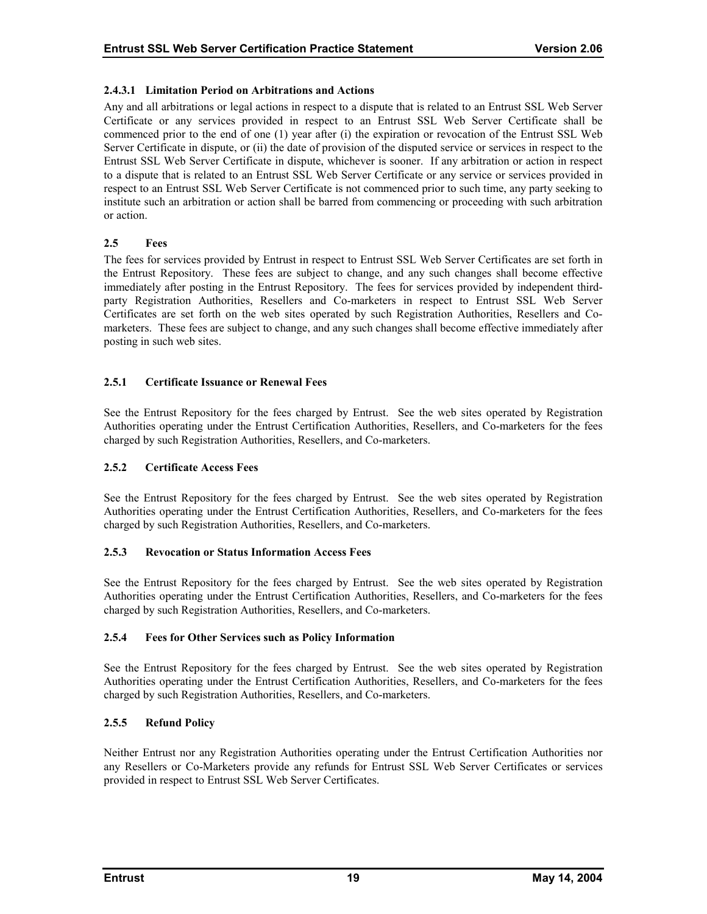#### 2.4.3.1 Limitation Period on Arbitrations and Actions

Any and all arbitrations or legal actions in respect to a dispute that is related to an Entrust SSL Web Server Certificate or any services provided in respect to an Entrust SSL Web Server Certificate shall be commenced prior to the end of one (1) year after (i) the expiration or revocation of the Entrust SSL Web Server Certificate in dispute, or (ii) the date of provision of the disputed service or services in respect to the Entrust SSL Web Server Certificate in dispute, whichever is sooner. If any arbitration or action in respect to a dispute that is related to an Entrust SSL Web Server Certificate or any service or services provided in respect to an Entrust SSL Web Server Certificate is not commenced prior to such time, any party seeking to institute such an arbitration or action shall be barred from commencing or proceeding with such arbitration or action.

## 2.5 Fees

The fees for services provided by Entrust in respect to Entrust SSL Web Server Certificates are set forth in the Entrust Repository. These fees are subject to change, and any such changes shall become effective immediately after posting in the Entrust Repository. The fees for services provided by independent third-party Registration Authorities, Resellers and Co-marketers in respect to Entrust SSL Web Server Certificates are set forth on the web sites operated by such Registration Authorities, Resellers and Co-marketers. These fees are subject to change, and any such changes shall become effective immediately after posting in such web sites.

### 2.5.1 Certificate Issuance or Renewal Fees

See the Entrust Repository for the fees charged by Entrust. See the web sites operated by Registration Authorities operating under the Entrust Certification Authorities, Resellers, and Co-marketers for the fees charged by such Registration Authorities, Resellers, and Co-marketers.

### 2.5.2 Certificate Access Fees

See the Entrust Repository for the fees charged by Entrust. See the web sites operated by Registration Authorities operating under the Entrust Certification Authorities, Resellers, and Co-marketers for the fees charged by such Registration Authorities, Resellers, and Co-marketers.

### 2.5.3 Revocation or Status Information Access Fees

See the Entrust Repository for the fees charged by Entrust. See the web sites operated by Registration Authorities operating under the Entrust Certification Authorities, Resellers, and Co-marketers for the fees charged by such Registration Authorities, Resellers, and Co-marketers.

### 2.5.4 Fees for Other Services such as Policy Information

See the Entrust Repository for the fees charged by Entrust. See the web sites operated by Registration Authorities operating under the Entrust Certification Authorities, Resellers, and Co-marketers for the fees charged by such Registration Authorities, Resellers, and Co-marketers.

### 2.5.5 Refund Policy

Neither Entrust nor any Registration Authorities operating under the Entrust Certification Authorities nor any Resellers or Co-Marketers provide any refunds for Entrust SSL Web Server Certificates or services provided in respect to Entrust SSL Web Server Certificates.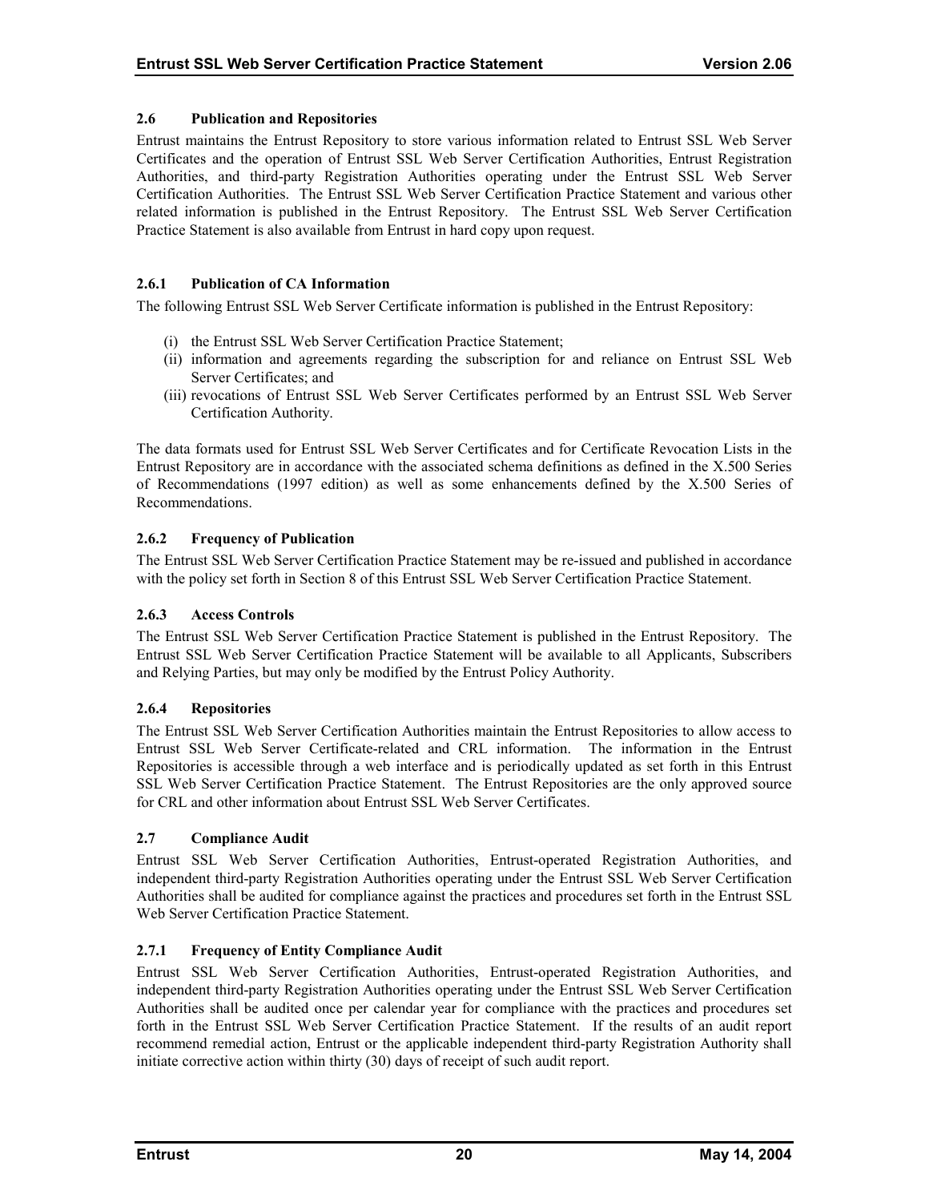## 2.6 Publication and Repositories

Entrust maintains the Entrust Repository to store various information related to Entrust SSL Web Server Certificates and the operation of Entrust SSL Web Server Certification Authorities, Entrust Registration Authorities, and third-party Registration Authorities operating under the Entrust SSL Web Server Certification Authorities. The Entrust SSL Web Server Certification Practice Statement and various other related information is published in the Entrust Repository. The Entrust SSL Web Server Certification Practice Statement is also available from Entrust in hard copy upon request.

### 2.6.1 Publication of CA Information

The following Entrust SSL Web Server Certificate information is published in the Entrust Repository:

(i) the Entrust SSL Web Server Certification Practice Statement;
(ii) information and agreements regarding the subscription for and reliance on Entrust SSL Web Server Certificates; and
(iii) revocations of Entrust SSL Web Server Certificates performed by an Entrust SSL Web Server Certification Authority.

The data formats used for Entrust SSL Web Server Certificates and for Certificate Revocation Lists in the Entrust Repository are in accordance with the associated schema definitions as defined in the X.500 Series of Recommendations (1997 edition) as well as some enhancements defined by the X.500 Series of Recommendations.

### 2.6.2 Frequency of Publication

The Entrust SSL Web Server Certification Practice Statement may be re-issued and published in accordance with the policy set forth in Section 8 of this Entrust SSL Web Server Certification Practice Statement.

### 2.6.3 Access Controls

The Entrust SSL Web Server Certification Practice Statement is published in the Entrust Repository. The Entrust SSL Web Server Certification Practice Statement will be available to all Applicants, Subscribers and Relying Parties, but may only be modified by the Entrust Policy Authority.

### 2.6.4 Repositories

The Entrust SSL Web Server Certification Authorities maintain the Entrust Repositories to allow access to Entrust SSL Web Server Certificate-related and CRL information. The information in the Entrust Repositories is accessible through a web interface and is periodically updated as set forth in this Entrust SSL Web Server Certification Practice Statement. The Entrust Repositories are the only approved source for CRL and other information about Entrust SSL Web Server Certificates.

## 2.7 Compliance Audit

Entrust SSL Web Server Certification Authorities, Entrust-operated Registration Authorities, and independent third-party Registration Authorities operating under the Entrust SSL Web Server Certification Authorities shall be audited for compliance against the practices and procedures set forth in the Entrust SSL Web Server Certification Practice Statement.

### 2.7.1 Frequency of Entity Compliance Audit

Entrust SSL Web Server Certification Authorities, Entrust-operated Registration Authorities, and independent third-party Registration Authorities operating under the Entrust SSL Web Server Certification Authorities shall be audited once per calendar year for compliance with the practices and procedures set forth in the Entrust SSL Web Server Certification Practice Statement. If the results of an audit report recommend remedial action, Entrust or the applicable independent third-party Registration Authority shall initiate corrective action within thirty (30) days of receipt of such audit report.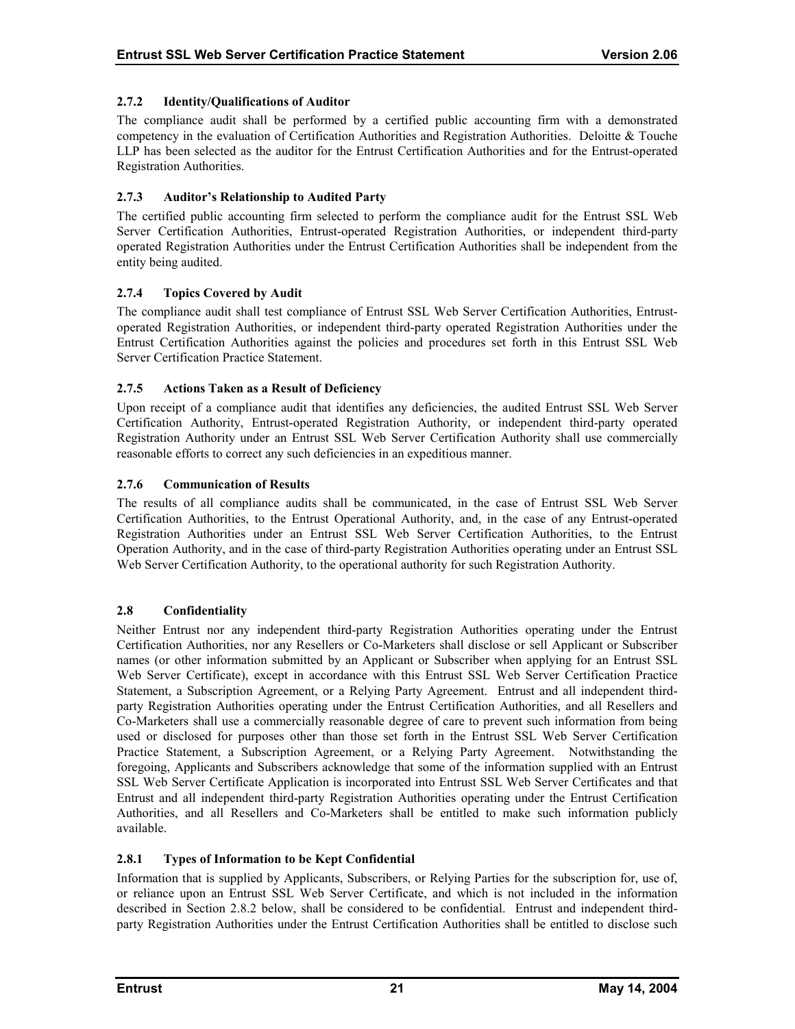### 2.7.2 Identity/Qualifications of Auditor

The compliance audit shall be performed by a certified public accounting firm with a demonstrated competency in the evaluation of Certification Authorities and Registration Authorities. Deloitte & Touche LLP has been selected as the auditor for the Entrust Certification Authorities and for the Entrust-operated Registration Authorities.

### 2.7.3 Auditor's Relationship to Audited Party

The certified public accounting firm selected to perform the compliance audit for the Entrust SSL Web Server Certification Authorities, Entrust-operated Registration Authorities, or independent third-party operated Registration Authorities under the Entrust Certification Authorities shall be independent from the entity being audited.

### 2.7.4 Topics Covered by Audit

The compliance audit shall test compliance of Entrust SSL Web Server Certification Authorities, Entrust-operated Registration Authorities, or independent third-party operated Registration Authorities under the Entrust Certification Authorities against the policies and procedures set forth in this Entrust SSL Web Server Certification Practice Statement.

### 2.7.5 Actions Taken as a Result of Deficiency

Upon receipt of a compliance audit that identifies any deficiencies, the audited Entrust SSL Web Server Certification Authority, Entrust-operated Registration Authority, or independent third-party operated Registration Authority under an Entrust SSL Web Server Certification Authority shall use commercially reasonable efforts to correct any such deficiencies in an expeditious manner.

### 2.7.6 Communication of Results

The results of all compliance audits shall be communicated, in the case of Entrust SSL Web Server Certification Authorities, to the Entrust Operational Authority, and, in the case of any Entrust-operated Registration Authorities under an Entrust SSL Web Server Certification Authorities, to the Entrust Operation Authority, and in the case of third-party Registration Authorities operating under an Entrust SSL Web Server Certification Authority, to the operational authority for such Registration Authority.

## 2.8 Confidentiality

Neither Entrust nor any independent third-party Registration Authorities operating under the Entrust Certification Authorities, nor any Resellers or Co-Marketers shall disclose or sell Applicant or Subscriber names (or other information submitted by an Applicant or Subscriber when applying for an Entrust SSL Web Server Certificate), except in accordance with this Entrust SSL Web Server Certification Practice Statement, a Subscription Agreement, or a Relying Party Agreement. Entrust and all independent third-party Registration Authorities operating under the Entrust Certification Authorities, and all Resellers and Co-Marketers shall use a commercially reasonable degree of care to prevent such information from being used or disclosed for purposes other than those set forth in the Entrust SSL Web Server Certification Practice Statement, a Subscription Agreement, or a Relying Party Agreement. Notwithstanding the foregoing, Applicants and Subscribers acknowledge that some of the information supplied with an Entrust SSL Web Server Certificate Application is incorporated into Entrust SSL Web Server Certificates and that Entrust and all independent third-party Registration Authorities operating under the Entrust Certification Authorities, and all Resellers and Co-Marketers shall be entitled to make such information publicly available.

### 2.8.1 Types of Information to be Kept Confidential

Information that is supplied by Applicants, Subscribers, or Relying Parties for the subscription for, use of, or reliance upon an Entrust SSL Web Server Certificate, and which is not included in the information described in Section 2.8.2 below, shall be considered to be confidential. Entrust and independent third-party Registration Authorities under the Entrust Certification Authorities shall be entitled to disclose such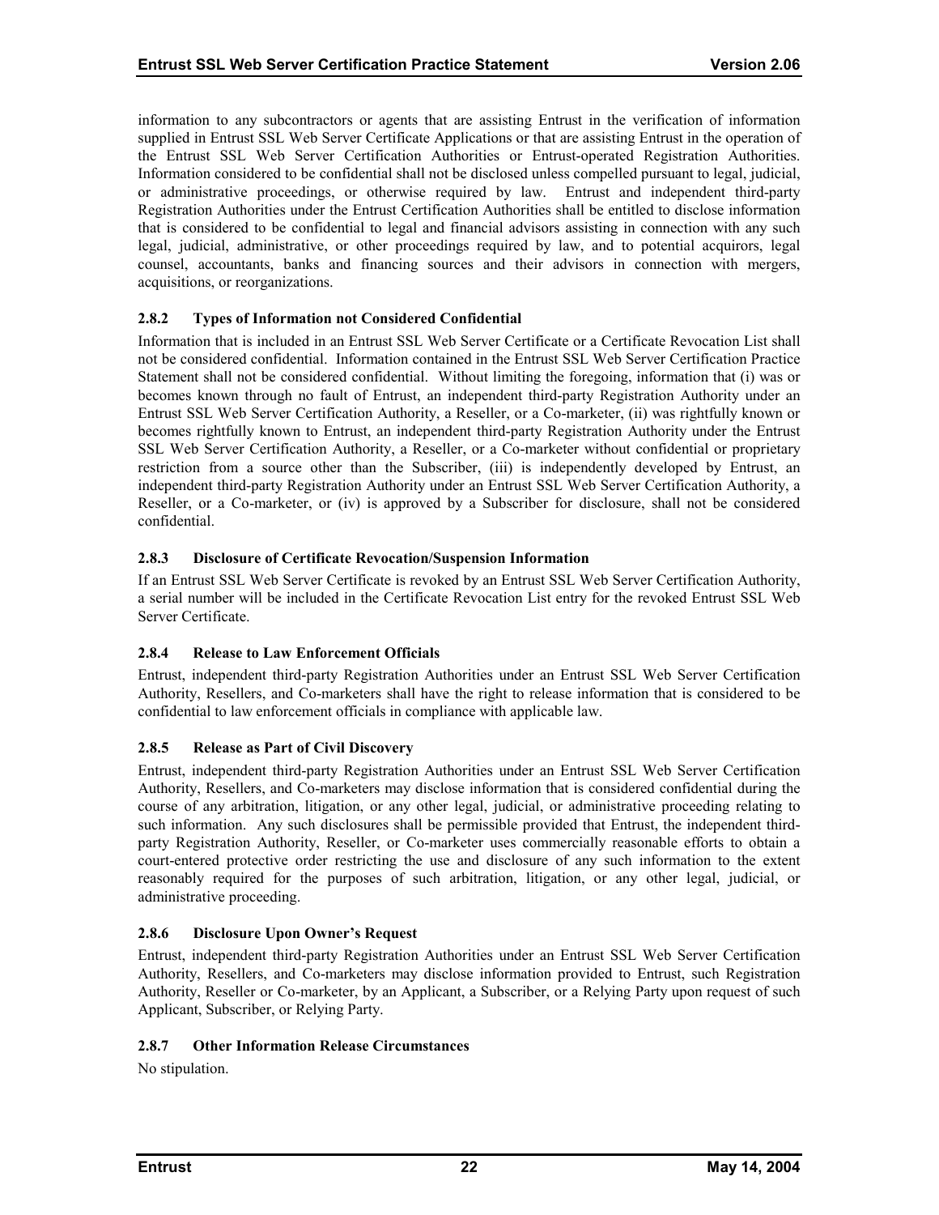information to any subcontractors or agents that are assisting Entrust in the verification of information supplied in Entrust SSL Web Server Certificate Applications or that are assisting Entrust in the operation of the Entrust SSL Web Server Certification Authorities or Entrust-operated Registration Authorities. Information considered to be confidential shall not be disclosed unless compelled pursuant to legal, judicial, or administrative proceedings, or otherwise required by law. Entrust and independent third-party Registration Authorities under the Entrust Certification Authorities shall be entitled to disclose information that is considered to be confidential to legal and financial advisors assisting in connection with any such legal, judicial, administrative, or other proceedings required by law, and to potential acquirors, legal counsel, accountants, banks and financing sources and their advisors in connection with mergers, acquisitions, or reorganizations.

### 2.8.2 Types of Information not Considered Confidential

Information that is included in an Entrust SSL Web Server Certificate or a Certificate Revocation List shall not be considered confidential. Information contained in the Entrust SSL Web Server Certification Practice Statement shall not be considered confidential. Without limiting the foregoing, information that (i) was or becomes known through no fault of Entrust, an independent third-party Registration Authority under an Entrust SSL Web Server Certification Authority, a Reseller, or a Co-marketer, (ii) was rightfully known or becomes rightfully known to Entrust, an independent third-party Registration Authority under the Entrust SSL Web Server Certification Authority, a Reseller, or a Co-marketer without confidential or proprietary restriction from a source other than the Subscriber, (iii) is independently developed by Entrust, an independent third-party Registration Authority under an Entrust SSL Web Server Certification Authority, a Reseller, or a Co-marketer, or (iv) is approved by a Subscriber for disclosure, shall not be considered confidential.

### 2.8.3 Disclosure of Certificate Revocation/Suspension Information

If an Entrust SSL Web Server Certificate is revoked by an Entrust SSL Web Server Certification Authority, a serial number will be included in the Certificate Revocation List entry for the revoked Entrust SSL Web Server Certificate.

### 2.8.4 Release to Law Enforcement Officials

Entrust, independent third-party Registration Authorities under an Entrust SSL Web Server Certification Authority, Resellers, and Co-marketers shall have the right to release information that is considered to be confidential to law enforcement officials in compliance with applicable law.

### 2.8.5 Release as Part of Civil Discovery

Entrust, independent third-party Registration Authorities under an Entrust SSL Web Server Certification Authority, Resellers, and Co-marketers may disclose information that is considered confidential during the course of any arbitration, litigation, or any other legal, judicial, or administrative proceeding relating to such information. Any such disclosures shall be permissible provided that Entrust, the independent third-party Registration Authority, Reseller, or Co-marketer uses commercially reasonable efforts to obtain a court-entered protective order restricting the use and disclosure of any such information to the extent reasonably required for the purposes of such arbitration, litigation, or any other legal, judicial, or administrative proceeding.

### 2.8.6 Disclosure Upon Owner's Request

Entrust, independent third-party Registration Authorities under an Entrust SSL Web Server Certification Authority, Resellers, and Co-marketers may disclose information provided to Entrust, such Registration Authority, Reseller or Co-marketer, by an Applicant, a Subscriber, or a Relying Party upon request of such Applicant, Subscriber, or Relying Party.

### 2.8.7 Other Information Release Circumstances

No stipulation.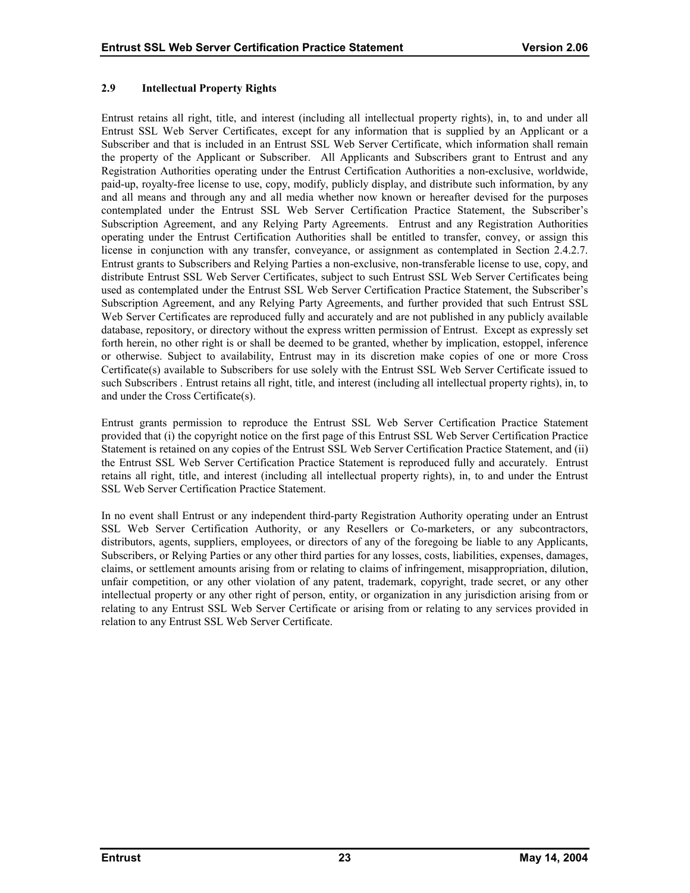### 2.9 Intellectual Property Rights

Entrust retains all right, title, and interest (including all intellectual property rights), in, to and under all Entrust SSL Web Server Certificates, except for any information that is supplied by an Applicant or a Subscriber and that is included in an Entrust SSL Web Server Certificate, which information shall remain the property of the Applicant or Subscriber. All Applicants and Subscribers grant to Entrust and any Registration Authorities operating under the Entrust Certification Authorities a non-exclusive, worldwide, paid-up, royalty-free license to use, copy, modify, publicly display, and distribute such information, by any and all means and through any and all media whether now known or hereafter devised for the purposes contemplated under the Entrust SSL Web Server Certification Practice Statement, the Subscriber's Subscription Agreement, and any Relying Party Agreements. Entrust and any Registration Authorities operating under the Entrust Certification Authorities shall be entitled to transfer, convey, or assign this license in conjunction with any transfer, conveyance, or assignment as contemplated in Section 2.4.2.7. Entrust grants to Subscribers and Relying Parties a non-exclusive, non-transferable license to use, copy, and distribute Entrust SSL Web Server Certificates, subject to such Entrust SSL Web Server Certificates being used as contemplated under the Entrust SSL Web Server Certification Practice Statement, the Subscriber's Subscription Agreement, and any Relying Party Agreements, and further provided that such Entrust SSL Web Server Certificates are reproduced fully and accurately and are not published in any publicly available database, repository, or directory without the express written permission of Entrust. Except as expressly set forth herein, no other right is or shall be deemed to be granted, whether by implication, estoppel, inference or otherwise. Subject to availability, Entrust may in its discretion make copies of one or more Cross Certificate(s) available to Subscribers for use solely with the Entrust SSL Web Server Certificate issued to such Subscribers . Entrust retains all right, title, and interest (including all intellectual property rights), in, to and under the Cross Certificate(s).

Entrust grants permission to reproduce the Entrust SSL Web Server Certification Practice Statement provided that (i) the copyright notice on the first page of this Entrust SSL Web Server Certification Practice Statement is retained on any copies of the Entrust SSL Web Server Certification Practice Statement, and (ii) the Entrust SSL Web Server Certification Practice Statement is reproduced fully and accurately. Entrust retains all right, title, and interest (including all intellectual property rights), in, to and under the Entrust SSL Web Server Certification Practice Statement.

In no event shall Entrust or any independent third-party Registration Authority operating under an Entrust SSL Web Server Certification Authority, or any Resellers or Co-marketers, or any subcontractors, distributors, agents, suppliers, employees, or directors of any of the foregoing be liable to any Applicants, Subscribers, or Relying Parties or any other third parties for any losses, costs, liabilities, expenses, damages, claims, or settlement amounts arising from or relating to claims of infringement, misappropriation, dilution, unfair competition, or any other violation of any patent, trademark, copyright, trade secret, or any other intellectual property or any other right of person, entity, or organization in any jurisdiction arising from or relating to any Entrust SSL Web Server Certificate or arising from or relating to any services provided in relation to any Entrust SSL Web Server Certificate.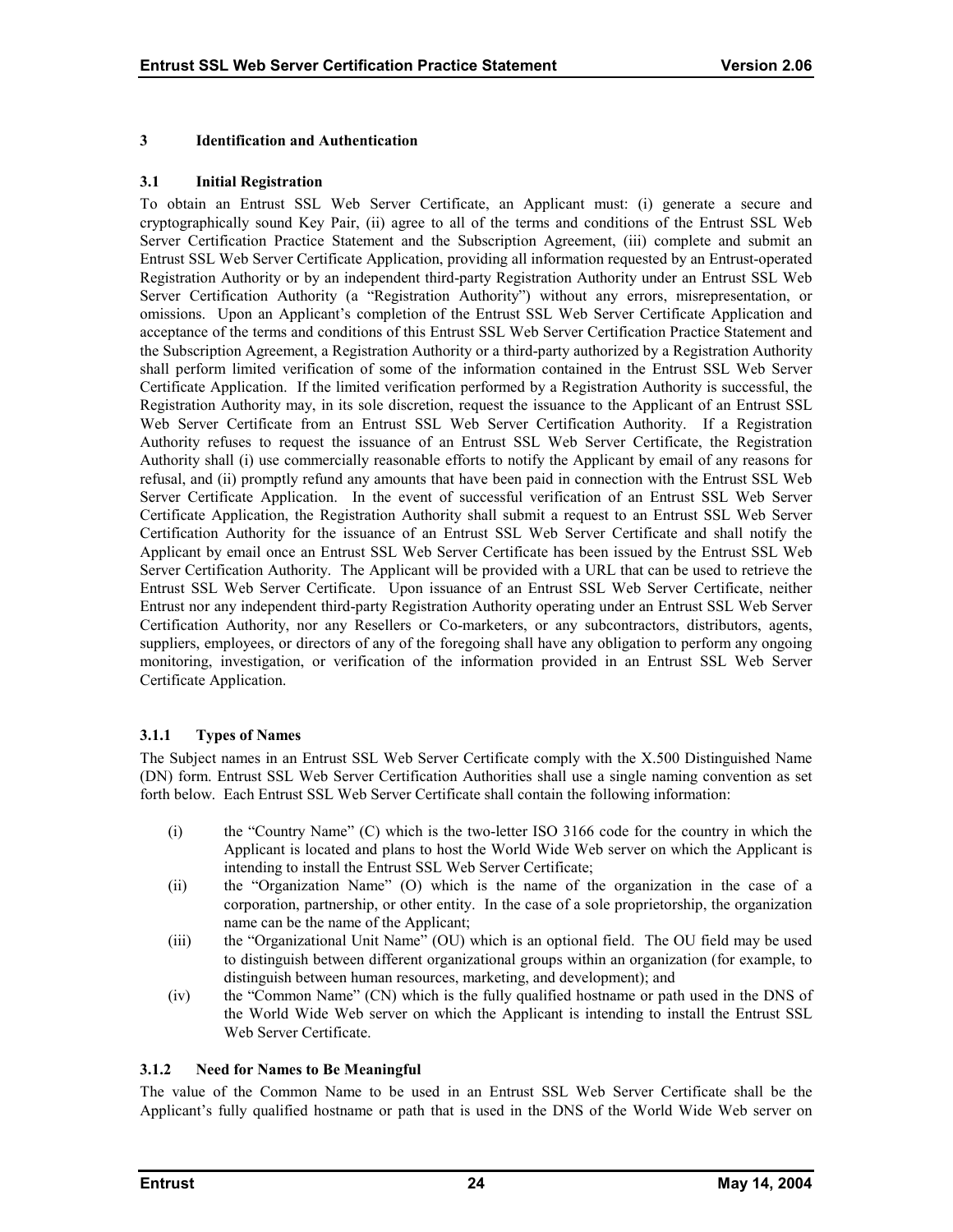# 3 Identification and Authentication

## 3.1 Initial Registration

To obtain an Entrust SSL Web Server Certificate, an Applicant must: (i) generate a secure and cryptographically sound Key Pair, (ii) agree to all of the terms and conditions of the Entrust SSL Web Server Certification Practice Statement and the Subscription Agreement, (iii) complete and submit an Entrust SSL Web Server Certificate Application, providing all information requested by an Entrust-operated Registration Authority or by an independent third-party Registration Authority under an Entrust SSL Web Server Certification Authority (a "Registration Authority") without any errors, misrepresentation, or omissions. Upon an Applicant's completion of the Entrust SSL Web Server Certificate Application and acceptance of the terms and conditions of this Entrust SSL Web Server Certification Practice Statement and the Subscription Agreement, a Registration Authority or a third-party authorized by a Registration Authority shall perform limited verification of some of the information contained in the Entrust SSL Web Server Certificate Application. If the limited verification performed by a Registration Authority is successful, the Registration Authority may, in its sole discretion, request the issuance to the Applicant of an Entrust SSL Web Server Certificate from an Entrust SSL Web Server Certification Authority. If a Registration Authority refuses to request the issuance of an Entrust SSL Web Server Certificate, the Registration Authority shall (i) use commercially reasonable efforts to notify the Applicant by email of any reasons for refusal, and (ii) promptly refund any amounts that have been paid in connection with the Entrust SSL Web Server Certificate Application. In the event of successful verification of an Entrust SSL Web Server Certificate Application, the Registration Authority shall submit a request to an Entrust SSL Web Server Certification Authority for the issuance of an Entrust SSL Web Server Certificate and shall notify the Applicant by email once an Entrust SSL Web Server Certificate has been issued by the Entrust SSL Web Server Certification Authority. The Applicant will be provided with a URL that can be used to retrieve the Entrust SSL Web Server Certificate. Upon issuance of an Entrust SSL Web Server Certificate, neither Entrust nor any independent third-party Registration Authority operating under an Entrust SSL Web Server Certification Authority, nor any Resellers or Co-marketers, or any subcontractors, distributors, agents, suppliers, employees, or directors of any of the foregoing shall have any obligation to perform any ongoing monitoring, investigation, or verification of the information provided in an Entrust SSL Web Server Certificate Application.

### 3.1.1 Types of Names

The Subject names in an Entrust SSL Web Server Certificate comply with the X.500 Distinguished Name (DN) form. Entrust SSL Web Server Certification Authorities shall use a single naming convention as set forth below. Each Entrust SSL Web Server Certificate shall contain the following information:

(i) the "Country Name" (C) which is the two-letter ISO 3166 code for the country in which the Applicant is located and plans to host the World Wide Web server on which the Applicant is intending to install the Entrust SSL Web Server Certificate;

(ii) the "Organization Name" (O) which is the name of the organization in the case of a corporation, partnership, or other entity. In the case of a sole proprietorship, the organization name can be the name of the Applicant;

(iii) the "Organizational Unit Name" (OU) which is an optional field. The OU field may be used to distinguish between different organizational groups within an organization (for example, to distinguish between human resources, marketing, and development); and

(iv) the "Common Name" (CN) which is the fully qualified hostname or path used in the DNS of the World Wide Web server on which the Applicant is intending to install the Entrust SSL Web Server Certificate.

### 3.1.2 Need for Names to Be Meaningful

The value of the Common Name to be used in an Entrust SSL Web Server Certificate shall be the Applicant's fully qualified hostname or path that is used in the DNS of the World Wide Web server on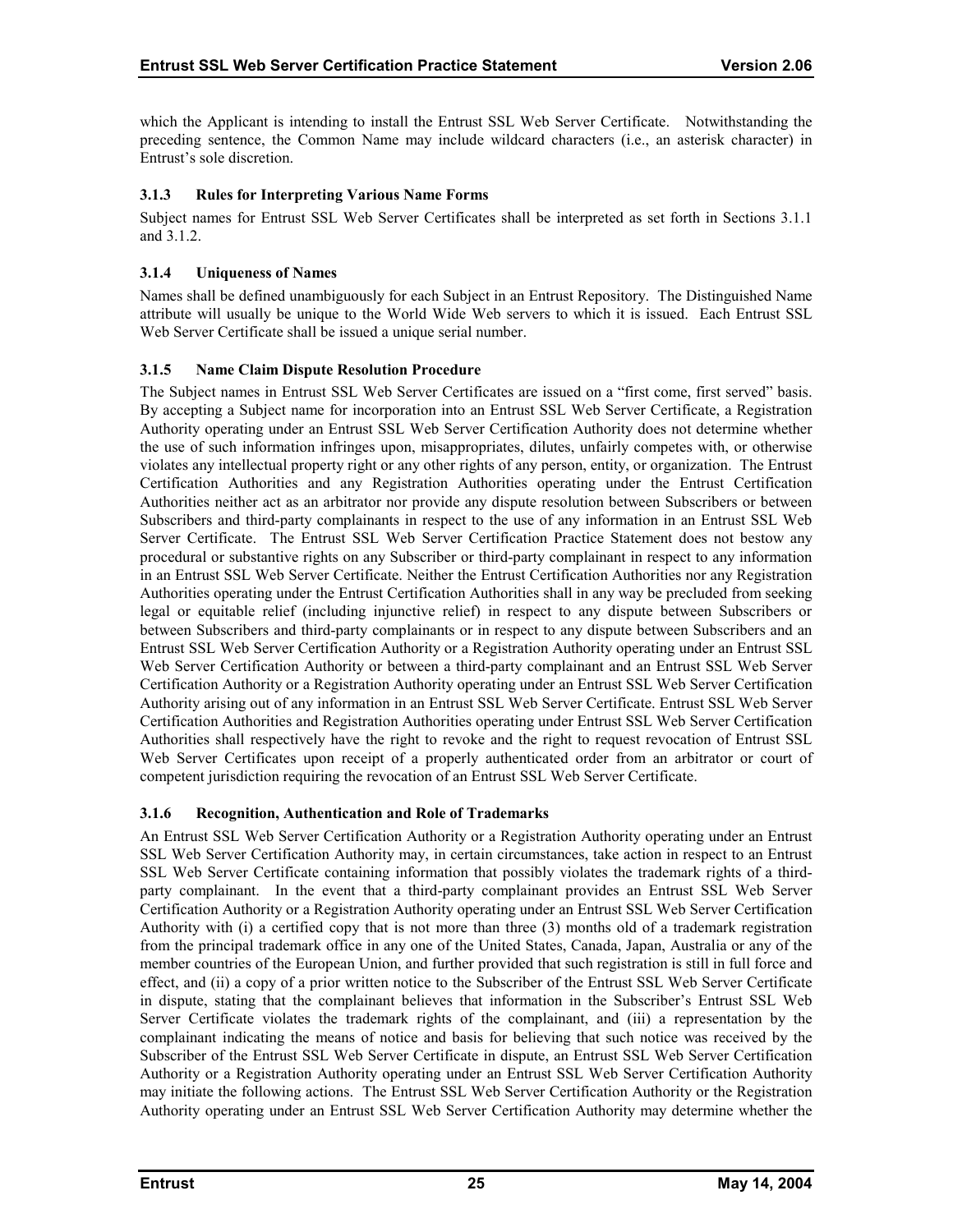which the Applicant is intending to install the Entrust SSL Web Server Certificate. Notwithstanding the preceding sentence, the Common Name may include wildcard characters (i.e., an asterisk character) in Entrust's sole discretion.

### 3.1.3 Rules for Interpreting Various Name Forms

Subject names for Entrust SSL Web Server Certificates shall be interpreted as set forth in Sections 3.1.1 and 3.1.2.

### 3.1.4 Uniqueness of Names

Names shall be defined unambiguously for each Subject in an Entrust Repository. The Distinguished Name attribute will usually be unique to the World Wide Web servers to which it is issued. Each Entrust SSL Web Server Certificate shall be issued a unique serial number.

### 3.1.5 Name Claim Dispute Resolution Procedure

The Subject names in Entrust SSL Web Server Certificates are issued on a "first come, first served" basis. By accepting a Subject name for incorporation into an Entrust SSL Web Server Certificate, a Registration Authority operating under an Entrust SSL Web Server Certification Authority does not determine whether the use of such information infringes upon, misappropriates, dilutes, unfairly competes with, or otherwise violates any intellectual property right or any other rights of any person, entity, or organization. The Entrust Certification Authorities and any Registration Authorities operating under the Entrust Certification Authorities neither act as an arbitrator nor provide any dispute resolution between Subscribers or between Subscribers and third-party complainants in respect to the use of any information in an Entrust SSL Web Server Certificate. The Entrust SSL Web Server Certification Practice Statement does not bestow any procedural or substantive rights on any Subscriber or third-party complainant in respect to any information in an Entrust SSL Web Server Certificate. Neither the Entrust Certification Authorities nor any Registration Authorities operating under the Entrust Certification Authorities shall in any way be precluded from seeking legal or equitable relief (including injunctive relief) in respect to any dispute between Subscribers or between Subscribers and third-party complainants or in respect to any dispute between Subscribers and an Entrust SSL Web Server Certification Authority or a Registration Authority operating under an Entrust SSL Web Server Certification Authority or between a third-party complainant and an Entrust SSL Web Server Certification Authority or a Registration Authority operating under an Entrust SSL Web Server Certification Authority arising out of any information in an Entrust SSL Web Server Certificate. Entrust SSL Web Server Certification Authorities and Registration Authorities operating under Entrust SSL Web Server Certification Authorities shall respectively have the right to revoke and the right to request revocation of Entrust SSL Web Server Certificates upon receipt of a properly authenticated order from an arbitrator or court of competent jurisdiction requiring the revocation of an Entrust SSL Web Server Certificate.

### 3.1.6 Recognition, Authentication and Role of Trademarks

An Entrust SSL Web Server Certification Authority or a Registration Authority operating under an Entrust SSL Web Server Certification Authority may, in certain circumstances, take action in respect to an Entrust SSL Web Server Certificate containing information that possibly violates the trademark rights of a third-party complainant. In the event that a third-party complainant provides an Entrust SSL Web Server Certification Authority or a Registration Authority operating under an Entrust SSL Web Server Certification Authority with (i) a certified copy that is not more than three (3) months old of a trademark registration from the principal trademark office in any one of the United States, Canada, Japan, Australia or any of the member countries of the European Union, and further provided that such registration is still in full force and effect, and (ii) a copy of a prior written notice to the Subscriber of the Entrust SSL Web Server Certificate in dispute, stating that the complainant believes that information in the Subscriber's Entrust SSL Web Server Certificate violates the trademark rights of the complainant, and (iii) a representation by the complainant indicating the means of notice and basis for believing that such notice was received by the Subscriber of the Entrust SSL Web Server Certificate in dispute, an Entrust SSL Web Server Certification Authority or a Registration Authority operating under an Entrust SSL Web Server Certification Authority may initiate the following actions. The Entrust SSL Web Server Certification Authority or the Registration Authority operating under an Entrust SSL Web Server Certification Authority may determine whether the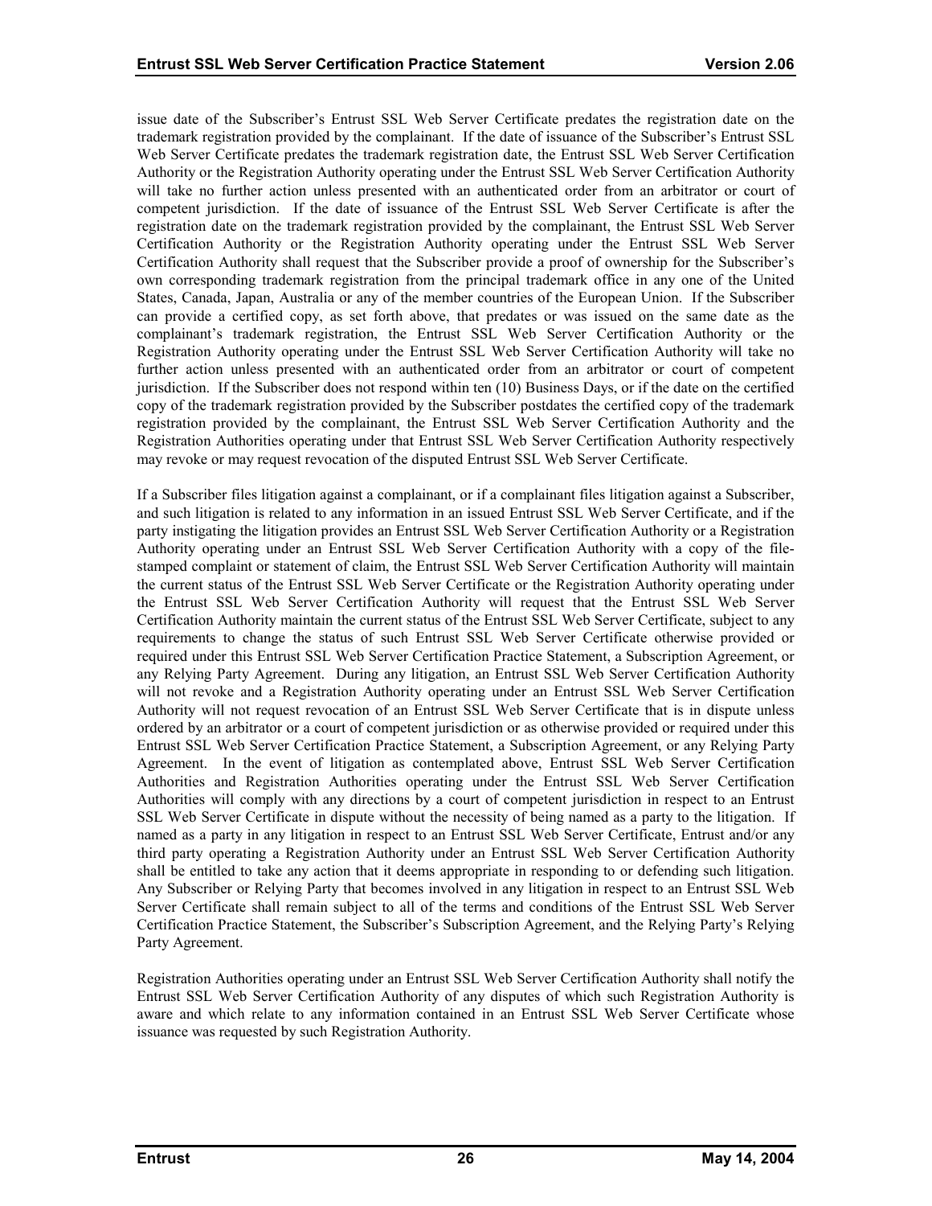issue date of the Subscriber's Entrust SSL Web Server Certificate predates the registration date on the trademark registration provided by the complainant. If the date of issuance of the Subscriber's Entrust SSL Web Server Certificate predates the trademark registration date, the Entrust SSL Web Server Certification Authority or the Registration Authority operating under the Entrust SSL Web Server Certification Authority will take no further action unless presented with an authenticated order from an arbitrator or court of competent jurisdiction. If the date of issuance of the Entrust SSL Web Server Certificate is after the registration date on the trademark registration provided by the complainant, the Entrust SSL Web Server Certification Authority or the Registration Authority operating under the Entrust SSL Web Server Certification Authority shall request that the Subscriber provide a proof of ownership for the Subscriber's own corresponding trademark registration from the principal trademark office in any one of the United States, Canada, Japan, Australia or any of the member countries of the European Union. If the Subscriber can provide a certified copy, as set forth above, that predates or was issued on the same date as the complainant's trademark registration, the Entrust SSL Web Server Certification Authority or the Registration Authority operating under the Entrust SSL Web Server Certification Authority will take no further action unless presented with an authenticated order from an arbitrator or court of competent jurisdiction. If the Subscriber does not respond within ten (10) Business Days, or if the date on the certified copy of the trademark registration provided by the Subscriber postdates the certified copy of the trademark registration provided by the complainant, the Entrust SSL Web Server Certification Authority and the Registration Authorities operating under that Entrust SSL Web Server Certification Authority respectively may revoke or may request revocation of the disputed Entrust SSL Web Server Certificate.

If a Subscriber files litigation against a complainant, or if a complainant files litigation against a Subscriber, and such litigation is related to any information in an issued Entrust SSL Web Server Certificate, and if the party instigating the litigation provides an Entrust SSL Web Server Certification Authority or a Registration Authority operating under an Entrust SSL Web Server Certification Authority with a copy of the file-stamped complaint or statement of claim, the Entrust SSL Web Server Certification Authority will maintain the current status of the Entrust SSL Web Server Certificate or the Registration Authority operating under the Entrust SSL Web Server Certification Authority will request that the Entrust SSL Web Server Certification Authority maintain the current status of the Entrust SSL Web Server Certificate, subject to any requirements to change the status of such Entrust SSL Web Server Certificate otherwise provided or required under this Entrust SSL Web Server Certification Practice Statement, a Subscription Agreement, or any Relying Party Agreement. During any litigation, an Entrust SSL Web Server Certification Authority will not revoke and a Registration Authority operating under an Entrust SSL Web Server Certification Authority will not request revocation of an Entrust SSL Web Server Certificate that is in dispute unless ordered by an arbitrator or a court of competent jurisdiction or as otherwise provided or required under this Entrust SSL Web Server Certification Practice Statement, a Subscription Agreement, or any Relying Party Agreement. In the event of litigation as contemplated above, Entrust SSL Web Server Certification Authorities and Registration Authorities operating under the Entrust SSL Web Server Certification Authorities will comply with any directions by a court of competent jurisdiction in respect to an Entrust SSL Web Server Certificate in dispute without the necessity of being named as a party to the litigation. If named as a party in any litigation in respect to an Entrust SSL Web Server Certificate, Entrust and/or any third party operating a Registration Authority under an Entrust SSL Web Server Certification Authority shall be entitled to take any action that it deems appropriate in responding to or defending such litigation. Any Subscriber or Relying Party that becomes involved in any litigation in respect to an Entrust SSL Web Server Certificate shall remain subject to all of the terms and conditions of the Entrust SSL Web Server Certification Practice Statement, the Subscriber's Subscription Agreement, and the Relying Party's Relying Party Agreement.

Registration Authorities operating under an Entrust SSL Web Server Certification Authority shall notify the Entrust SSL Web Server Certification Authority of any disputes of which such Registration Authority is aware and which relate to any information contained in an Entrust SSL Web Server Certificate whose issuance was requested by such Registration Authority.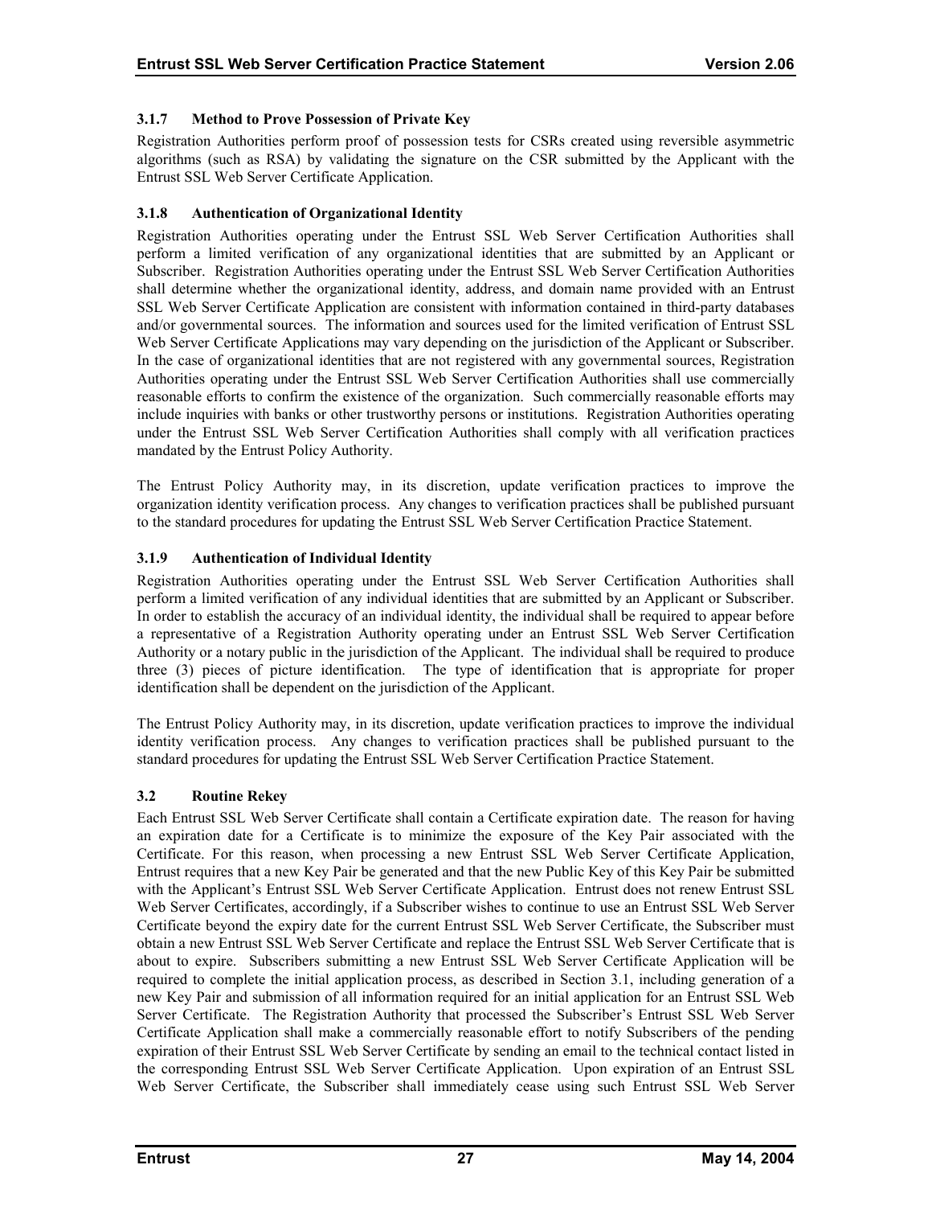### 3.1.7 Method to Prove Possession of Private Key

Registration Authorities perform proof of possession tests for CSRs created using reversible asymmetric algorithms (such as RSA) by validating the signature on the CSR submitted by the Applicant with the Entrust SSL Web Server Certificate Application.

### 3.1.8 Authentication of Organizational Identity

Registration Authorities operating under the Entrust SSL Web Server Certification Authorities shall perform a limited verification of any organizational identities that are submitted by an Applicant or Subscriber. Registration Authorities operating under the Entrust SSL Web Server Certification Authorities shall determine whether the organizational identity, address, and domain name provided with an Entrust SSL Web Server Certificate Application are consistent with information contained in third-party databases and/or governmental sources. The information and sources used for the limited verification of Entrust SSL Web Server Certificate Applications may vary depending on the jurisdiction of the Applicant or Subscriber. In the case of organizational identities that are not registered with any governmental sources, Registration Authorities operating under the Entrust SSL Web Server Certification Authorities shall use commercially reasonable efforts to confirm the existence of the organization. Such commercially reasonable efforts may include inquiries with banks or other trustworthy persons or institutions. Registration Authorities operating under the Entrust SSL Web Server Certification Authorities shall comply with all verification practices mandated by the Entrust Policy Authority.

The Entrust Policy Authority may, in its discretion, update verification practices to improve the organization identity verification process. Any changes to verification practices shall be published pursuant to the standard procedures for updating the Entrust SSL Web Server Certification Practice Statement.

### 3.1.9 Authentication of Individual Identity

Registration Authorities operating under the Entrust SSL Web Server Certification Authorities shall perform a limited verification of any individual identities that are submitted by an Applicant or Subscriber. In order to establish the accuracy of an individual identity, the individual shall be required to appear before a representative of a Registration Authority operating under an Entrust SSL Web Server Certification Authority or a notary public in the jurisdiction of the Applicant. The individual shall be required to produce three (3) pieces of picture identification. The type of identification that is appropriate for proper identification shall be dependent on the jurisdiction of the Applicant.

The Entrust Policy Authority may, in its discretion, update verification practices to improve the individual identity verification process. Any changes to verification practices shall be published pursuant to the standard procedures for updating the Entrust SSL Web Server Certification Practice Statement.

## 3.2 Routine Rekey

Each Entrust SSL Web Server Certificate shall contain a Certificate expiration date. The reason for having an expiration date for a Certificate is to minimize the exposure of the Key Pair associated with the Certificate. For this reason, when processing a new Entrust SSL Web Server Certificate Application, Entrust requires that a new Key Pair be generated and that the new Public Key of this Key Pair be submitted with the Applicant's Entrust SSL Web Server Certificate Application. Entrust does not renew Entrust SSL Web Server Certificates, accordingly, if a Subscriber wishes to continue to use an Entrust SSL Web Server Certificate beyond the expiry date for the current Entrust SSL Web Server Certificate, the Subscriber must obtain a new Entrust SSL Web Server Certificate and replace the Entrust SSL Web Server Certificate that is about to expire. Subscribers submitting a new Entrust SSL Web Server Certificate Application will be required to complete the initial application process, as described in Section 3.1, including generation of a new Key Pair and submission of all information required for an initial application for an Entrust SSL Web Server Certificate. The Registration Authority that processed the Subscriber's Entrust SSL Web Server Certificate Application shall make a commercially reasonable effort to notify Subscribers of the pending expiration of their Entrust SSL Web Server Certificate by sending an email to the technical contact listed in the corresponding Entrust SSL Web Server Certificate Application. Upon expiration of an Entrust SSL Web Server Certificate, the Subscriber shall immediately cease using such Entrust SSL Web Server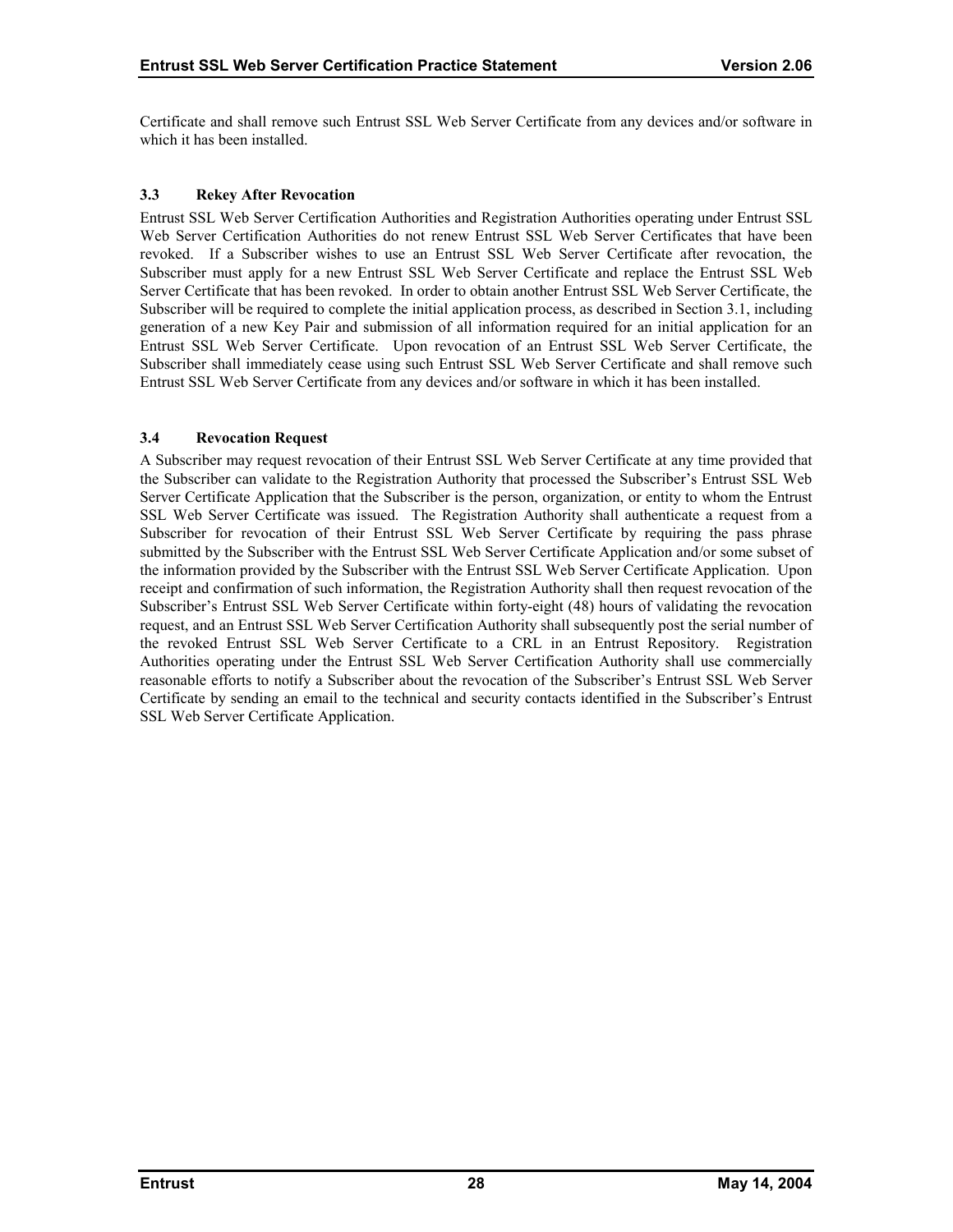Certificate and shall remove such Entrust SSL Web Server Certificate from any devices and/or software in which it has been installed.

### 3.3 Rekey After Revocation

Entrust SSL Web Server Certification Authorities and Registration Authorities operating under Entrust SSL Web Server Certification Authorities do not renew Entrust SSL Web Server Certificates that have been revoked. If a Subscriber wishes to use an Entrust SSL Web Server Certificate after revocation, the Subscriber must apply for a new Entrust SSL Web Server Certificate and replace the Entrust SSL Web Server Certificate that has been revoked. In order to obtain another Entrust SSL Web Server Certificate, the Subscriber will be required to complete the initial application process, as described in Section 3.1, including generation of a new Key Pair and submission of all information required for an initial application for an Entrust SSL Web Server Certificate. Upon revocation of an Entrust SSL Web Server Certificate, the Subscriber shall immediately cease using such Entrust SSL Web Server Certificate and shall remove such Entrust SSL Web Server Certificate from any devices and/or software in which it has been installed.

### 3.4 Revocation Request

A Subscriber may request revocation of their Entrust SSL Web Server Certificate at any time provided that the Subscriber can validate to the Registration Authority that processed the Subscriber's Entrust SSL Web Server Certificate Application that the Subscriber is the person, organization, or entity to whom the Entrust SSL Web Server Certificate was issued. The Registration Authority shall authenticate a request from a Subscriber for revocation of their Entrust SSL Web Server Certificate by requiring the pass phrase submitted by the Subscriber with the Entrust SSL Web Server Certificate Application and/or some subset of the information provided by the Subscriber with the Entrust SSL Web Server Certificate Application. Upon receipt and confirmation of such information, the Registration Authority shall then request revocation of the Subscriber's Entrust SSL Web Server Certificate within forty-eight (48) hours of validating the revocation request, and an Entrust SSL Web Server Certification Authority shall subsequently post the serial number of the revoked Entrust SSL Web Server Certificate to a CRL in an Entrust Repository. Registration Authorities operating under the Entrust SSL Web Server Certification Authority shall use commercially reasonable efforts to notify a Subscriber about the revocation of the Subscriber's Entrust SSL Web Server Certificate by sending an email to the technical and security contacts identified in the Subscriber's Entrust SSL Web Server Certificate Application.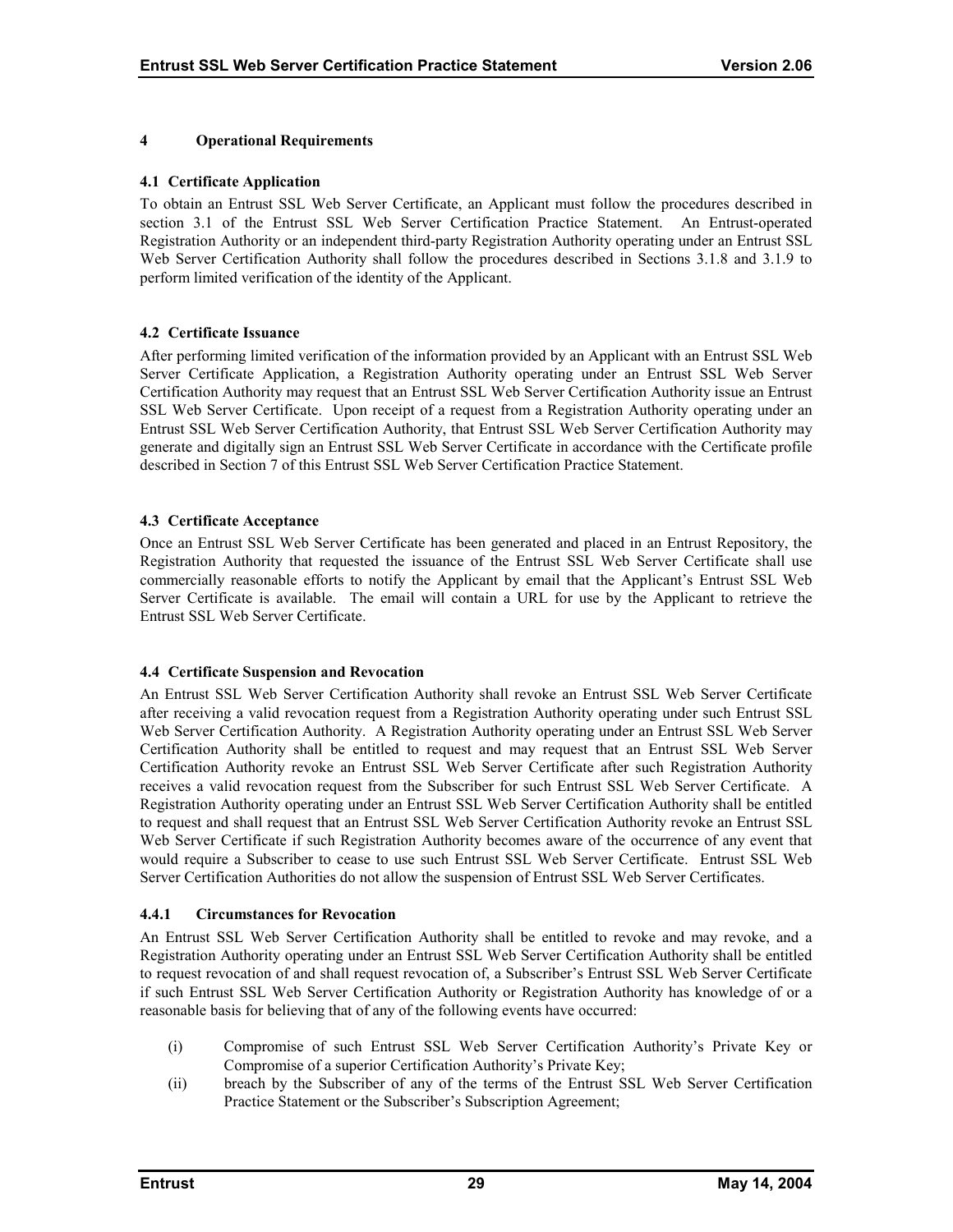# 4 Operational Requirements

## 4.1 Certificate Application

To obtain an Entrust SSL Web Server Certificate, an Applicant must follow the procedures described in section 3.1 of the Entrust SSL Web Server Certification Practice Statement. An Entrust-operated Registration Authority or an independent third-party Registration Authority operating under an Entrust SSL Web Server Certification Authority shall follow the procedures described in Sections 3.1.8 and 3.1.9 to perform limited verification of the identity of the Applicant.

## 4.2 Certificate Issuance

After performing limited verification of the information provided by an Applicant with an Entrust SSL Web Server Certificate Application, a Registration Authority operating under an Entrust SSL Web Server Certification Authority may request that an Entrust SSL Web Server Certification Authority issue an Entrust SSL Web Server Certificate. Upon receipt of a request from a Registration Authority operating under an Entrust SSL Web Server Certification Authority, that Entrust SSL Web Server Certification Authority may generate and digitally sign an Entrust SSL Web Server Certificate in accordance with the Certificate profile described in Section 7 of this Entrust SSL Web Server Certification Practice Statement.

## 4.3 Certificate Acceptance

Once an Entrust SSL Web Server Certificate has been generated and placed in an Entrust Repository, the Registration Authority that requested the issuance of the Entrust SSL Web Server Certificate shall use commercially reasonable efforts to notify the Applicant by email that the Applicant's Entrust SSL Web Server Certificate is available. The email will contain a URL for use by the Applicant to retrieve the Entrust SSL Web Server Certificate.

## 4.4 Certificate Suspension and Revocation

An Entrust SSL Web Server Certification Authority shall revoke an Entrust SSL Web Server Certificate after receiving a valid revocation request from a Registration Authority operating under such Entrust SSL Web Server Certification Authority. A Registration Authority operating under an Entrust SSL Web Server Certification Authority shall be entitled to request and may request that an Entrust SSL Web Server Certification Authority revoke an Entrust SSL Web Server Certificate after such Registration Authority receives a valid revocation request from the Subscriber for such Entrust SSL Web Server Certificate. A Registration Authority operating under an Entrust SSL Web Server Certification Authority shall be entitled to request and shall request that an Entrust SSL Web Server Certification Authority revoke an Entrust SSL Web Server Certificate if such Registration Authority becomes aware of the occurrence of any event that would require a Subscriber to cease to use such Entrust SSL Web Server Certificate. Entrust SSL Web Server Certification Authorities do not allow the suspension of Entrust SSL Web Server Certificates.

### 4.4.1 Circumstances for Revocation

An Entrust SSL Web Server Certification Authority shall be entitled to revoke and may revoke, and a Registration Authority operating under an Entrust SSL Web Server Certification Authority shall be entitled to request revocation of and shall request revocation of, a Subscriber's Entrust SSL Web Server Certificate if such Entrust SSL Web Server Certification Authority or Registration Authority has knowledge of or a reasonable basis for believing that of any of the following events have occurred:

(i) Compromise of such Entrust SSL Web Server Certification Authority's Private Key or Compromise of a superior Certification Authority's Private Key;

(ii) breach by the Subscriber of any of the terms of the Entrust SSL Web Server Certification Practice Statement or the Subscriber's Subscription Agreement;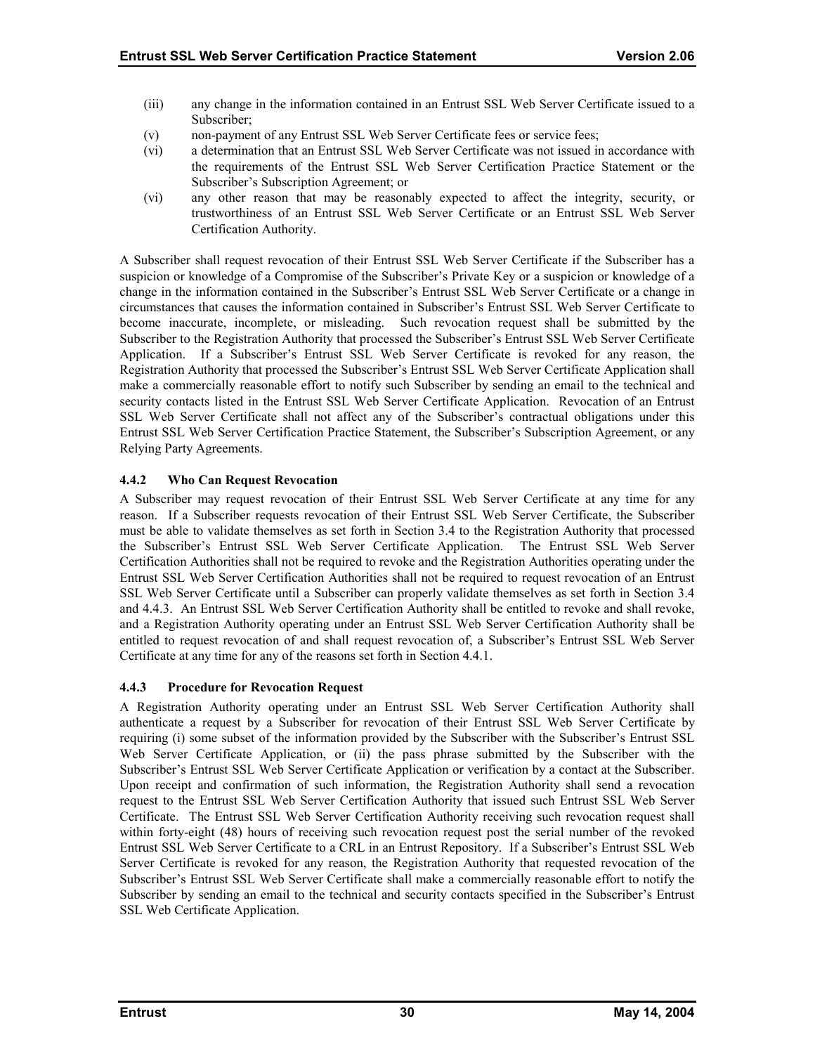(iii) any change in the information contained in an Entrust SSL Web Server Certificate issued to a Subscriber;

(v) non-payment of any Entrust SSL Web Server Certificate fees or service fees;

(vi) a determination that an Entrust SSL Web Server Certificate was not issued in accordance with the requirements of the Entrust SSL Web Server Certification Practice Statement or the Subscriber's Subscription Agreement; or

(vi) any other reason that may be reasonably expected to affect the integrity, security, or trustworthiness of an Entrust SSL Web Server Certificate or an Entrust SSL Web Server Certification Authority.

A Subscriber shall request revocation of their Entrust SSL Web Server Certificate if the Subscriber has a suspicion or knowledge of a Compromise of the Subscriber's Private Key or a suspicion or knowledge of a change in the information contained in the Subscriber's Entrust SSL Web Server Certificate or a change in circumstances that causes the information contained in Subscriber's Entrust SSL Web Server Certificate to become inaccurate, incomplete, or misleading. Such revocation request shall be submitted by the Subscriber to the Registration Authority that processed the Subscriber's Entrust SSL Web Server Certificate Application. If a Subscriber's Entrust SSL Web Server Certificate is revoked for any reason, the Registration Authority that processed the Subscriber's Entrust SSL Web Server Certificate Application shall make a commercially reasonable effort to notify such Subscriber by sending an email to the technical and security contacts listed in the Entrust SSL Web Server Certificate Application. Revocation of an Entrust SSL Web Server Certificate shall not affect any of the Subscriber's contractual obligations under this Entrust SSL Web Server Certification Practice Statement, the Subscriber's Subscription Agreement, or any Relying Party Agreements.

### 4.4.2 Who Can Request Revocation

A Subscriber may request revocation of their Entrust SSL Web Server Certificate at any time for any reason. If a Subscriber requests revocation of their Entrust SSL Web Server Certificate, the Subscriber must be able to validate themselves as set forth in Section 3.4 to the Registration Authority that processed the Subscriber's Entrust SSL Web Server Certificate Application. The Entrust SSL Web Server Certification Authorities shall not be required to revoke and the Registration Authorities operating under the Entrust SSL Web Server Certification Authorities shall not be required to request revocation of an Entrust SSL Web Server Certificate until a Subscriber can properly validate themselves as set forth in Section 3.4 and 4.4.3. An Entrust SSL Web Server Certification Authority shall be entitled to revoke and shall revoke, and a Registration Authority operating under an Entrust SSL Web Server Certification Authority shall be entitled to request revocation of and shall request revocation of, a Subscriber's Entrust SSL Web Server Certificate at any time for any of the reasons set forth in Section 4.4.1.

### 4.4.3 Procedure for Revocation Request

A Registration Authority operating under an Entrust SSL Web Server Certification Authority shall authenticate a request by a Subscriber for revocation of their Entrust SSL Web Server Certificate by requiring (i) some subset of the information provided by the Subscriber with the Subscriber's Entrust SSL Web Server Certificate Application, or (ii) the pass phrase submitted by the Subscriber with the Subscriber's Entrust SSL Web Server Certificate Application or verification by a contact at the Subscriber. Upon receipt and confirmation of such information, the Registration Authority shall send a revocation request to the Entrust SSL Web Server Certification Authority that issued such Entrust SSL Web Server Certificate. The Entrust SSL Web Server Certification Authority receiving such revocation request shall within forty-eight (48) hours of receiving such revocation request post the serial number of the revoked Entrust SSL Web Server Certificate to a CRL in an Entrust Repository. If a Subscriber's Entrust SSL Web Server Certificate is revoked for any reason, the Registration Authority that requested revocation of the Subscriber's Entrust SSL Web Server Certificate shall make a commercially reasonable effort to notify the Subscriber by sending an email to the technical and security contacts specified in the Subscriber's Entrust SSL Web Certificate Application.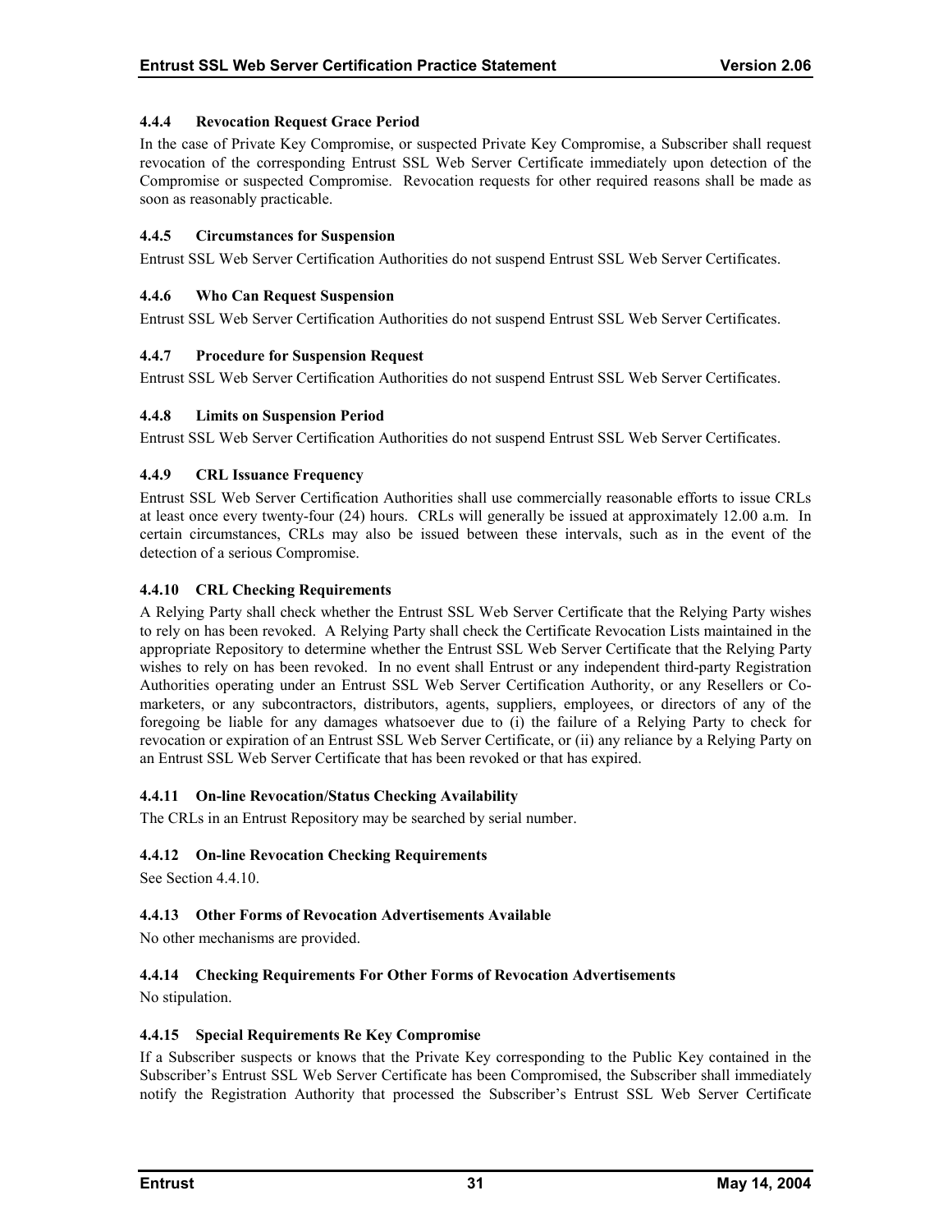### 4.4.4 Revocation Request Grace Period

In the case of Private Key Compromise, or suspected Private Key Compromise, a Subscriber shall request revocation of the corresponding Entrust SSL Web Server Certificate immediately upon detection of the Compromise or suspected Compromise. Revocation requests for other required reasons shall be made as soon as reasonably practicable.

### 4.4.5 Circumstances for Suspension

Entrust SSL Web Server Certification Authorities do not suspend Entrust SSL Web Server Certificates.

### 4.4.6 Who Can Request Suspension

Entrust SSL Web Server Certification Authorities do not suspend Entrust SSL Web Server Certificates.

### 4.4.7 Procedure for Suspension Request

Entrust SSL Web Server Certification Authorities do not suspend Entrust SSL Web Server Certificates.

### 4.4.8 Limits on Suspension Period

Entrust SSL Web Server Certification Authorities do not suspend Entrust SSL Web Server Certificates.

### 4.4.9 CRL Issuance Frequency

Entrust SSL Web Server Certification Authorities shall use commercially reasonable efforts to issue CRLs at least once every twenty-four (24) hours. CRLs will generally be issued at approximately 12.00 a.m. In certain circumstances, CRLs may also be issued between these intervals, such as in the event of the detection of a serious Compromise.

### 4.4.10 CRL Checking Requirements

A Relying Party shall check whether the Entrust SSL Web Server Certificate that the Relying Party wishes to rely on has been revoked. A Relying Party shall check the Certificate Revocation Lists maintained in the appropriate Repository to determine whether the Entrust SSL Web Server Certificate that the Relying Party wishes to rely on has been revoked. In no event shall Entrust or any independent third-party Registration Authorities operating under an Entrust SSL Web Server Certification Authority, or any Resellers or Co-marketers, or any subcontractors, distributors, agents, suppliers, employees, or directors of any of the foregoing be liable for any damages whatsoever due to (i) the failure of a Relying Party to check for revocation or expiration of an Entrust SSL Web Server Certificate, or (ii) any reliance by a Relying Party on an Entrust SSL Web Server Certificate that has been revoked or that has expired.

### 4.4.11 On-line Revocation/Status Checking Availability

The CRLs in an Entrust Repository may be searched by serial number.

### 4.4.12 On-line Revocation Checking Requirements

See Section 4.4.10.

### 4.4.13 Other Forms of Revocation Advertisements Available

No other mechanisms are provided.

### 4.4.14 Checking Requirements For Other Forms of Revocation Advertisements

No stipulation.

### 4.4.15 Special Requirements Re Key Compromise

If a Subscriber suspects or knows that the Private Key corresponding to the Public Key contained in the Subscriber's Entrust SSL Web Server Certificate has been Compromised, the Subscriber shall immediately notify the Registration Authority that processed the Subscriber's Entrust SSL Web Server Certificate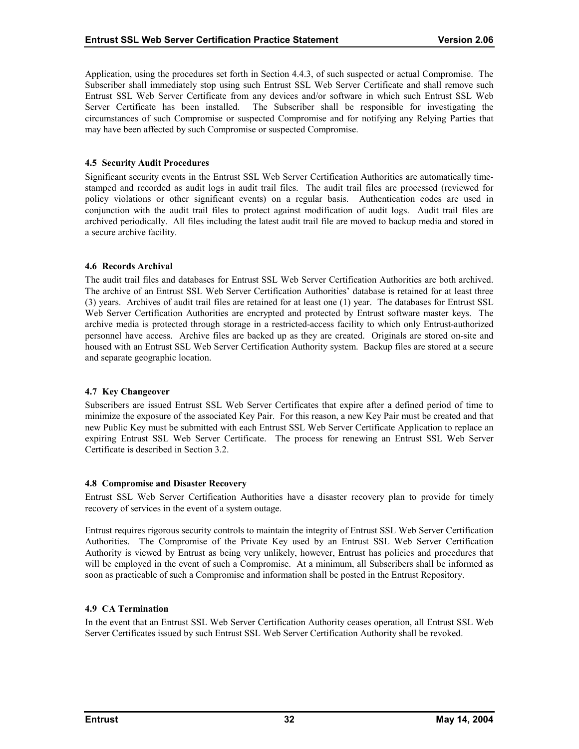Application, using the procedures set forth in Section 4.4.3, of such suspected or actual Compromise. The Subscriber shall immediately stop using such Entrust SSL Web Server Certificate and shall remove such Entrust SSL Web Server Certificate from any devices and/or software in which such Entrust SSL Web Server Certificate has been installed. The Subscriber shall be responsible for investigating the circumstances of such Compromise or suspected Compromise and for notifying any Relying Parties that may have been affected by such Compromise or suspected Compromise.

### 4.5 Security Audit Procedures

Significant security events in the Entrust SSL Web Server Certification Authorities are automatically time-stamped and recorded as audit logs in audit trail files. The audit trail files are processed (reviewed for policy violations or other significant events) on a regular basis. Authentication codes are used in conjunction with the audit trail files to protect against modification of audit logs. Audit trail files are archived periodically. All files including the latest audit trail file are moved to backup media and stored in a secure archive facility.

### 4.6 Records Archival

The audit trail files and databases for Entrust SSL Web Server Certification Authorities are both archived. The archive of an Entrust SSL Web Server Certification Authorities' database is retained for at least three (3) years. Archives of audit trail files are retained for at least one (1) year. The databases for Entrust SSL Web Server Certification Authorities are encrypted and protected by Entrust software master keys. The archive media is protected through storage in a restricted-access facility to which only Entrust-authorized personnel have access. Archive files are backed up as they are created. Originals are stored on-site and housed with an Entrust SSL Web Server Certification Authority system. Backup files are stored at a secure and separate geographic location.

### 4.7 Key Changeover

Subscribers are issued Entrust SSL Web Server Certificates that expire after a defined period of time to minimize the exposure of the associated Key Pair. For this reason, a new Key Pair must be created and that new Public Key must be submitted with each Entrust SSL Web Server Certificate Application to replace an expiring Entrust SSL Web Server Certificate. The process for renewing an Entrust SSL Web Server Certificate is described in Section 3.2.

### 4.8 Compromise and Disaster Recovery

Entrust SSL Web Server Certification Authorities have a disaster recovery plan to provide for timely recovery of services in the event of a system outage.

Entrust requires rigorous security controls to maintain the integrity of Entrust SSL Web Server Certification Authorities. The Compromise of the Private Key used by an Entrust SSL Web Server Certification Authority is viewed by Entrust as being very unlikely, however, Entrust has policies and procedures that will be employed in the event of such a Compromise. At a minimum, all Subscribers shall be informed as soon as practicable of such a Compromise and information shall be posted in the Entrust Repository.

### 4.9 CA Termination

In the event that an Entrust SSL Web Server Certification Authority ceases operation, all Entrust SSL Web Server Certificates issued by such Entrust SSL Web Server Certification Authority shall be revoked.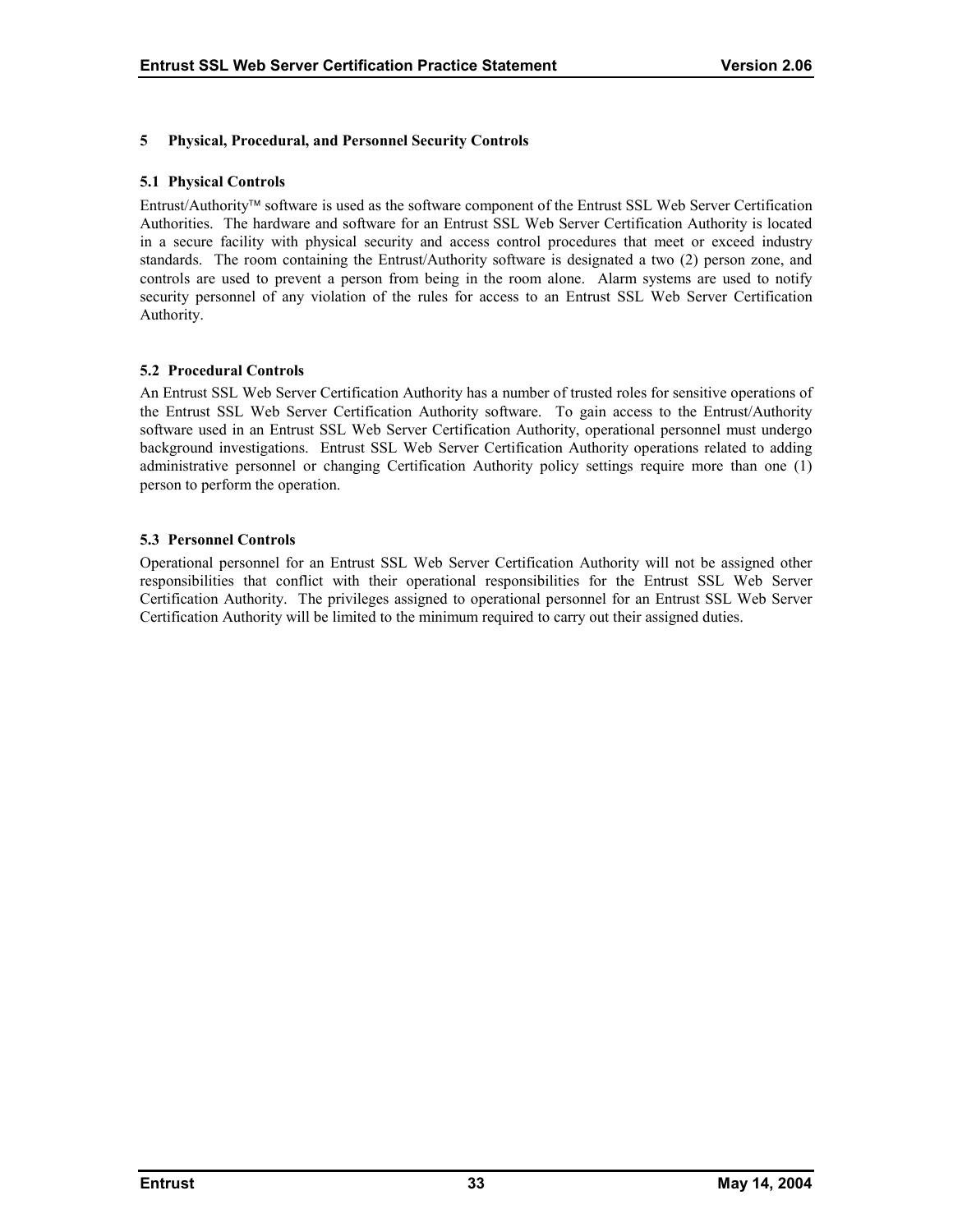# 5 Physical, Procedural, and Personnel Security Controls

## 5.1 Physical Controls

Entrust/Authority™ software is used as the software component of the Entrust SSL Web Server Certification Authorities. The hardware and software for an Entrust SSL Web Server Certification Authority is located in a secure facility with physical security and access control procedures that meet or exceed industry standards. The room containing the Entrust/Authority software is designated a two (2) person zone, and controls are used to prevent a person from being in the room alone. Alarm systems are used to notify security personnel of any violation of the rules for access to an Entrust SSL Web Server Certification Authority.

## 5.2 Procedural Controls

An Entrust SSL Web Server Certification Authority has a number of trusted roles for sensitive operations of the Entrust SSL Web Server Certification Authority software. To gain access to the Entrust/Authority software used in an Entrust SSL Web Server Certification Authority, operational personnel must undergo background investigations. Entrust SSL Web Server Certification Authority operations related to adding administrative personnel or changing Certification Authority policy settings require more than one (1) person to perform the operation.

## 5.3 Personnel Controls

Operational personnel for an Entrust SSL Web Server Certification Authority will not be assigned other responsibilities that conflict with their operational responsibilities for the Entrust SSL Web Server Certification Authority. The privileges assigned to operational personnel for an Entrust SSL Web Server Certification Authority will be limited to the minimum required to carry out their assigned duties.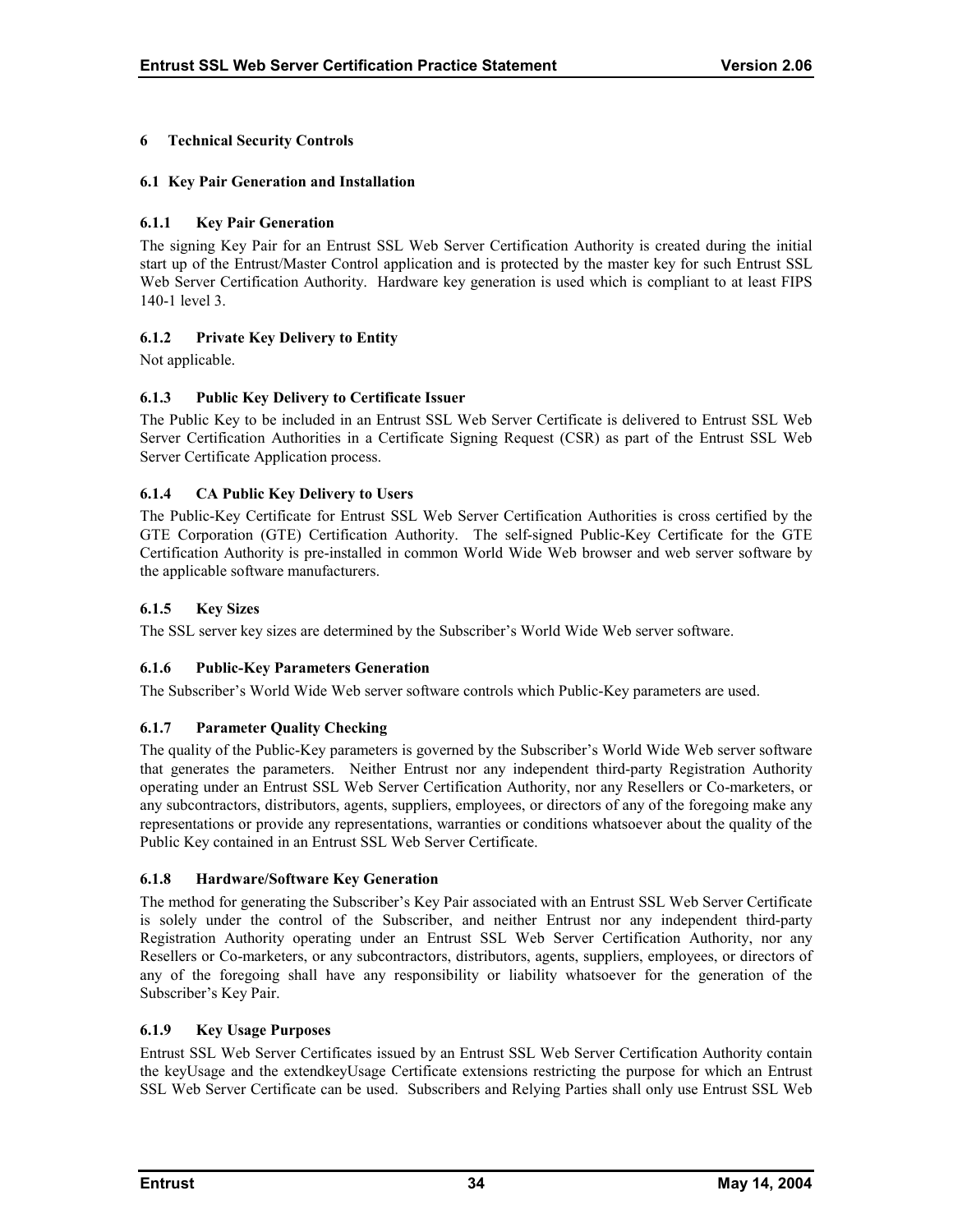# 6 Technical Security Controls

## 6.1 Key Pair Generation and Installation

### 6.1.1 Key Pair Generation

The signing Key Pair for an Entrust SSL Web Server Certification Authority is created during the initial start up of the Entrust/Master Control application and is protected by the master key for such Entrust SSL Web Server Certification Authority. Hardware key generation is used which is compliant to at least FIPS 140-1 level 3.

### 6.1.2 Private Key Delivery to Entity

Not applicable.

### 6.1.3 Public Key Delivery to Certificate Issuer

The Public Key to be included in an Entrust SSL Web Server Certificate is delivered to Entrust SSL Web Server Certification Authorities in a Certificate Signing Request (CSR) as part of the Entrust SSL Web Server Certificate Application process.

### 6.1.4 CA Public Key Delivery to Users

The Public-Key Certificate for Entrust SSL Web Server Certification Authorities is cross certified by the GTE Corporation (GTE) Certification Authority. The self-signed Public-Key Certificate for the GTE Certification Authority is pre-installed in common World Wide Web browser and web server software by the applicable software manufacturers.

### 6.1.5 Key Sizes

The SSL server key sizes are determined by the Subscriber's World Wide Web server software.

### 6.1.6 Public-Key Parameters Generation

The Subscriber's World Wide Web server software controls which Public-Key parameters are used.

### 6.1.7 Parameter Quality Checking

The quality of the Public-Key parameters is governed by the Subscriber's World Wide Web server software that generates the parameters. Neither Entrust nor any independent third-party Registration Authority operating under an Entrust SSL Web Server Certification Authority, nor any Resellers or Co-marketers, or any subcontractors, distributors, agents, suppliers, employees, or directors of any of the foregoing make any representations or provide any representations, warranties or conditions whatsoever about the quality of the Public Key contained in an Entrust SSL Web Server Certificate.

### 6.1.8 Hardware/Software Key Generation

The method for generating the Subscriber's Key Pair associated with an Entrust SSL Web Server Certificate is solely under the control of the Subscriber, and neither Entrust nor any independent third-party Registration Authority operating under an Entrust SSL Web Server Certification Authority, nor any Resellers or Co-marketers, or any subcontractors, distributors, agents, suppliers, employees, or directors of any of the foregoing shall have any responsibility or liability whatsoever for the generation of the Subscriber's Key Pair.

### 6.1.9 Key Usage Purposes

Entrust SSL Web Server Certificates issued by an Entrust SSL Web Server Certification Authority contain the keyUsage and the extendkeyUsage Certificate extensions restricting the purpose for which an Entrust SSL Web Server Certificate can be used. Subscribers and Relying Parties shall only use Entrust SSL Web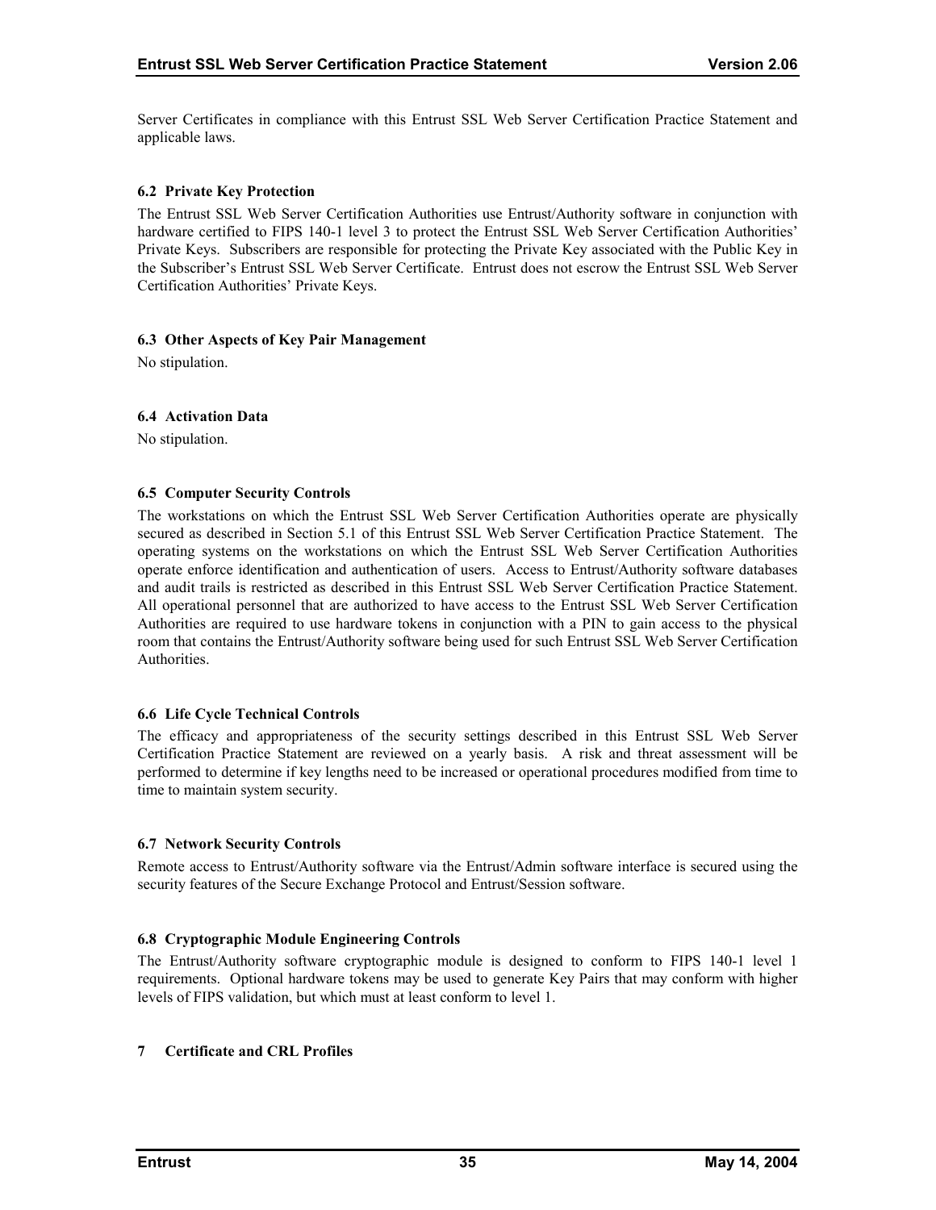Server Certificates in compliance with this Entrust SSL Web Server Certification Practice Statement and applicable laws.

### 6.2 Private Key Protection

The Entrust SSL Web Server Certification Authorities use Entrust/Authority software in conjunction with hardware certified to FIPS 140-1 level 3 to protect the Entrust SSL Web Server Certification Authorities' Private Keys. Subscribers are responsible for protecting the Private Key associated with the Public Key in the Subscriber's Entrust SSL Web Server Certificate. Entrust does not escrow the Entrust SSL Web Server Certification Authorities' Private Keys.

### 6.3 Other Aspects of Key Pair Management

No stipulation.

### 6.4 Activation Data

No stipulation.

### 6.5 Computer Security Controls

The workstations on which the Entrust SSL Web Server Certification Authorities operate are physically secured as described in Section 5.1 of this Entrust SSL Web Server Certification Practice Statement. The operating systems on the workstations on which the Entrust SSL Web Server Certification Authorities operate enforce identification and authentication of users. Access to Entrust/Authority software databases and audit trails is restricted as described in this Entrust SSL Web Server Certification Practice Statement. All operational personnel that are authorized to have access to the Entrust SSL Web Server Certification Authorities are required to use hardware tokens in conjunction with a PIN to gain access to the physical room that contains the Entrust/Authority software being used for such Entrust SSL Web Server Certification Authorities.

### 6.6 Life Cycle Technical Controls

The efficacy and appropriateness of the security settings described in this Entrust SSL Web Server Certification Practice Statement are reviewed on a yearly basis. A risk and threat assessment will be performed to determine if key lengths need to be increased or operational procedures modified from time to time to maintain system security.

### 6.7 Network Security Controls

Remote access to Entrust/Authority software via the Entrust/Admin software interface is secured using the security features of the Secure Exchange Protocol and Entrust/Session software.

### 6.8 Cryptographic Module Engineering Controls

The Entrust/Authority software cryptographic module is designed to conform to FIPS 140-1 level 1 requirements. Optional hardware tokens may be used to generate Key Pairs that may conform with higher levels of FIPS validation, but which must at least conform to level 1.

## 7 Certificate and CRL Profiles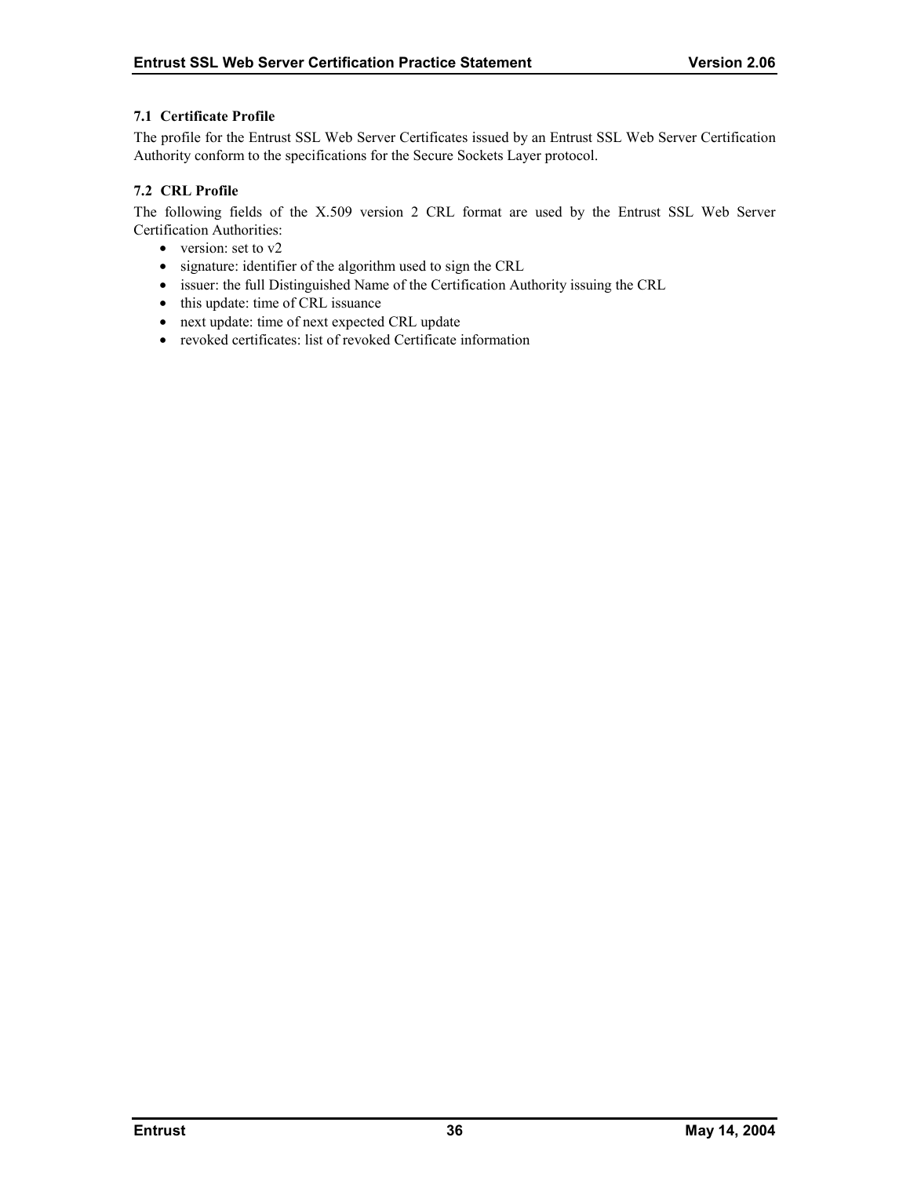### 7.1 Certificate Profile

The profile for the Entrust SSL Web Server Certificates issued by an Entrust SSL Web Server Certification Authority conform to the specifications for the Secure Sockets Layer protocol.

### 7.2 CRL Profile

The following fields of the X.509 version 2 CRL format are used by the Entrust SSL Web Server Certification Authorities:

- version: set to v2
- signature: identifier of the algorithm used to sign the CRL
- issuer: the full Distinguished Name of the Certification Authority issuing the CRL
- this update: time of CRL issuance
- next update: time of next expected CRL update
- revoked certificates: list of revoked Certificate information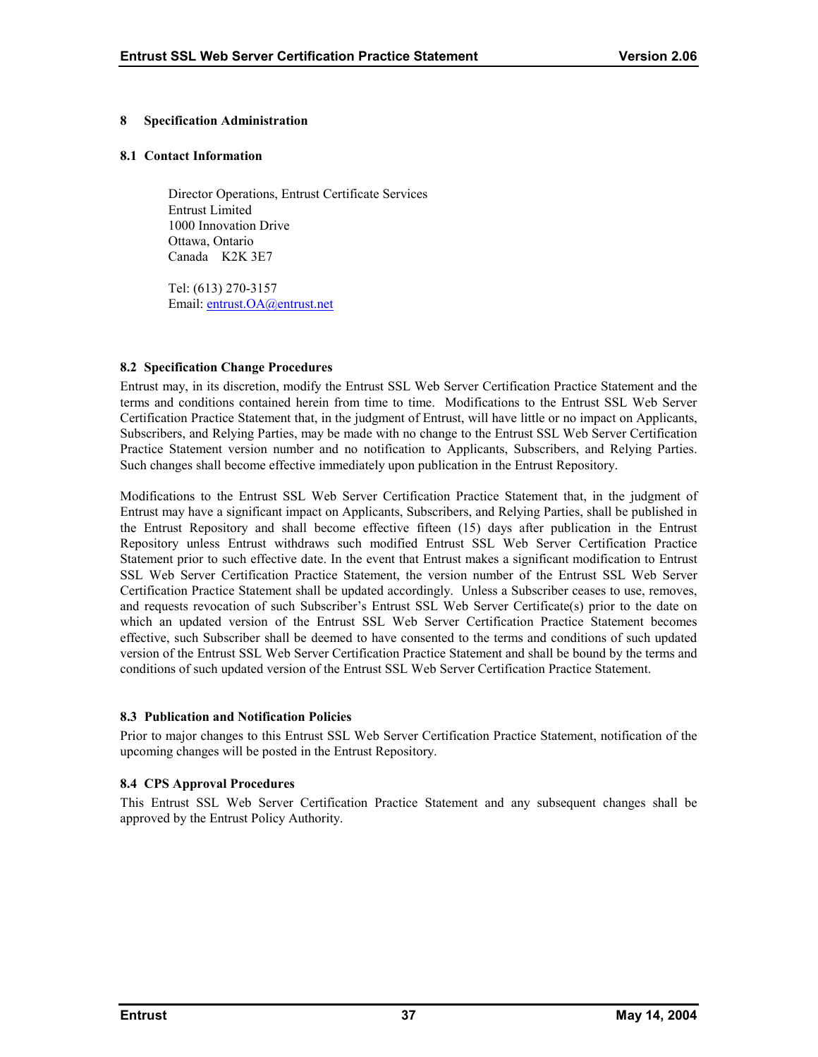# 8 Specification Administration

## 8.1 Contact Information

Director Operations, Entrust Certificate Services
Entrust Limited
1000 Innovation Drive
Ottawa, Ontario
Canada K2K 3E7

Tel: (613) 270-3157
Email: entrust.OA@entrust.net

## 8.2 Specification Change Procedures

Entrust may, in its discretion, modify the Entrust SSL Web Server Certification Practice Statement and the terms and conditions contained herein from time to time. Modifications to the Entrust SSL Web Server Certification Practice Statement that, in the judgment of Entrust, will have little or no impact on Applicants, Subscribers, and Relying Parties, may be made with no change to the Entrust SSL Web Server Certification Practice Statement version number and no notification to Applicants, Subscribers, and Relying Parties. Such changes shall become effective immediately upon publication in the Entrust Repository.

Modifications to the Entrust SSL Web Server Certification Practice Statement that, in the judgment of Entrust may have a significant impact on Applicants, Subscribers, and Relying Parties, shall be published in the Entrust Repository and shall become effective fifteen (15) days after publication in the Entrust Repository unless Entrust withdraws such modified Entrust SSL Web Server Certification Practice Statement prior to such effective date. In the event that Entrust makes a significant modification to Entrust SSL Web Server Certification Practice Statement, the version number of the Entrust SSL Web Server Certification Practice Statement shall be updated accordingly. Unless a Subscriber ceases to use, removes, and requests revocation of such Subscriber's Entrust SSL Web Server Certificate(s) prior to the date on which an updated version of the Entrust SSL Web Server Certification Practice Statement becomes effective, such Subscriber shall be deemed to have consented to the terms and conditions of such updated version of the Entrust SSL Web Server Certification Practice Statement and shall be bound by the terms and conditions of such updated version of the Entrust SSL Web Server Certification Practice Statement.

## 8.3 Publication and Notification Policies

Prior to major changes to this Entrust SSL Web Server Certification Practice Statement, notification of the upcoming changes will be posted in the Entrust Repository.

## 8.4 CPS Approval Procedures

This Entrust SSL Web Server Certification Practice Statement and any subsequent changes shall be approved by the Entrust Policy Authority.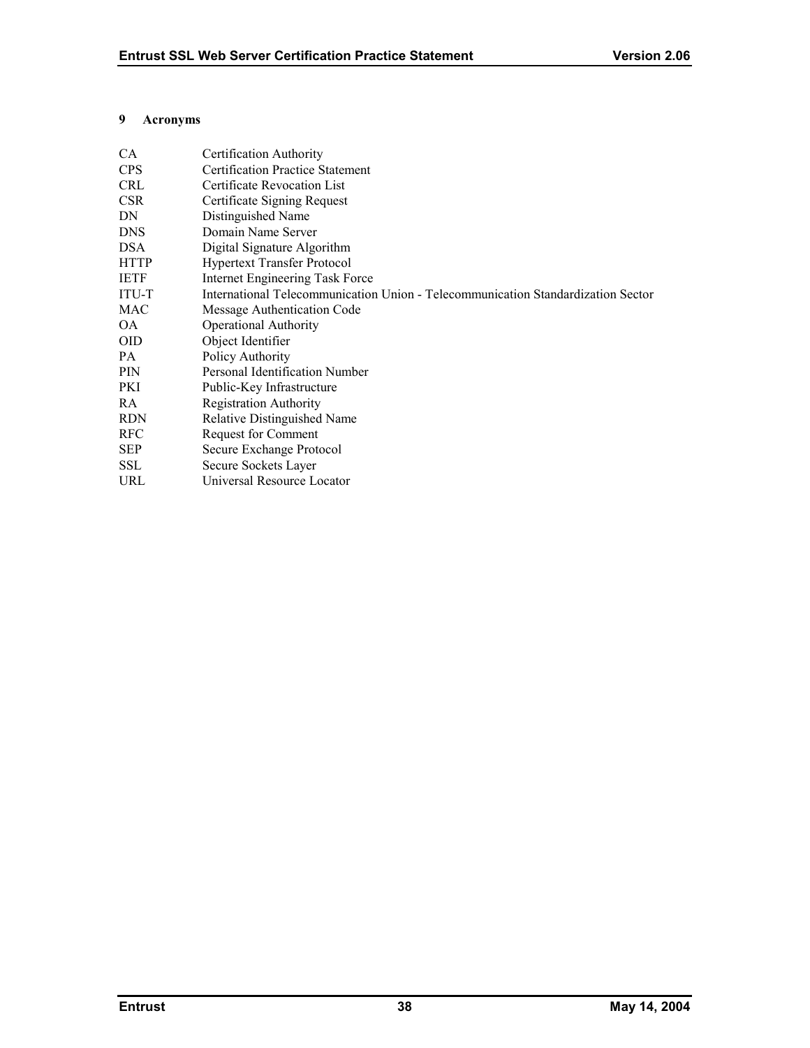# 9 Acronyms

| | |
|---|---|
| CA | Certification Authority |
| CPS | Certification Practice Statement |
| CRL | Certificate Revocation List |
| CSR | Certificate Signing Request |
| DN | Distinguished Name |
| DNS | Domain Name Server |
| DSA | Digital Signature Algorithm |
| HTTP | Hypertext Transfer Protocol |
| IETF | Internet Engineering Task Force |
| ITU-T | International Telecommunication Union - Telecommunication Standardization Sector |
| MAC | Message Authentication Code |
| OA | Operational Authority |
| OID | Object Identifier |
| PA | Policy Authority |
| PIN | Personal Identification Number |
| PKI | Public-Key Infrastructure |
| RA | Registration Authority |
| RDN | Relative Distinguished Name |
| RFC | Request for Comment |
| SEP | Secure Exchange Protocol |
| SSL | Secure Sockets Layer |
| URL | Universal Resource Locator |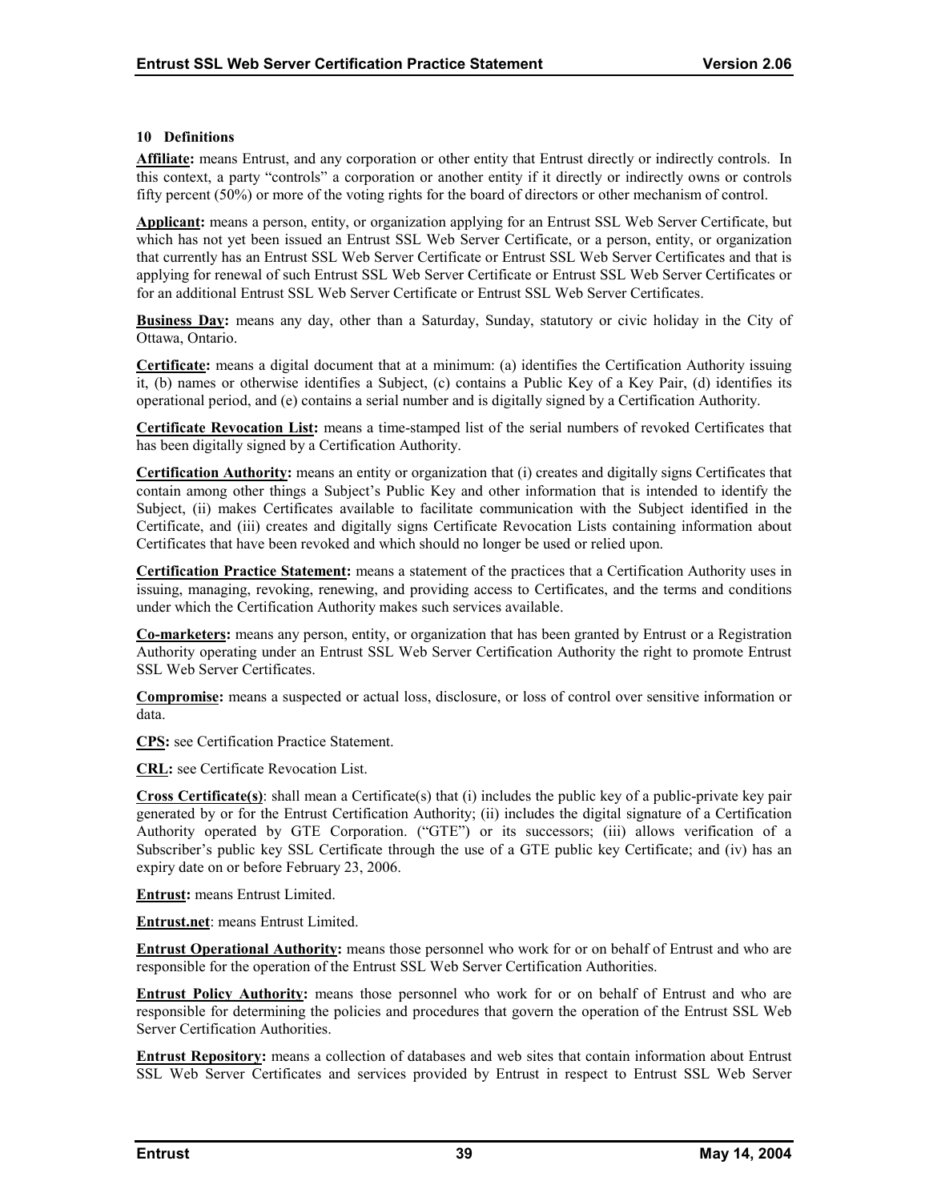## 10 Definitions

**Affiliate:** means Entrust, and any corporation or other entity that Entrust directly or indirectly controls. In this context, a party "controls" a corporation or another entity if it directly or indirectly owns or controls fifty percent (50%) or more of the voting rights for the board of directors or other mechanism of control.

**Applicant:** means a person, entity, or organization applying for an Entrust SSL Web Server Certificate, but which has not yet been issued an Entrust SSL Web Server Certificate, or a person, entity, or organization that currently has an Entrust SSL Web Server Certificate or Entrust SSL Web Server Certificates and that is applying for renewal of such Entrust SSL Web Server Certificate or Entrust SSL Web Server Certificates or for an additional Entrust SSL Web Server Certificate or Entrust SSL Web Server Certificates.

**Business Day:** means any day, other than a Saturday, Sunday, statutory or civic holiday in the City of Ottawa, Ontario.

**Certificate:** means a digital document that at a minimum: (a) identifies the Certification Authority issuing it, (b) names or otherwise identifies a Subject, (c) contains a Public Key of a Key Pair, (d) identifies its operational period, and (e) contains a serial number and is digitally signed by a Certification Authority.

**Certificate Revocation List:** means a time-stamped list of the serial numbers of revoked Certificates that has been digitally signed by a Certification Authority.

**Certification Authority:** means an entity or organization that (i) creates and digitally signs Certificates that contain among other things a Subject's Public Key and other information that is intended to identify the Subject, (ii) makes Certificates available to facilitate communication with the Subject identified in the Certificate, and (iii) creates and digitally signs Certificate Revocation Lists containing information about Certificates that have been revoked and which should no longer be used or relied upon.

**Certification Practice Statement:** means a statement of the practices that a Certification Authority uses in issuing, managing, revoking, renewing, and providing access to Certificates, and the terms and conditions under which the Certification Authority makes such services available.

**Co-marketers:** means any person, entity, or organization that has been granted by Entrust or a Registration Authority operating under an Entrust SSL Web Server Certification Authority the right to promote Entrust SSL Web Server Certificates.

**Compromise:** means a suspected or actual loss, disclosure, or loss of control over sensitive information or data.

**CPS:** see Certification Practice Statement.

**CRL:** see Certificate Revocation List.

**Cross Certificate(s)**: shall mean a Certificate(s) that (i) includes the public key of a public-private key pair generated by or for the Entrust Certification Authority; (ii) includes the digital signature of a Certification Authority operated by GTE Corporation. ("GTE") or its successors; (iii) allows verification of a Subscriber's public key SSL Certificate through the use of a GTE public key Certificate; and (iv) has an expiry date on or before February 23, 2006.

**Entrust:** means Entrust Limited.

**Entrust.net**: means Entrust Limited.

**Entrust Operational Authority:** means those personnel who work for or on behalf of Entrust and who are responsible for the operation of the Entrust SSL Web Server Certification Authorities.

**Entrust Policy Authority:** means those personnel who work for or on behalf of Entrust and who are responsible for determining the policies and procedures that govern the operation of the Entrust SSL Web Server Certification Authorities.

**Entrust Repository:** means a collection of databases and web sites that contain information about Entrust SSL Web Server Certificates and services provided by Entrust in respect to Entrust SSL Web Server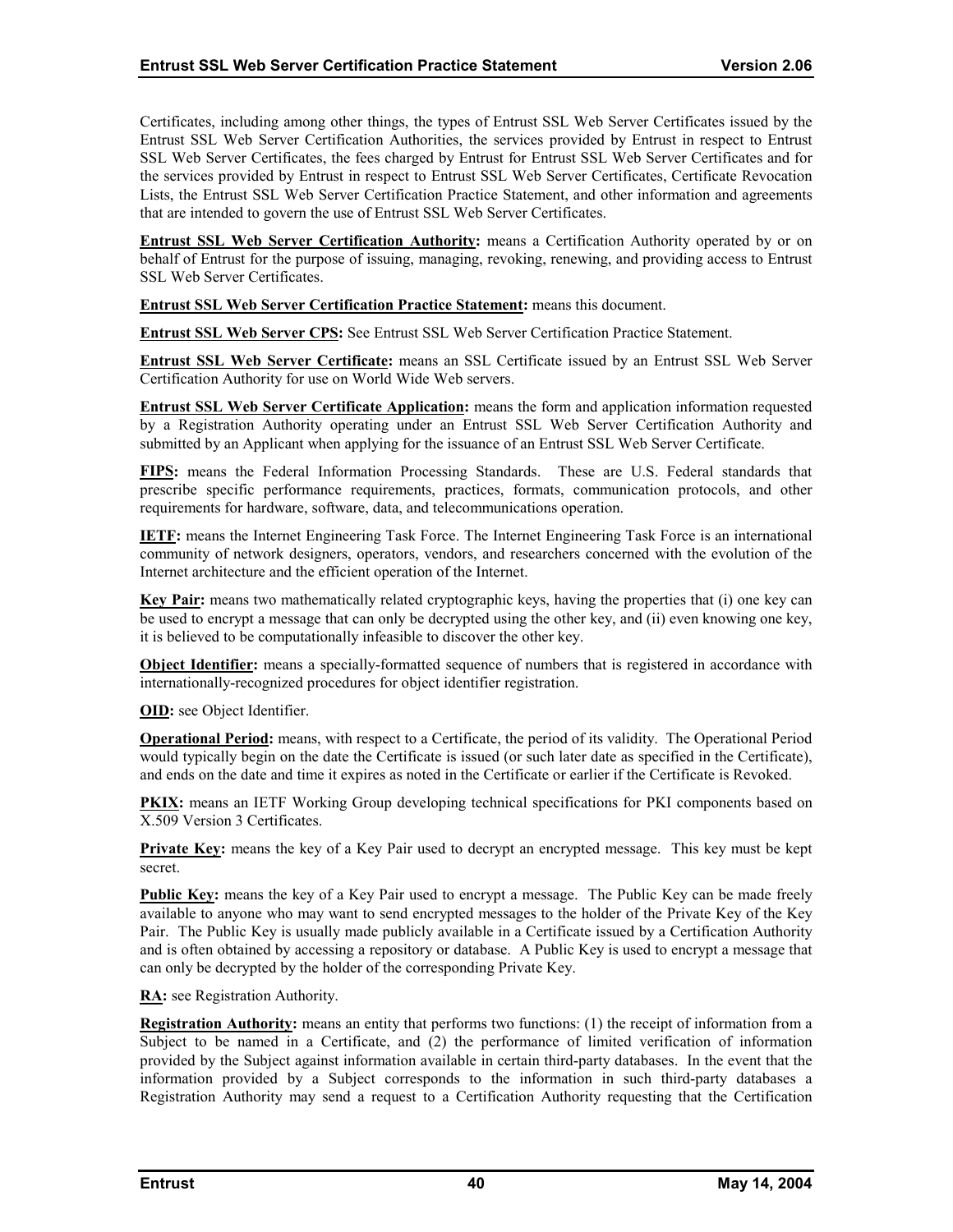Certificates, including among other things, the types of Entrust SSL Web Server Certificates issued by the Entrust SSL Web Server Certification Authorities, the services provided by Entrust in respect to Entrust SSL Web Server Certificates, the fees charged by Entrust for Entrust SSL Web Server Certificates and for the services provided by Entrust in respect to Entrust SSL Web Server Certificates, Certificate Revocation Lists, the Entrust SSL Web Server Certification Practice Statement, and other information and agreements that are intended to govern the use of Entrust SSL Web Server Certificates.

**Entrust SSL Web Server Certification Authority:** means a Certification Authority operated by or on behalf of Entrust for the purpose of issuing, managing, revoking, renewing, and providing access to Entrust SSL Web Server Certificates.

**Entrust SSL Web Server Certification Practice Statement:** means this document.

**Entrust SSL Web Server CPS:** See Entrust SSL Web Server Certification Practice Statement.

**Entrust SSL Web Server Certificate:** means an SSL Certificate issued by an Entrust SSL Web Server Certification Authority for use on World Wide Web servers.

**Entrust SSL Web Server Certificate Application:** means the form and application information requested by a Registration Authority operating under an Entrust SSL Web Server Certification Authority and submitted by an Applicant when applying for the issuance of an Entrust SSL Web Server Certificate.

**FIPS:** means the Federal Information Processing Standards. These are U.S. Federal standards that prescribe specific performance requirements, practices, formats, communication protocols, and other requirements for hardware, software, data, and telecommunications operation.

**IETF:** means the Internet Engineering Task Force. The Internet Engineering Task Force is an international community of network designers, operators, vendors, and researchers concerned with the evolution of the Internet architecture and the efficient operation of the Internet.

**Key Pair:** means two mathematically related cryptographic keys, having the properties that (i) one key can be used to encrypt a message that can only be decrypted using the other key, and (ii) even knowing one key, it is believed to be computationally infeasible to discover the other key.

**Object Identifier:** means a specially-formatted sequence of numbers that is registered in accordance with internationally-recognized procedures for object identifier registration.

**OID:** see Object Identifier.

**Operational Period:** means, with respect to a Certificate, the period of its validity. The Operational Period would typically begin on the date the Certificate is issued (or such later date as specified in the Certificate), and ends on the date and time it expires as noted in the Certificate or earlier if the Certificate is Revoked.

**PKIX:** means an IETF Working Group developing technical specifications for PKI components based on X.509 Version 3 Certificates.

**Private Key:** means the key of a Key Pair used to decrypt an encrypted message. This key must be kept secret.

**Public Key:** means the key of a Key Pair used to encrypt a message. The Public Key can be made freely available to anyone who may want to send encrypted messages to the holder of the Private Key of the Key Pair. The Public Key is usually made publicly available in a Certificate issued by a Certification Authority and is often obtained by accessing a repository or database. A Public Key is used to encrypt a message that can only be decrypted by the holder of the corresponding Private Key.

**RA:** see Registration Authority.

**Registration Authority:** means an entity that performs two functions: (1) the receipt of information from a Subject to be named in a Certificate, and (2) the performance of limited verification of information provided by the Subject against information available in certain third-party databases. In the event that the information provided by a Subject corresponds to the information in such third-party databases a Registration Authority may send a request to a Certification Authority requesting that the Certification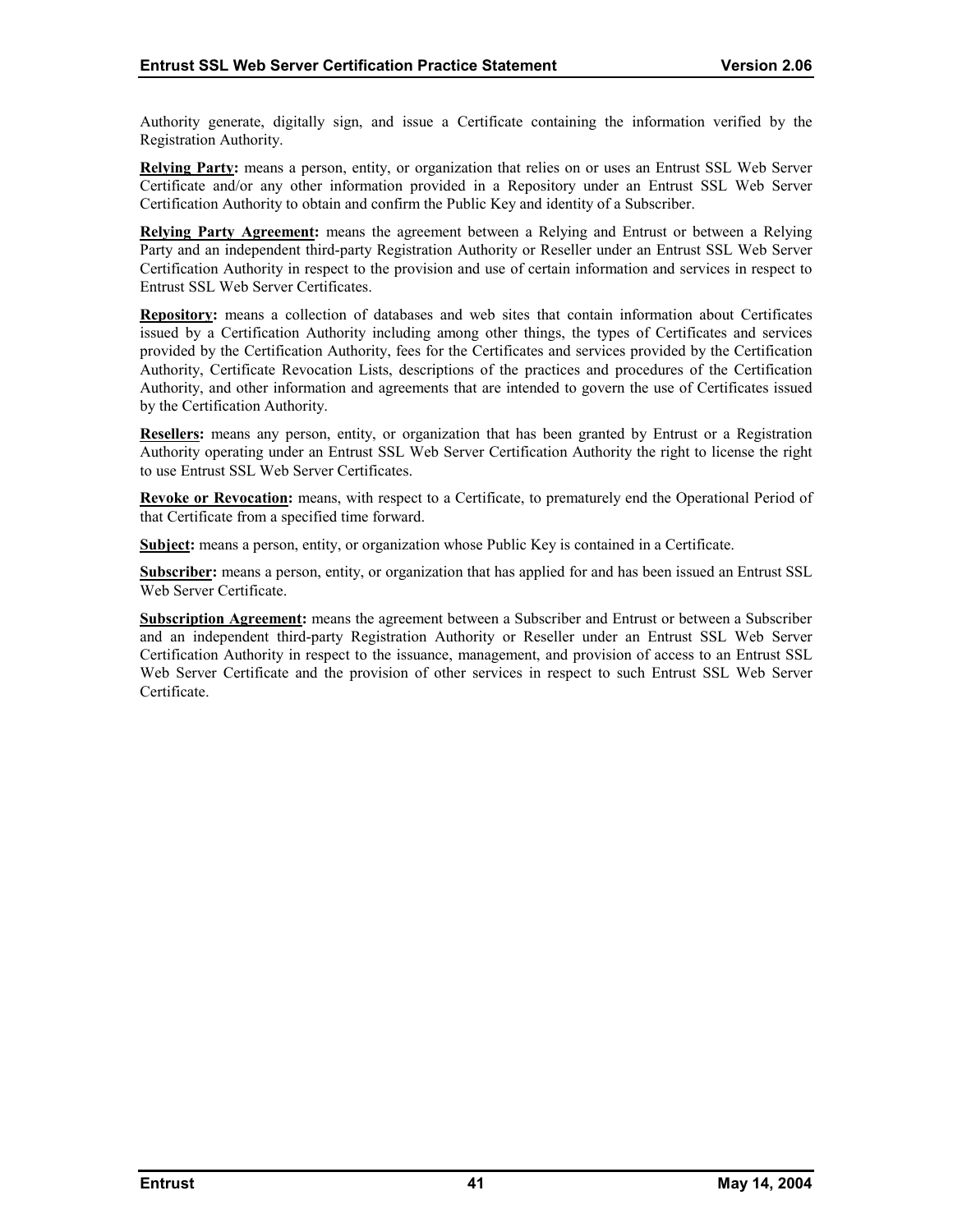Authority generate, digitally sign, and issue a Certificate containing the information verified by the Registration Authority.

**Relying Party:** means a person, entity, or organization that relies on or uses an Entrust SSL Web Server Certificate and/or any other information provided in a Repository under an Entrust SSL Web Server Certification Authority to obtain and confirm the Public Key and identity of a Subscriber.

**Relying Party Agreement:** means the agreement between a Relying and Entrust or between a Relying Party and an independent third-party Registration Authority or Reseller under an Entrust SSL Web Server Certification Authority in respect to the provision and use of certain information and services in respect to Entrust SSL Web Server Certificates.

**Repository:** means a collection of databases and web sites that contain information about Certificates issued by a Certification Authority including among other things, the types of Certificates and services provided by the Certification Authority, fees for the Certificates and services provided by the Certification Authority, Certificate Revocation Lists, descriptions of the practices and procedures of the Certification Authority, and other information and agreements that are intended to govern the use of Certificates issued by the Certification Authority.

**Resellers:** means any person, entity, or organization that has been granted by Entrust or a Registration Authority operating under an Entrust SSL Web Server Certification Authority the right to license the right to use Entrust SSL Web Server Certificates.

**Revoke or Revocation:** means, with respect to a Certificate, to prematurely end the Operational Period of that Certificate from a specified time forward.

**Subject:** means a person, entity, or organization whose Public Key is contained in a Certificate.

**Subscriber:** means a person, entity, or organization that has applied for and has been issued an Entrust SSL Web Server Certificate.

**Subscription Agreement:** means the agreement between a Subscriber and Entrust or between a Subscriber and an independent third-party Registration Authority or Reseller under an Entrust SSL Web Server Certification Authority in respect to the issuance, management, and provision of access to an Entrust SSL Web Server Certificate and the provision of other services in respect to such Entrust SSL Web Server Certificate.